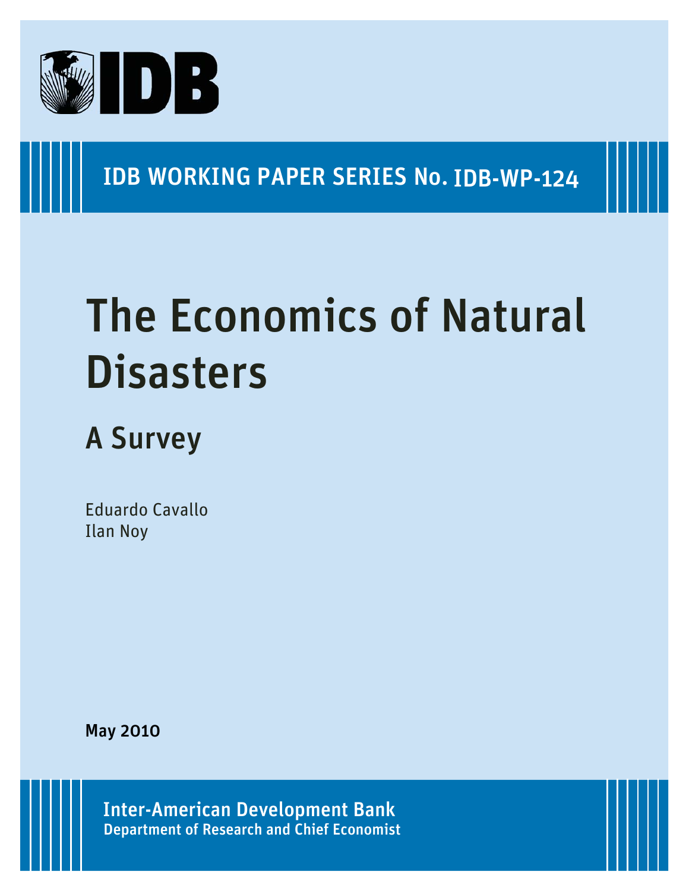IDB

IDB WORKING PAPER SERIES No. IDB-WP-124

# The Economics of Natural Disasters

## A Survey

Eduardo Cavallo
Ilan Noy

**May 2010**

**Inter-American Development Bank**
**Department of Research and Chief Economist**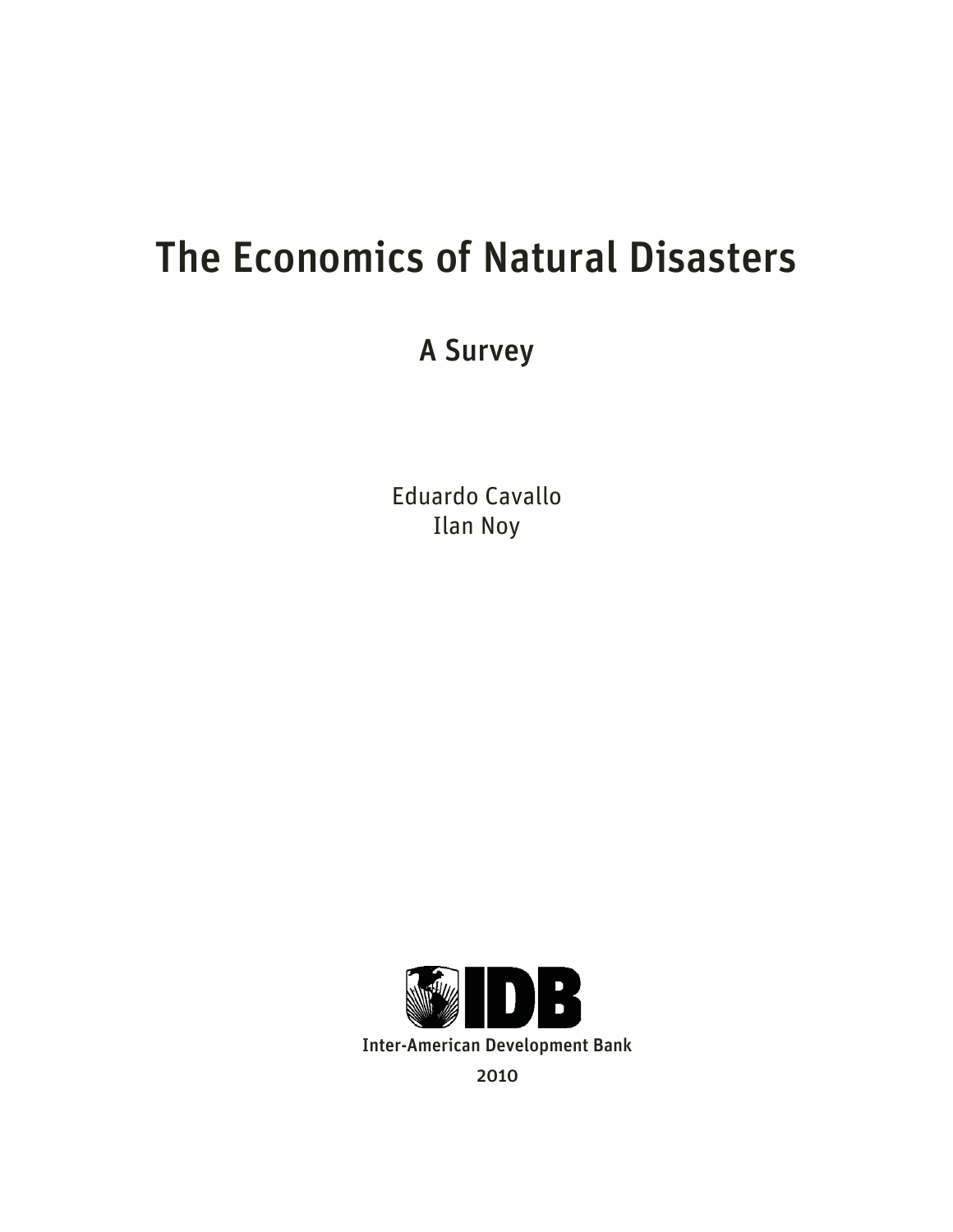# The Economics of Natural Disasters

## A Survey

Eduardo Cavallo
Ilan Noy

IDB

Inter-American Development Bank

2010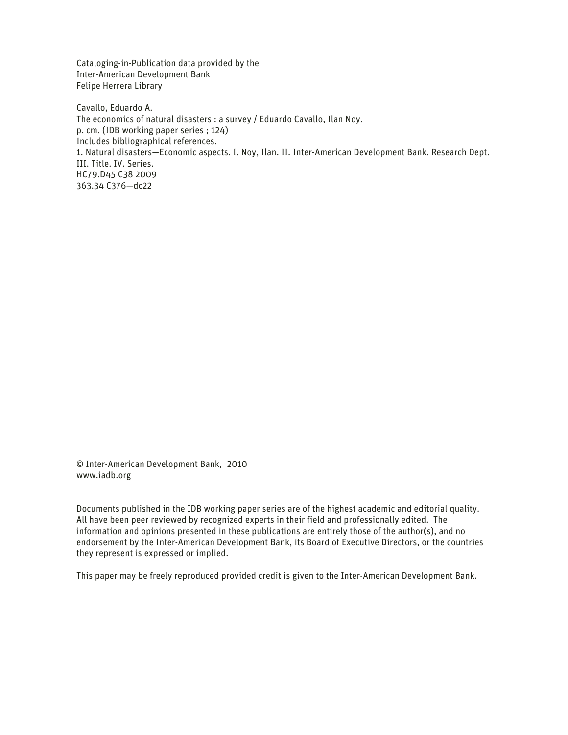Cataloging-in-Publication data provided by the
Inter-American Development Bank
Felipe Herrera Library

Cavallo, Eduardo A.
The economics of natural disasters : a survey / Eduardo Cavallo, Ilan Noy.
p. cm. (IDB working paper series ; 124)
Includes bibliographical references.
1. Natural disasters—Economic aspects. I. Noy, Ilan. II. Inter-American Development Bank. Research Dept.
III. Title. IV. Series.
HC79.D45 C38 2009
363.34 C376—dc22

© Inter-American Development Bank, 2010
www.iadb.org

Documents published in the IDB working paper series are of the highest academic and editorial quality. All have been peer reviewed by recognized experts in their field and professionally edited. The information and opinions presented in these publications are entirely those of the author(s), and no endorsement by the Inter-American Development Bank, its Board of Executive Directors, or the countries they represent is expressed or implied.

This paper may be freely reproduced provided credit is given to the Inter-American Development Bank.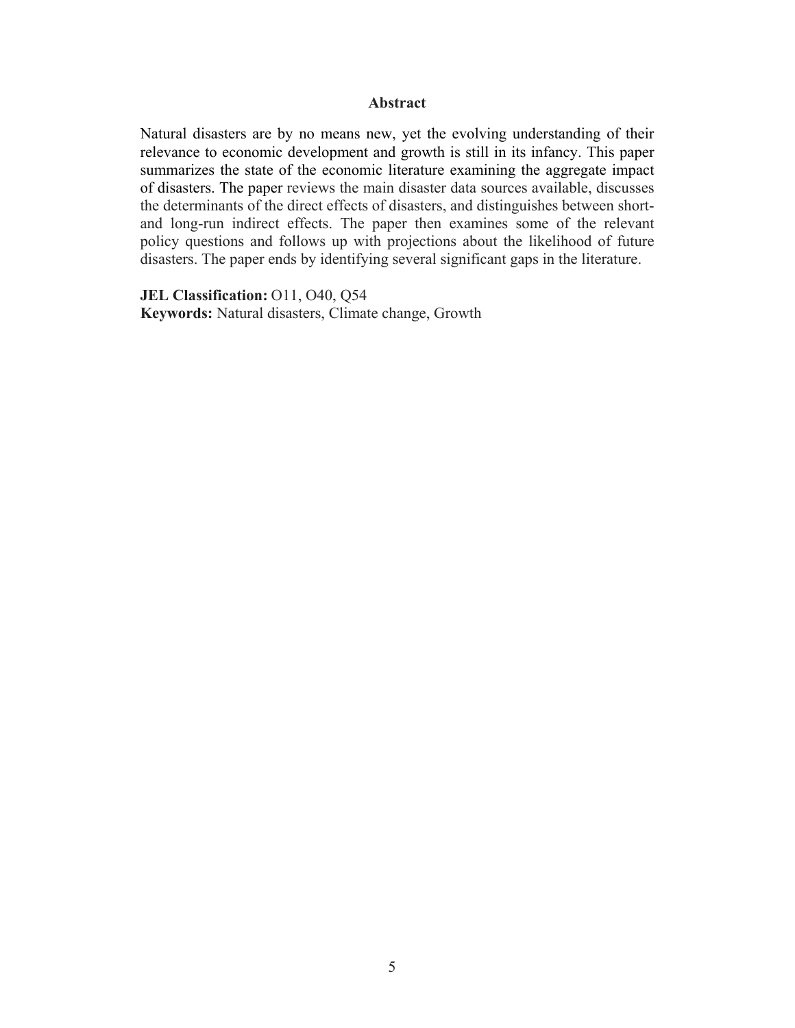## Abstract

Natural disasters are by no means new, yet the evolving understanding of their relevance to economic development and growth is still in its infancy. This paper summarizes the state of the economic literature examining the aggregate impact of disasters. The paper reviews the main disaster data sources available, discusses the determinants of the direct effects of disasters, and distinguishes between short- and long-run indirect effects. The paper then examines some of the relevant policy questions and follows up with projections about the likelihood of future disasters. The paper ends by identifying several significant gaps in the literature.

**JEL Classification:** O11, O40, Q54
**Keywords:** Natural disasters, Climate change, Growth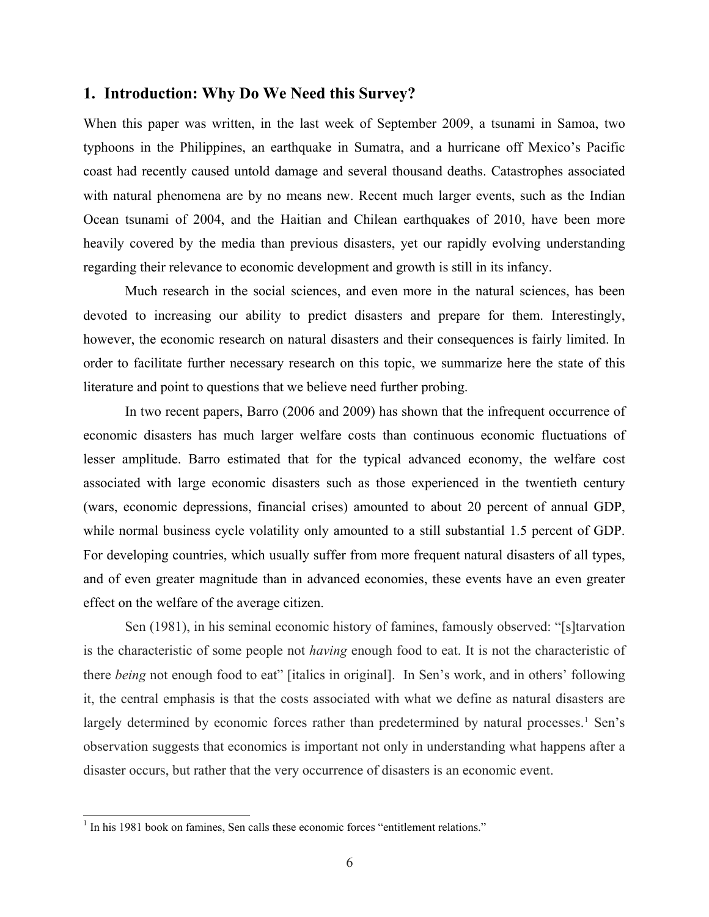## 1. Introduction: Why Do We Need this Survey?

When this paper was written, in the last week of September 2009, a tsunami in Samoa, two typhoons in the Philippines, an earthquake in Sumatra, and a hurricane off Mexico's Pacific coast had recently caused untold damage and several thousand deaths. Catastrophes associated with natural phenomena are by no means new. Recent much larger events, such as the Indian Ocean tsunami of 2004, and the Haitian and Chilean earthquakes of 2010, have been more heavily covered by the media than previous disasters, yet our rapidly evolving understanding regarding their relevance to economic development and growth is still in its infancy.

Much research in the social sciences, and even more in the natural sciences, has been devoted to increasing our ability to predict disasters and prepare for them. Interestingly, however, the economic research on natural disasters and their consequences is fairly limited. In order to facilitate further necessary research on this topic, we summarize here the state of this literature and point to questions that we believe need further probing.

In two recent papers, Barro (2006 and 2009) has shown that the infrequent occurrence of economic disasters has much larger welfare costs than continuous economic fluctuations of lesser amplitude. Barro estimated that for the typical advanced economy, the welfare cost associated with large economic disasters such as those experienced in the twentieth century (wars, economic depressions, financial crises) amounted to about 20 percent of annual GDP, while normal business cycle volatility only amounted to a still substantial 1.5 percent of GDP. For developing countries, which usually suffer from more frequent natural disasters of all types, and of even greater magnitude than in advanced economies, these events have an even greater effect on the welfare of the average citizen.

Sen (1981), in his seminal economic history of famines, famously observed: "[s]tarvation is the characteristic of some people not *having* enough food to eat. It is not the characteristic of there *being* not enough food to eat" [italics in original]. In Sen's work, and in others' following it, the central emphasis is that the costs associated with what we define as natural disasters are largely determined by economic forces rather than predetermined by natural processes.[1] Sen's observation suggests that economics is important not only in understanding what happens after a disaster occurs, but rather that the very occurrence of disasters is an economic event.

[1] In his 1981 book on famines, Sen calls these economic forces "entitlement relations."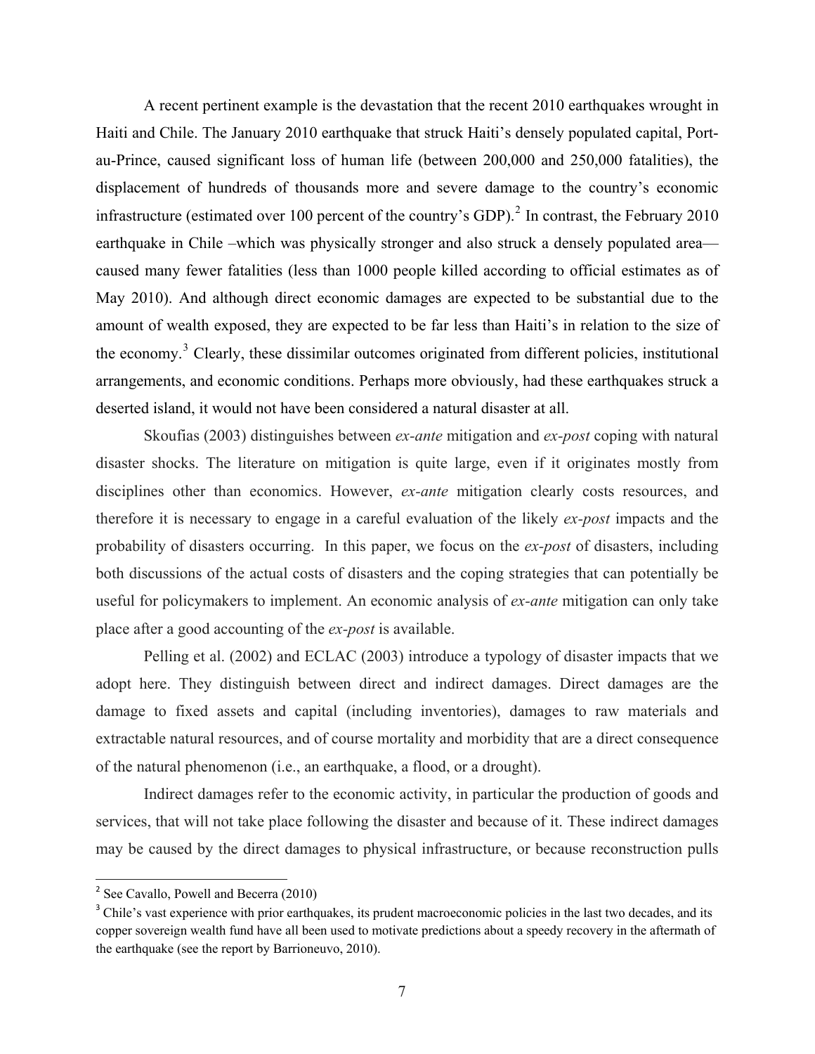A recent pertinent example is the devastation that the recent 2010 earthquakes wrought in Haiti and Chile. The January 2010 earthquake that struck Haiti's densely populated capital, Port-au-Prince, caused significant loss of human life (between 200,000 and 250,000 fatalities), the displacement of hundreds of thousands more and severe damage to the country's economic infrastructure (estimated over 100 percent of the country's GDP).[2] In contrast, the February 2010 earthquake in Chile –which was physically stronger and also struck a densely populated area—caused many fewer fatalities (less than 1000 people killed according to official estimates as of May 2010). And although direct economic damages are expected to be substantial due to the amount of wealth exposed, they are expected to be far less than Haiti's in relation to the size of the economy.[3] Clearly, these dissimilar outcomes originated from different policies, institutional arrangements, and economic conditions. Perhaps more obviously, had these earthquakes struck a deserted island, it would not have been considered a natural disaster at all.

Skoufias (2003) distinguishes between *ex-ante* mitigation and *ex-post* coping with natural disaster shocks. The literature on mitigation is quite large, even if it originates mostly from disciplines other than economics. However, *ex-ante* mitigation clearly costs resources, and therefore it is necessary to engage in a careful evaluation of the likely *ex-post* impacts and the probability of disasters occurring. In this paper, we focus on the *ex-post* of disasters, including both discussions of the actual costs of disasters and the coping strategies that can potentially be useful for policymakers to implement. An economic analysis of *ex-ante* mitigation can only take place after a good accounting of the *ex-post* is available.

Pelling et al. (2002) and ECLAC (2003) introduce a typology of disaster impacts that we adopt here. They distinguish between direct and indirect damages. Direct damages are the damage to fixed assets and capital (including inventories), damages to raw materials and extractable natural resources, and of course mortality and morbidity that are a direct consequence of the natural phenomenon (i.e., an earthquake, a flood, or a drought).

Indirect damages refer to the economic activity, in particular the production of goods and services, that will not take place following the disaster and because of it. These indirect damages may be caused by the direct damages to physical infrastructure, or because reconstruction pulls

[2] See Cavallo, Powell and Becerra (2010)

[3] Chile's vast experience with prior earthquakes, its prudent macroeconomic policies in the last two decades, and its copper sovereign wealth fund have all been used to motivate predictions about a speedy recovery in the aftermath of the earthquake (see the report by Barrioneuvo, 2010).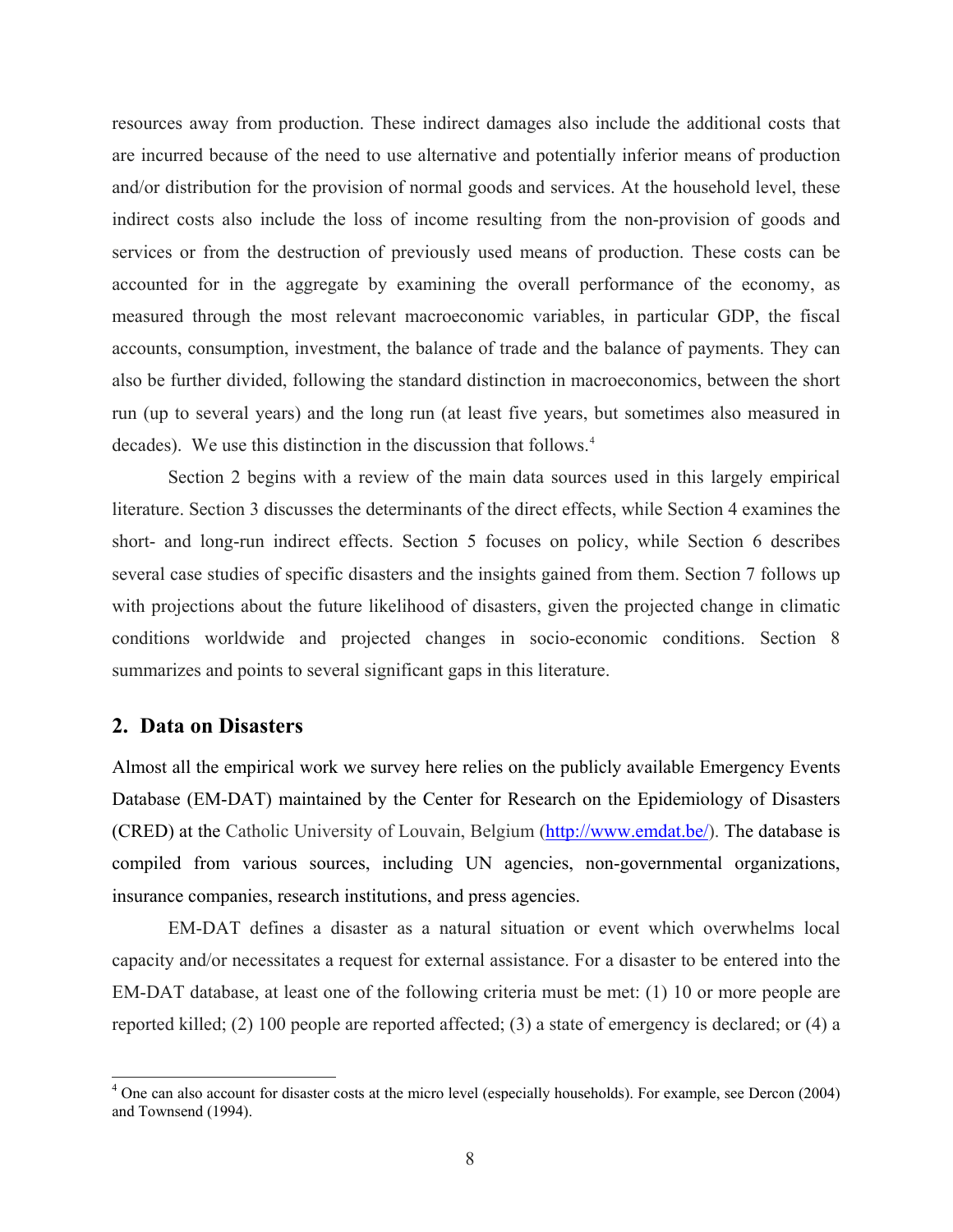resources away from production. These indirect damages also include the additional costs that are incurred because of the need to use alternative and potentially inferior means of production and/or distribution for the provision of normal goods and services. At the household level, these indirect costs also include the loss of income resulting from the non-provision of goods and services or from the destruction of previously used means of production. These costs can be accounted for in the aggregate by examining the overall performance of the economy, as measured through the most relevant macroeconomic variables, in particular GDP, the fiscal accounts, consumption, investment, the balance of trade and the balance of payments. They can also be further divided, following the standard distinction in macroeconomics, between the short run (up to several years) and the long run (at least five years, but sometimes also measured in decades). We use this distinction in the discussion that follows.[4]

Section 2 begins with a review of the main data sources used in this largely empirical literature. Section 3 discusses the determinants of the direct effects, while Section 4 examines the short- and long-run indirect effects. Section 5 focuses on policy, while Section 6 describes several case studies of specific disasters and the insights gained from them. Section 7 follows up with projections about the future likelihood of disasters, given the projected change in climatic conditions worldwide and projected changes in socio-economic conditions. Section 8 summarizes and points to several significant gaps in this literature.

## 2. Data on Disasters

Almost all the empirical work we survey here relies on the publicly available Emergency Events Database (EM-DAT) maintained by the Center for Research on the Epidemiology of Disasters (CRED) at the Catholic University of Louvain, Belgium (http://www.emdat.be/). The database is compiled from various sources, including UN agencies, non-governmental organizations, insurance companies, research institutions, and press agencies.

EM-DAT defines a disaster as a natural situation or event which overwhelms local capacity and/or necessitates a request for external assistance. For a disaster to be entered into the EM-DAT database, at least one of the following criteria must be met: (1) 10 or more people are reported killed; (2) 100 people are reported affected; (3) a state of emergency is declared; or (4) a

[4] One can also account for disaster costs at the micro level (especially households). For example, see Dercon (2004) and Townsend (1994).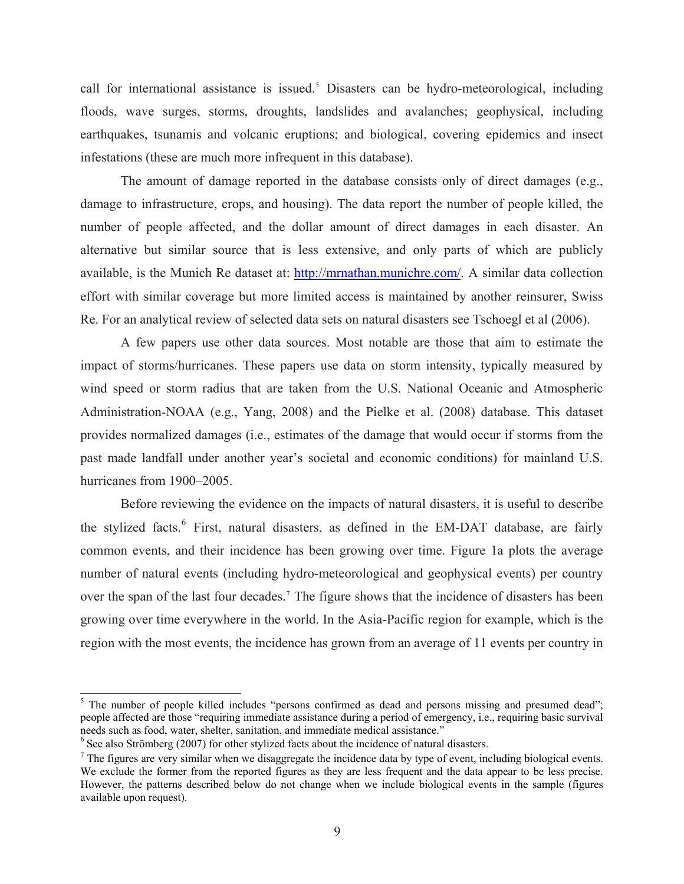call for international assistance is issued.[5] Disasters can be hydro-meteorological, including floods, wave surges, storms, droughts, landslides and avalanches; geophysical, including earthquakes, tsunamis and volcanic eruptions; and biological, covering epidemics and insect infestations (these are much more infrequent in this database).

The amount of damage reported in the database consists only of direct damages (e.g., damage to infrastructure, crops, and housing). The data report the number of people killed, the number of people affected, and the dollar amount of direct damages in each disaster. An alternative but similar source that is less extensive, and only parts of which are publicly available, is the Munich Re dataset at: http://mrnathan.munichre.com/. A similar data collection effort with similar coverage but more limited access is maintained by another reinsurer, Swiss Re. For an analytical review of selected data sets on natural disasters see Tschoegl et al (2006).

A few papers use other data sources. Most notable are those that aim to estimate the impact of storms/hurricanes. These papers use data on storm intensity, typically measured by wind speed or storm radius that are taken from the U.S. National Oceanic and Atmospheric Administration-NOAA (e.g., Yang, 2008) and the Pielke et al. (2008) database. This dataset provides normalized damages (i.e., estimates of the damage that would occur if storms from the past made landfall under another year's societal and economic conditions) for mainland U.S. hurricanes from 1900–2005.

Before reviewing the evidence on the impacts of natural disasters, it is useful to describe the stylized facts.[6] First, natural disasters, as defined in the EM-DAT database, are fairly common events, and their incidence has been growing over time. Figure 1a plots the average number of natural events (including hydro-meteorological and geophysical events) per country over the span of the last four decades.[7] The figure shows that the incidence of disasters has been growing over time everywhere in the world. In the Asia-Pacific region for example, which is the region with the most events, the incidence has grown from an average of 11 events per country in

---

[5] The number of people killed includes "persons confirmed as dead and persons missing and presumed dead"; people affected are those "requiring immediate assistance during a period of emergency, i.e., requiring basic survival needs such as food, water, shelter, sanitation, and immediate medical assistance."

[6] See also Strömberg (2007) for other stylized facts about the incidence of natural disasters.

[7] The figures are very similar when we disaggregate the incidence data by type of event, including biological events. We exclude the former from the reported figures as they are less frequent and the data appear to be less precise. However, the patterns described below do not change when we include biological events in the sample (figures available upon request).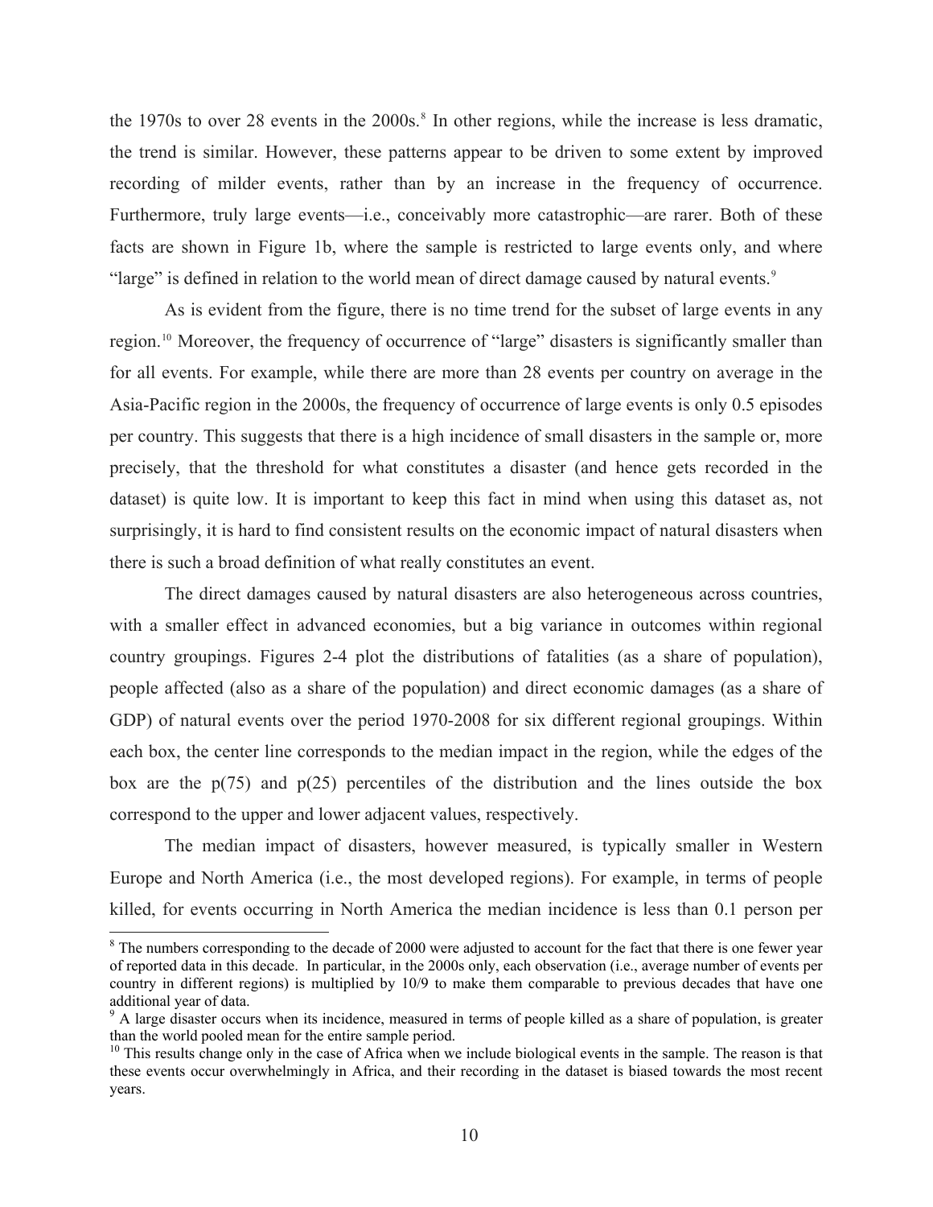the 1970s to over 28 events in the 2000s.[8] In other regions, while the increase is less dramatic, the trend is similar. However, these patterns appear to be driven to some extent by improved recording of milder events, rather than by an increase in the frequency of occurrence. Furthermore, truly large events—i.e., conceivably more catastrophic—are rarer. Both of these facts are shown in Figure 1b, where the sample is restricted to large events only, and where "large" is defined in relation to the world mean of direct damage caused by natural events.[9]

As is evident from the figure, there is no time trend for the subset of large events in any region.[10] Moreover, the frequency of occurrence of "large" disasters is significantly smaller than for all events. For example, while there are more than 28 events per country on average in the Asia-Pacific region in the 2000s, the frequency of occurrence of large events is only 0.5 episodes per country. This suggests that there is a high incidence of small disasters in the sample or, more precisely, that the threshold for what constitutes a disaster (and hence gets recorded in the dataset) is quite low. It is important to keep this fact in mind when using this dataset as, not surprisingly, it is hard to find consistent results on the economic impact of natural disasters when there is such a broad definition of what really constitutes an event.

The direct damages caused by natural disasters are also heterogeneous across countries, with a smaller effect in advanced economies, but a big variance in outcomes within regional country groupings. Figures 2-4 plot the distributions of fatalities (as a share of population), people affected (also as a share of the population) and direct economic damages (as a share of GDP) of natural events over the period 1970-2008 for six different regional groupings. Within each box, the center line corresponds to the median impact in the region, while the edges of the box are the p(75) and p(25) percentiles of the distribution and the lines outside the box correspond to the upper and lower adjacent values, respectively.

The median impact of disasters, however measured, is typically smaller in Western Europe and North America (i.e., the most developed regions). For example, in terms of people killed, for events occurring in North America the median incidence is less than 0.1 person per

[8] The numbers corresponding to the decade of 2000 were adjusted to account for the fact that there is one fewer year of reported data in this decade. In particular, in the 2000s only, each observation (i.e., average number of events per country in different regions) is multiplied by 10/9 to make them comparable to previous decades that have one additional year of data.

[9] A large disaster occurs when its incidence, measured in terms of people killed as a share of population, is greater than the world pooled mean for the entire sample period.

[10] This results change only in the case of Africa when we include biological events in the sample. The reason is that these events occur overwhelmingly in Africa, and their recording in the dataset is biased towards the most recent years.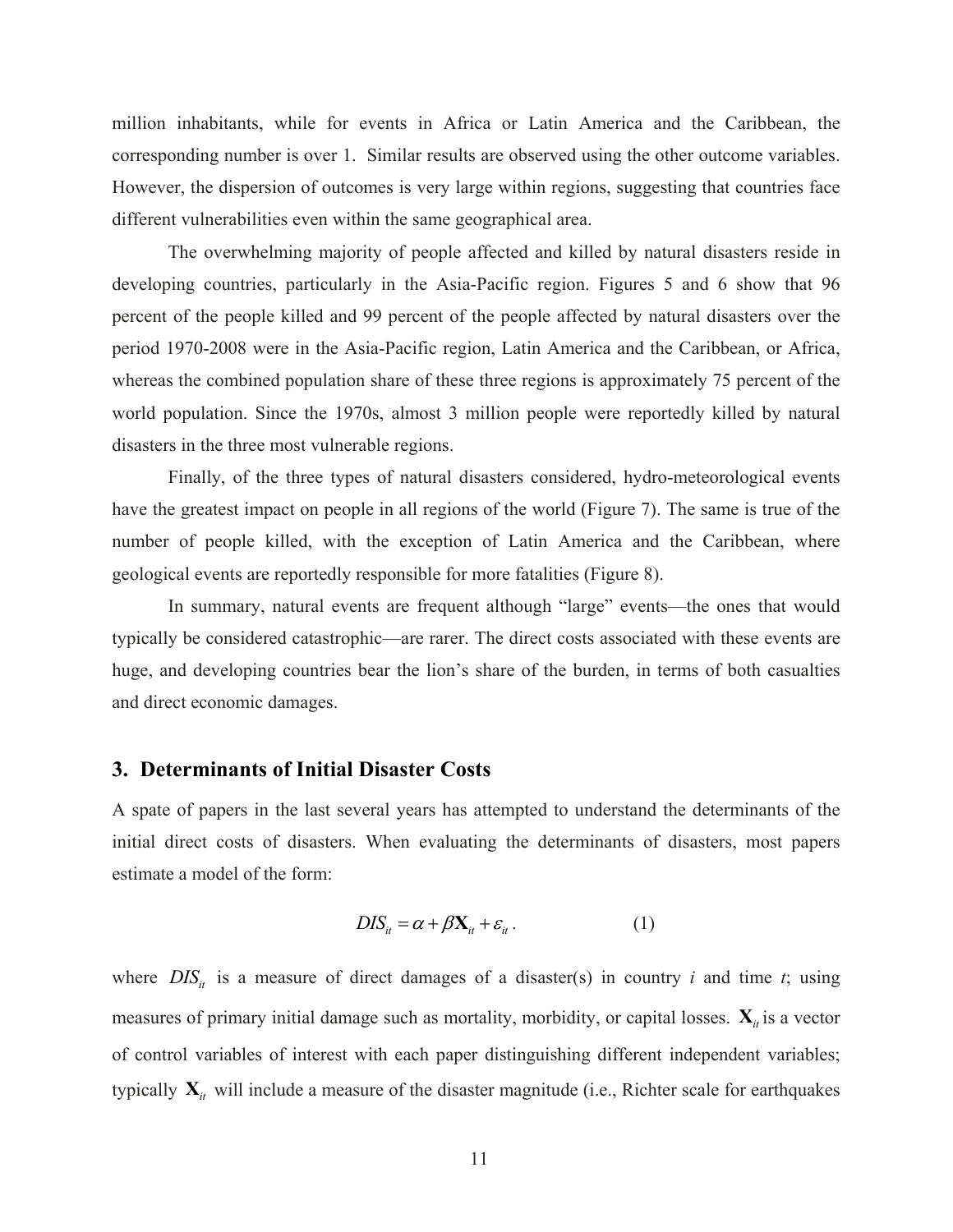million inhabitants, while for events in Africa or Latin America and the Caribbean, the corresponding number is over 1. Similar results are observed using the other outcome variables. However, the dispersion of outcomes is very large within regions, suggesting that countries face different vulnerabilities even within the same geographical area.

The overwhelming majority of people affected and killed by natural disasters reside in developing countries, particularly in the Asia-Pacific region. Figures 5 and 6 show that 96 percent of the people killed and 99 percent of the people affected by natural disasters over the period 1970-2008 were in the Asia-Pacific region, Latin America and the Caribbean, or Africa, whereas the combined population share of these three regions is approximately 75 percent of the world population. Since the 1970s, almost 3 million people were reportedly killed by natural disasters in the three most vulnerable regions.

Finally, of the three types of natural disasters considered, hydro-meteorological events have the greatest impact on people in all regions of the world (Figure 7). The same is true of the number of people killed, with the exception of Latin America and the Caribbean, where geological events are reportedly responsible for more fatalities (Figure 8).

In summary, natural events are frequent although "large" events—the ones that would typically be considered catastrophic—are rarer. The direct costs associated with these events are huge, and developing countries bear the lion's share of the burden, in terms of both casualties and direct economic damages.

## 3. Determinants of Initial Disaster Costs

A spate of papers in the last several years has attempted to understand the determinants of the initial direct costs of disasters. When evaluating the determinants of disasters, most papers estimate a model of the form:

$$DIS_{it} = \alpha + \beta \mathbf{X}_{it} + \varepsilon_{it} . \qquad (1)$$

where $DIS_{it}$ is a measure of direct damages of a disaster(s) in country *i* and time *t*; using measures of primary initial damage such as mortality, morbidity, or capital losses. $\mathbf{X}_{it}$ is a vector of control variables of interest with each paper distinguishing different independent variables; typically $\mathbf{X}_{it}$ will include a measure of the disaster magnitude (i.e., Richter scale for earthquakes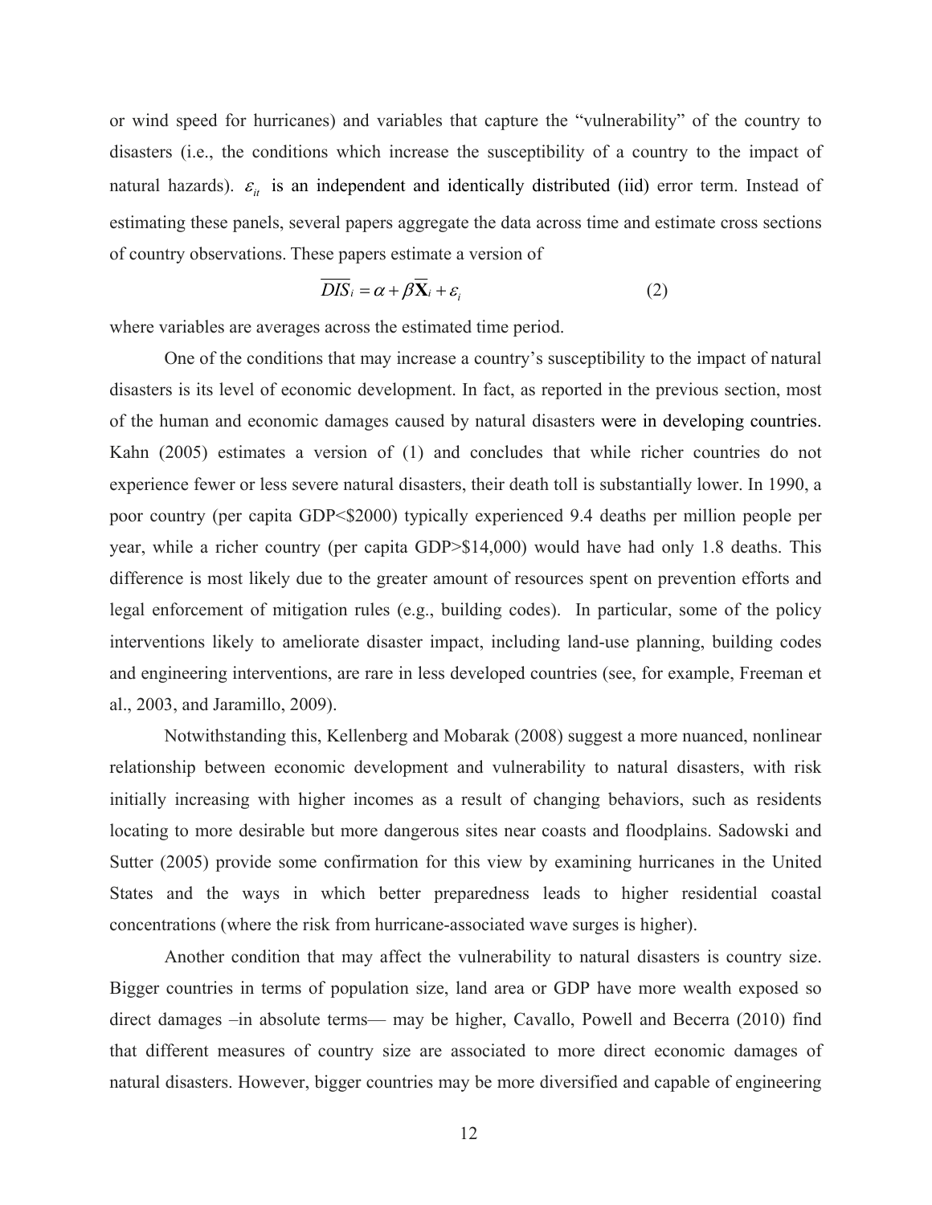or wind speed for hurricanes) and variables that capture the "vulnerability" of the country to disasters (i.e., the conditions which increase the susceptibility of a country to the impact of natural hazards). $\varepsilon_{it}$ is an independent and identically distributed (iid) error term. Instead of estimating these panels, several papers aggregate the data across time and estimate cross sections of country observations. These papers estimate a version of

$$\overline{DIS}_i = \alpha + \beta\overline{\mathbf{X}}_i + \varepsilon_i \tag{2}$$

where variables are averages across the estimated time period.

One of the conditions that may increase a country's susceptibility to the impact of natural disasters is its level of economic development. In fact, as reported in the previous section, most of the human and economic damages caused by natural disasters were in developing countries. Kahn (2005) estimates a version of (1) and concludes that while richer countries do not experience fewer or less severe natural disasters, their death toll is substantially lower. In 1990, a poor country (per capita GDP<\$2000) typically experienced 9.4 deaths per million people per year, while a richer country (per capita GDP>\$14,000) would have had only 1.8 deaths. This difference is most likely due to the greater amount of resources spent on prevention efforts and legal enforcement of mitigation rules (e.g., building codes). In particular, some of the policy interventions likely to ameliorate disaster impact, including land-use planning, building codes and engineering interventions, are rare in less developed countries (see, for example, Freeman et al., 2003, and Jaramillo, 2009).

Notwithstanding this, Kellenberg and Mobarak (2008) suggest a more nuanced, nonlinear relationship between economic development and vulnerability to natural disasters, with risk initially increasing with higher incomes as a result of changing behaviors, such as residents locating to more desirable but more dangerous sites near coasts and floodplains. Sadowski and Sutter (2005) provide some confirmation for this view by examining hurricanes in the United States and the ways in which better preparedness leads to higher residential coastal concentrations (where the risk from hurricane-associated wave surges is higher).

Another condition that may affect the vulnerability to natural disasters is country size. Bigger countries in terms of population size, land area or GDP have more wealth exposed so direct damages –in absolute terms— may be higher, Cavallo, Powell and Becerra (2010) find that different measures of country size are associated to more direct economic damages of natural disasters. However, bigger countries may be more diversified and capable of engineering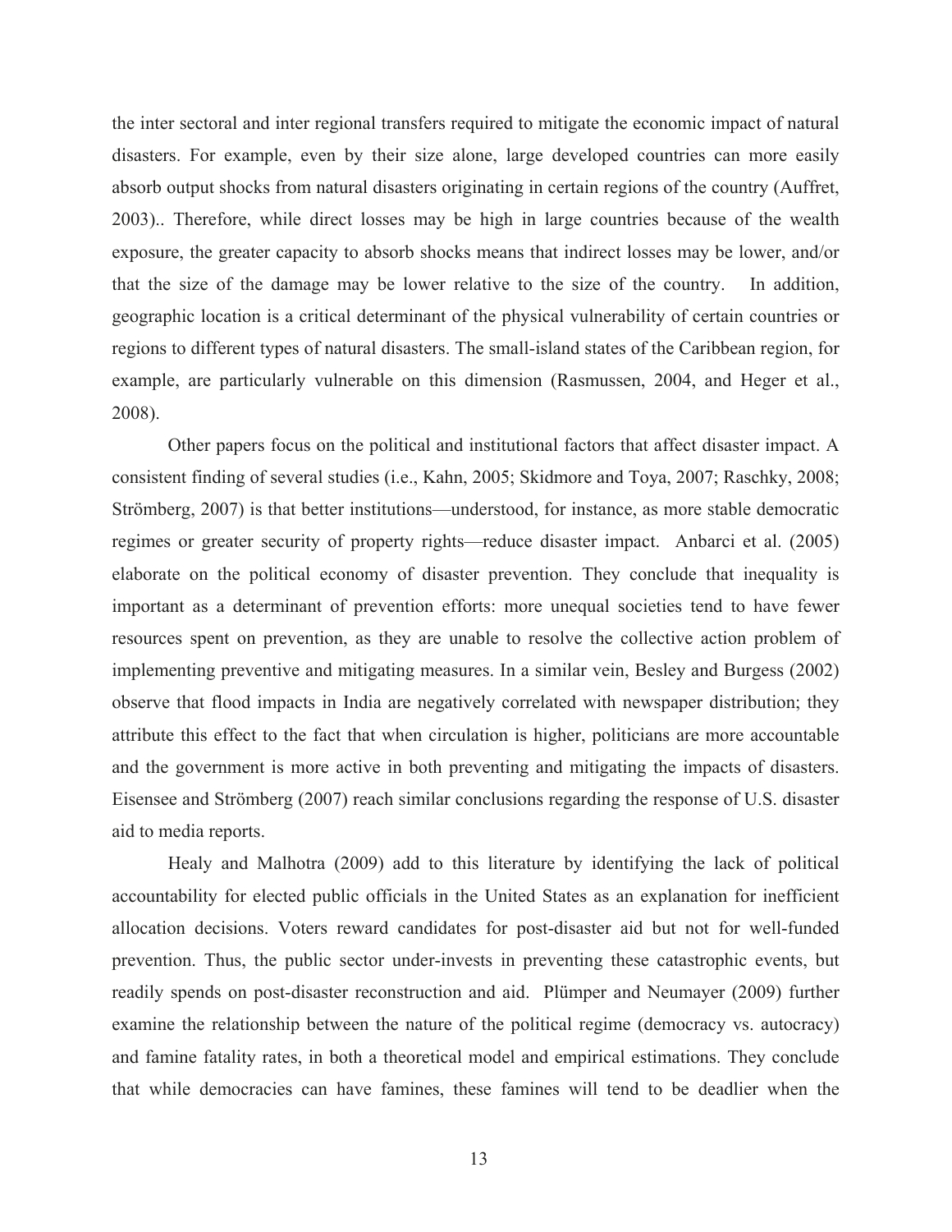the inter sectoral and inter regional transfers required to mitigate the economic impact of natural disasters. For example, even by their size alone, large developed countries can more easily absorb output shocks from natural disasters originating in certain regions of the country (Auffret, 2003).. Therefore, while direct losses may be high in large countries because of the wealth exposure, the greater capacity to absorb shocks means that indirect losses may be lower, and/or that the size of the damage may be lower relative to the size of the country. In addition, geographic location is a critical determinant of the physical vulnerability of certain countries or regions to different types of natural disasters. The small-island states of the Caribbean region, for example, are particularly vulnerable on this dimension (Rasmussen, 2004, and Heger et al., 2008).

Other papers focus on the political and institutional factors that affect disaster impact. A consistent finding of several studies (i.e., Kahn, 2005; Skidmore and Toya, 2007; Raschky, 2008; Strömberg, 2007) is that better institutions—understood, for instance, as more stable democratic regimes or greater security of property rights—reduce disaster impact. Anbarci et al. (2005) elaborate on the political economy of disaster prevention. They conclude that inequality is important as a determinant of prevention efforts: more unequal societies tend to have fewer resources spent on prevention, as they are unable to resolve the collective action problem of implementing preventive and mitigating measures. In a similar vein, Besley and Burgess (2002) observe that flood impacts in India are negatively correlated with newspaper distribution; they attribute this effect to the fact that when circulation is higher, politicians are more accountable and the government is more active in both preventing and mitigating the impacts of disasters. Eisensee and Strömberg (2007) reach similar conclusions regarding the response of U.S. disaster aid to media reports.

Healy and Malhotra (2009) add to this literature by identifying the lack of political accountability for elected public officials in the United States as an explanation for inefficient allocation decisions. Voters reward candidates for post-disaster aid but not for well-funded prevention. Thus, the public sector under-invests in preventing these catastrophic events, but readily spends on post-disaster reconstruction and aid. Plümper and Neumayer (2009) further examine the relationship between the nature of the political regime (democracy vs. autocracy) and famine fatality rates, in both a theoretical model and empirical estimations. They conclude that while democracies can have famines, these famines will tend to be deadlier when the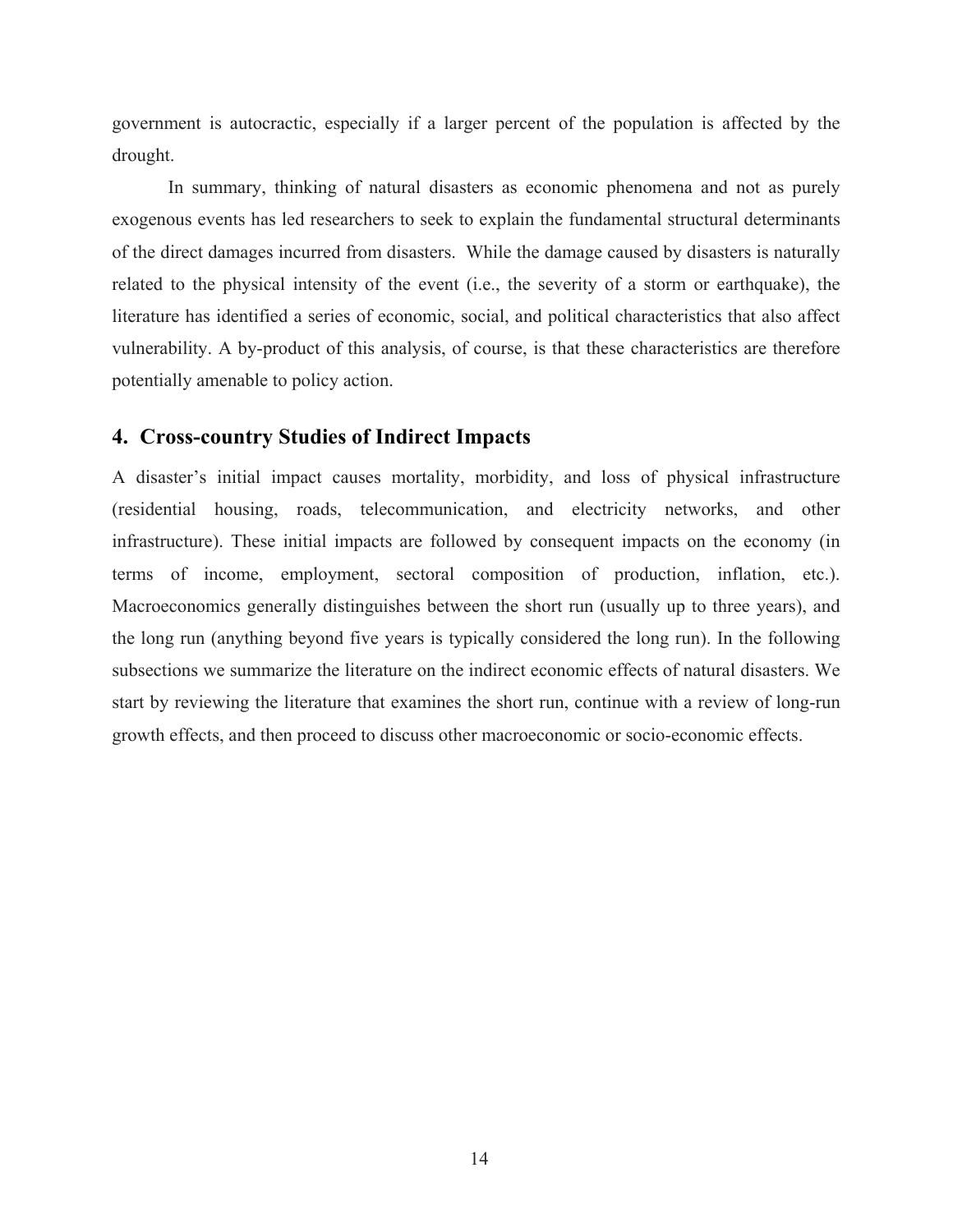government is autocractic, especially if a larger percent of the population is affected by the drought.

In summary, thinking of natural disasters as economic phenomena and not as purely exogenous events has led researchers to seek to explain the fundamental structural determinants of the direct damages incurred from disasters. While the damage caused by disasters is naturally related to the physical intensity of the event (i.e., the severity of a storm or earthquake), the literature has identified a series of economic, social, and political characteristics that also affect vulnerability. A by-product of this analysis, of course, is that these characteristics are therefore potentially amenable to policy action.

## 4. Cross-country Studies of Indirect Impacts

A disaster's initial impact causes mortality, morbidity, and loss of physical infrastructure (residential housing, roads, telecommunication, and electricity networks, and other infrastructure). These initial impacts are followed by consequent impacts on the economy (in terms of income, employment, sectoral composition of production, inflation, etc.). Macroeconomics generally distinguishes between the short run (usually up to three years), and the long run (anything beyond five years is typically considered the long run). In the following subsections we summarize the literature on the indirect economic effects of natural disasters. We start by reviewing the literature that examines the short run, continue with a review of long-run growth effects, and then proceed to discuss other macroeconomic or socio-economic effects.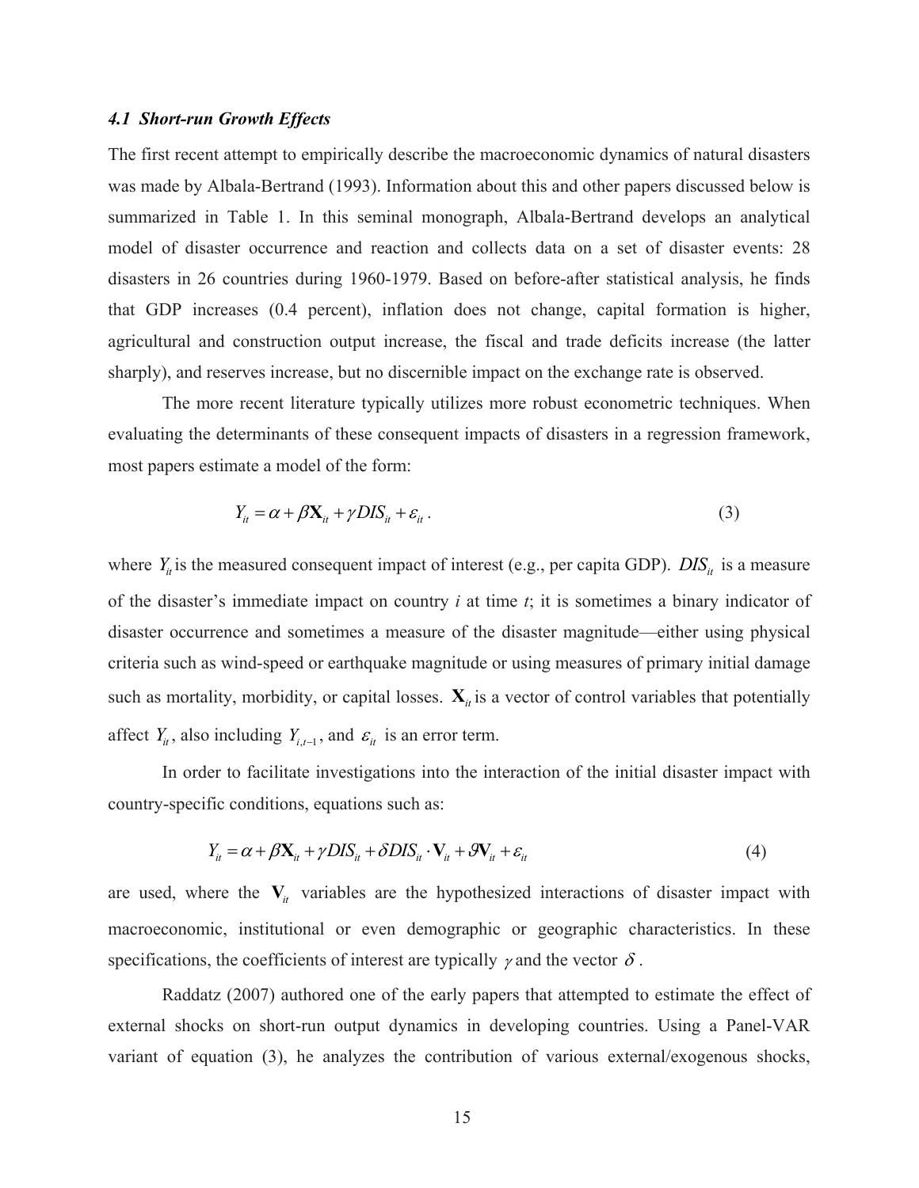### *4.1 Short-run Growth Effects*

The first recent attempt to empirically describe the macroeconomic dynamics of natural disasters was made by Albala-Bertrand (1993). Information about this and other papers discussed below is summarized in Table 1. In this seminal monograph, Albala-Bertrand develops an analytical model of disaster occurrence and reaction and collects data on a set of disaster events: 28 disasters in 26 countries during 1960-1979. Based on before-after statistical analysis, he finds that GDP increases (0.4 percent), inflation does not change, capital formation is higher, agricultural and construction output increase, the fiscal and trade deficits increase (the latter sharply), and reserves increase, but no discernible impact on the exchange rate is observed.

The more recent literature typically utilizes more robust econometric techniques. When evaluating the determinants of these consequent impacts of disasters in a regression framework, most papers estimate a model of the form:

$$Y_{it} = \alpha + \beta \mathbf{X}_{it} + \gamma DIS_{it} + \varepsilon_{it} . \quad (3)$$

where $Y_{it}$ is the measured consequent impact of interest (e.g., per capita GDP). $DIS_{it}$ is a measure of the disaster's immediate impact on country *i* at time *t*; it is sometimes a binary indicator of disaster occurrence and sometimes a measure of the disaster magnitude—either using physical criteria such as wind-speed or earthquake magnitude or using measures of primary initial damage such as mortality, morbidity, or capital losses. $\mathbf{X}_{it}$ is a vector of control variables that potentially affect $Y_{it}$, also including $Y_{i,t-1}$, and $\varepsilon_{it}$ is an error term.

In order to facilitate investigations into the interaction of the initial disaster impact with country-specific conditions, equations such as:

$$Y_{it} = \alpha + \beta \mathbf{X}_{it} + \gamma DIS_{it} + \delta DIS_{it} \cdot \mathbf{V}_{it} + \vartheta \mathbf{V}_{it} + \varepsilon_{it} \quad (4)$$

are used, where the $\mathbf{V}_{it}$ variables are the hypothesized interactions of disaster impact with macroeconomic, institutional or even demographic or geographic characteristics. In these specifications, the coefficients of interest are typically $\gamma$ and the vector $\delta$.

Raddatz (2007) authored one of the early papers that attempted to estimate the effect of external shocks on short-run output dynamics in developing countries. Using a Panel-VAR variant of equation (3), he analyzes the contribution of various external/exogenous shocks,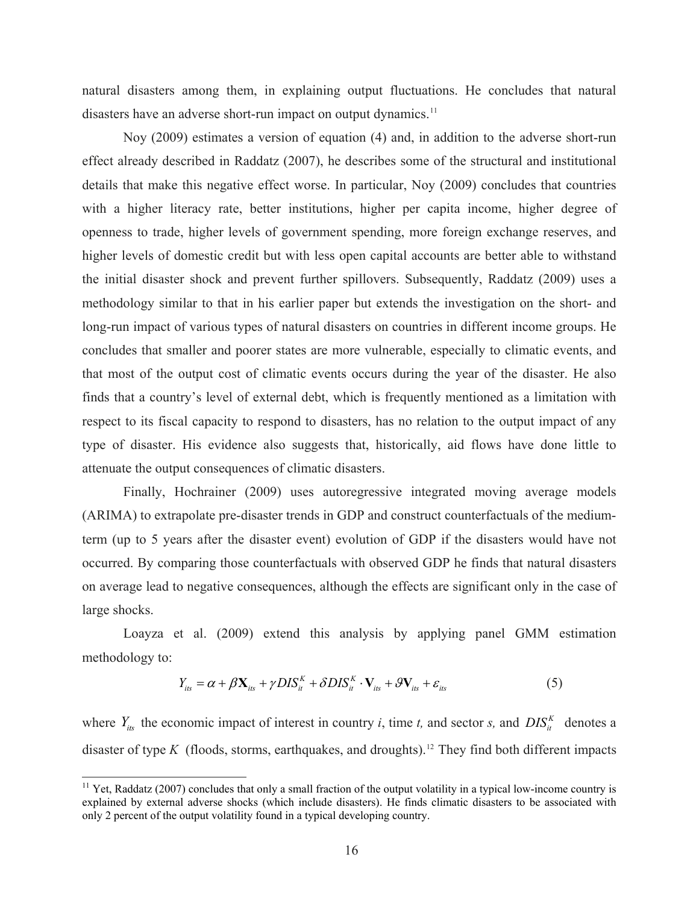natural disasters among them, in explaining output fluctuations. He concludes that natural disasters have an adverse short-run impact on output dynamics.[11]

Noy (2009) estimates a version of equation (4) and, in addition to the adverse short-run effect already described in Raddatz (2007), he describes some of the structural and institutional details that make this negative effect worse. In particular, Noy (2009) concludes that countries with a higher literacy rate, better institutions, higher per capita income, higher degree of openness to trade, higher levels of government spending, more foreign exchange reserves, and higher levels of domestic credit but with less open capital accounts are better able to withstand the initial disaster shock and prevent further spillovers. Subsequently, Raddatz (2009) uses a methodology similar to that in his earlier paper but extends the investigation on the short- and long-run impact of various types of natural disasters on countries in different income groups. He concludes that smaller and poorer states are more vulnerable, especially to climatic events, and that most of the output cost of climatic events occurs during the year of the disaster. He also finds that a country's level of external debt, which is frequently mentioned as a limitation with respect to its fiscal capacity to respond to disasters, has no relation to the output impact of any type of disaster. His evidence also suggests that, historically, aid flows have done little to attenuate the output consequences of climatic disasters.

Finally, Hochrainer (2009) uses autoregressive integrated moving average models (ARIMA) to extrapolate pre-disaster trends in GDP and construct counterfactuals of the medium-term (up to 5 years after the disaster event) evolution of GDP if the disasters would have not occurred. By comparing those counterfactuals with observed GDP he finds that natural disasters on average lead to negative consequences, although the effects are significant only in the case of large shocks.

Loayza et al. (2009) extend this analysis by applying panel GMM estimation methodology to:

$$Y_{its} = \alpha + \beta \mathbf{X}_{its} + \gamma DIS_{it}^{K} + \delta DIS_{it}^{K} \cdot \mathbf{V}_{its} + \vartheta \mathbf{V}_{its} + \varepsilon_{its} \tag{5}$$

where $Y_{its}$ the economic impact of interest in country *i*, time *t,* and sector *s,* and $DIS_{it}^{K}$ denotes a disaster of type *K* (floods, storms, earthquakes, and droughts).[12] They find both different impacts

[11] Yet, Raddatz (2007) concludes that only a small fraction of the output volatility in a typical low-income country is explained by external adverse shocks (which include disasters). He finds climatic disasters to be associated with only 2 percent of the output volatility found in a typical developing country.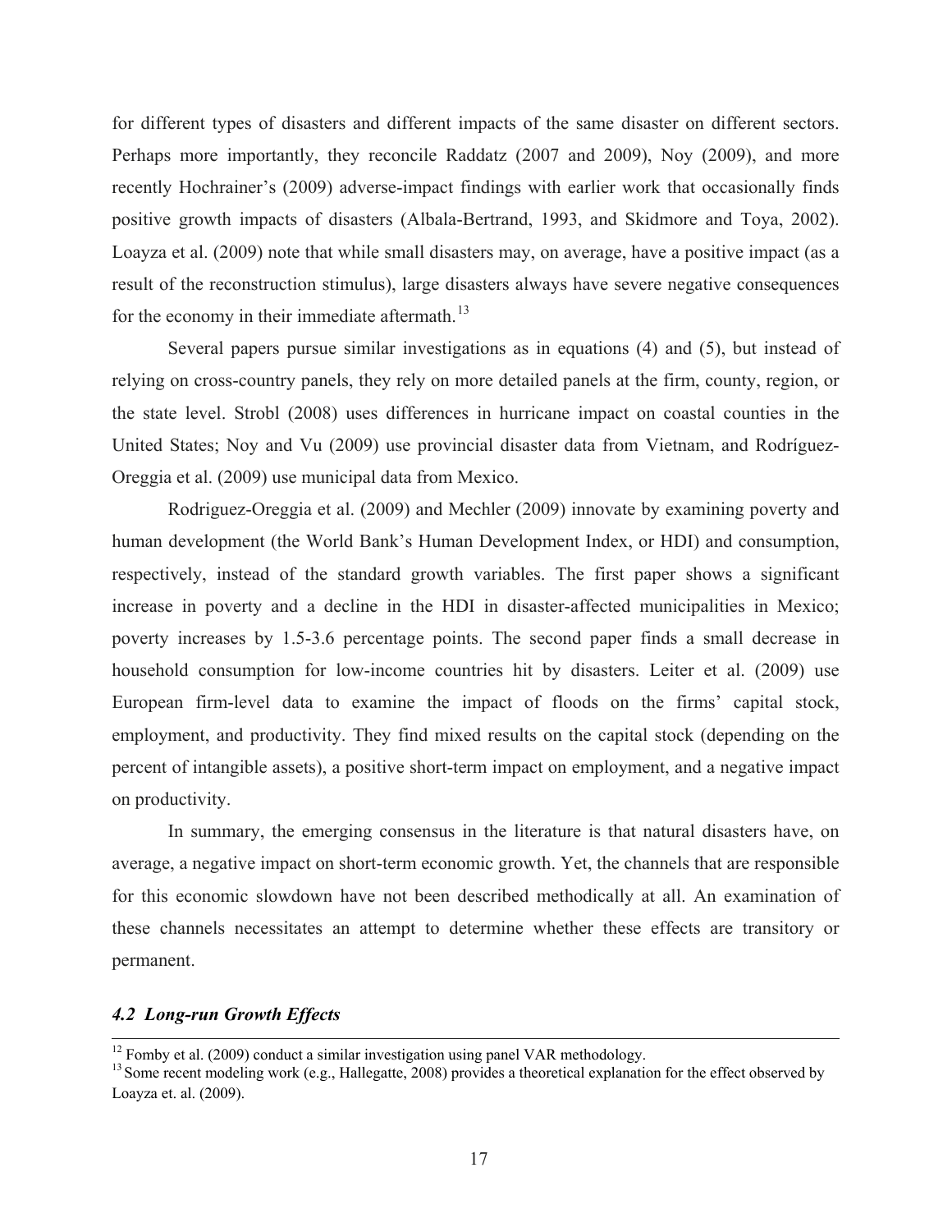for different types of disasters and different impacts of the same disaster on different sectors. Perhaps more importantly, they reconcile Raddatz (2007 and 2009), Noy (2009), and more recently Hochrainer's (2009) adverse-impact findings with earlier work that occasionally finds positive growth impacts of disasters (Albala-Bertrand, 1993, and Skidmore and Toya, 2002). Loayza et al. (2009) note that while small disasters may, on average, have a positive impact (as a result of the reconstruction stimulus), large disasters always have severe negative consequences for the economy in their immediate aftermath.[13]

Several papers pursue similar investigations as in equations (4) and (5), but instead of relying on cross-country panels, they rely on more detailed panels at the firm, county, region, or the state level. Strobl (2008) uses differences in hurricane impact on coastal counties in the United States; Noy and Vu (2009) use provincial disaster data from Vietnam, and Rodríguez-Oreggia et al. (2009) use municipal data from Mexico.

Rodriguez-Oreggia et al. (2009) and Mechler (2009) innovate by examining poverty and human development (the World Bank's Human Development Index, or HDI) and consumption, respectively, instead of the standard growth variables. The first paper shows a significant increase in poverty and a decline in the HDI in disaster-affected municipalities in Mexico; poverty increases by 1.5-3.6 percentage points. The second paper finds a small decrease in household consumption for low-income countries hit by disasters. Leiter et al. (2009) use European firm-level data to examine the impact of floods on the firms' capital stock, employment, and productivity. They find mixed results on the capital stock (depending on the percent of intangible assets), a positive short-term impact on employment, and a negative impact on productivity.

In summary, the emerging consensus in the literature is that natural disasters have, on average, a negative impact on short-term economic growth. Yet, the channels that are responsible for this economic slowdown have not been described methodically at all. An examination of these channels necessitates an attempt to determine whether these effects are transitory or permanent.

### *4.2 Long-run Growth Effects*

[12] Fomby et al. (2009) conduct a similar investigation using panel VAR methodology.

[13] Some recent modeling work (e.g., Hallegatte, 2008) provides a theoretical explanation for the effect observed by Loayza et. al. (2009).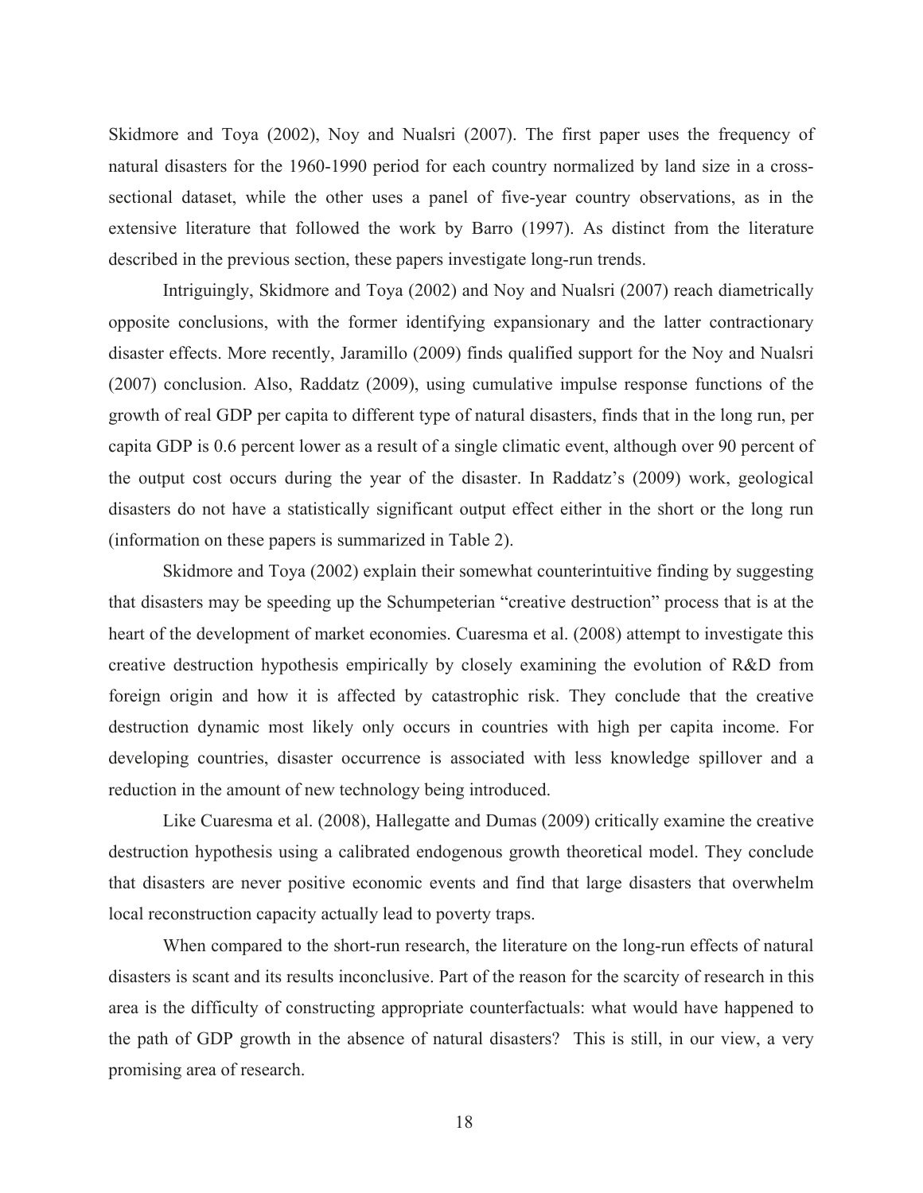Skidmore and Toya (2002), Noy and Nualsri (2007). The first paper uses the frequency of natural disasters for the 1960-1990 period for each country normalized by land size in a cross-sectional dataset, while the other uses a panel of five-year country observations, as in the extensive literature that followed the work by Barro (1997). As distinct from the literature described in the previous section, these papers investigate long-run trends.

Intriguingly, Skidmore and Toya (2002) and Noy and Nualsri (2007) reach diametrically opposite conclusions, with the former identifying expansionary and the latter contractionary disaster effects. More recently, Jaramillo (2009) finds qualified support for the Noy and Nualsri (2007) conclusion. Also, Raddatz (2009), using cumulative impulse response functions of the growth of real GDP per capita to different type of natural disasters, finds that in the long run, per capita GDP is 0.6 percent lower as a result of a single climatic event, although over 90 percent of the output cost occurs during the year of the disaster. In Raddatz's (2009) work, geological disasters do not have a statistically significant output effect either in the short or the long run (information on these papers is summarized in Table 2).

Skidmore and Toya (2002) explain their somewhat counterintuitive finding by suggesting that disasters may be speeding up the Schumpeterian "creative destruction" process that is at the heart of the development of market economies. Cuaresma et al. (2008) attempt to investigate this creative destruction hypothesis empirically by closely examining the evolution of R&D from foreign origin and how it is affected by catastrophic risk. They conclude that the creative destruction dynamic most likely only occurs in countries with high per capita income. For developing countries, disaster occurrence is associated with less knowledge spillover and a reduction in the amount of new technology being introduced.

Like Cuaresma et al. (2008), Hallegatte and Dumas (2009) critically examine the creative destruction hypothesis using a calibrated endogenous growth theoretical model. They conclude that disasters are never positive economic events and find that large disasters that overwhelm local reconstruction capacity actually lead to poverty traps.

When compared to the short-run research, the literature on the long-run effects of natural disasters is scant and its results inconclusive. Part of the reason for the scarcity of research in this area is the difficulty of constructing appropriate counterfactuals: what would have happened to the path of GDP growth in the absence of natural disasters? This is still, in our view, a very promising area of research.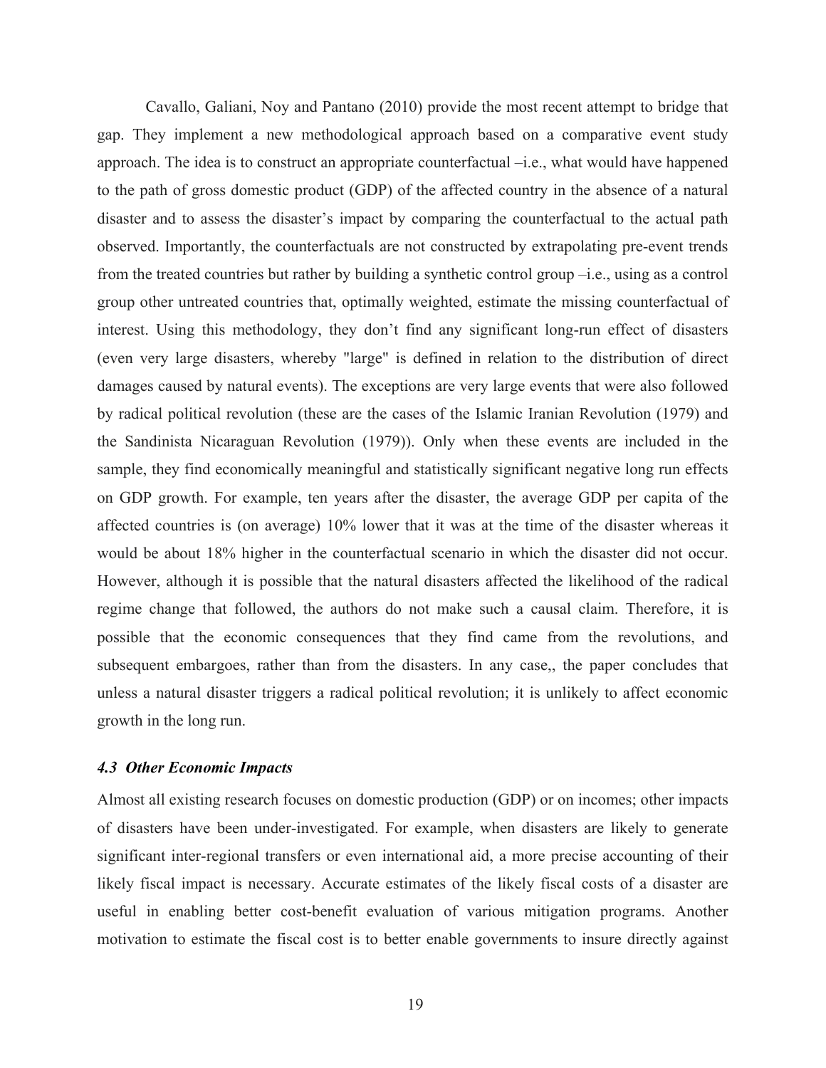Cavallo, Galiani, Noy and Pantano (2010) provide the most recent attempt to bridge that gap. They implement a new methodological approach based on a comparative event study approach. The idea is to construct an appropriate counterfactual –i.e., what would have happened to the path of gross domestic product (GDP) of the affected country in the absence of a natural disaster and to assess the disaster's impact by comparing the counterfactual to the actual path observed. Importantly, the counterfactuals are not constructed by extrapolating pre-event trends from the treated countries but rather by building a synthetic control group –i.e., using as a control group other untreated countries that, optimally weighted, estimate the missing counterfactual of interest. Using this methodology, they don't find any significant long-run effect of disasters (even very large disasters, whereby "large" is defined in relation to the distribution of direct damages caused by natural events). The exceptions are very large events that were also followed by radical political revolution (these are the cases of the Islamic Iranian Revolution (1979) and the Sandinista Nicaraguan Revolution (1979)). Only when these events are included in the sample, they find economically meaningful and statistically significant negative long run effects on GDP growth. For example, ten years after the disaster, the average GDP per capita of the affected countries is (on average) 10% lower that it was at the time of the disaster whereas it would be about 18% higher in the counterfactual scenario in which the disaster did not occur. However, although it is possible that the natural disasters affected the likelihood of the radical regime change that followed, the authors do not make such a causal claim. Therefore, it is possible that the economic consequences that they find came from the revolutions, and subsequent embargoes, rather than from the disasters. In any case,, the paper concludes that unless a natural disaster triggers a radical political revolution; it is unlikely to affect economic growth in the long run.

### *4.3 Other Economic Impacts*

Almost all existing research focuses on domestic production (GDP) or on incomes; other impacts of disasters have been under-investigated. For example, when disasters are likely to generate significant inter-regional transfers or even international aid, a more precise accounting of their likely fiscal impact is necessary. Accurate estimates of the likely fiscal costs of a disaster are useful in enabling better cost-benefit evaluation of various mitigation programs. Another motivation to estimate the fiscal cost is to better enable governments to insure directly against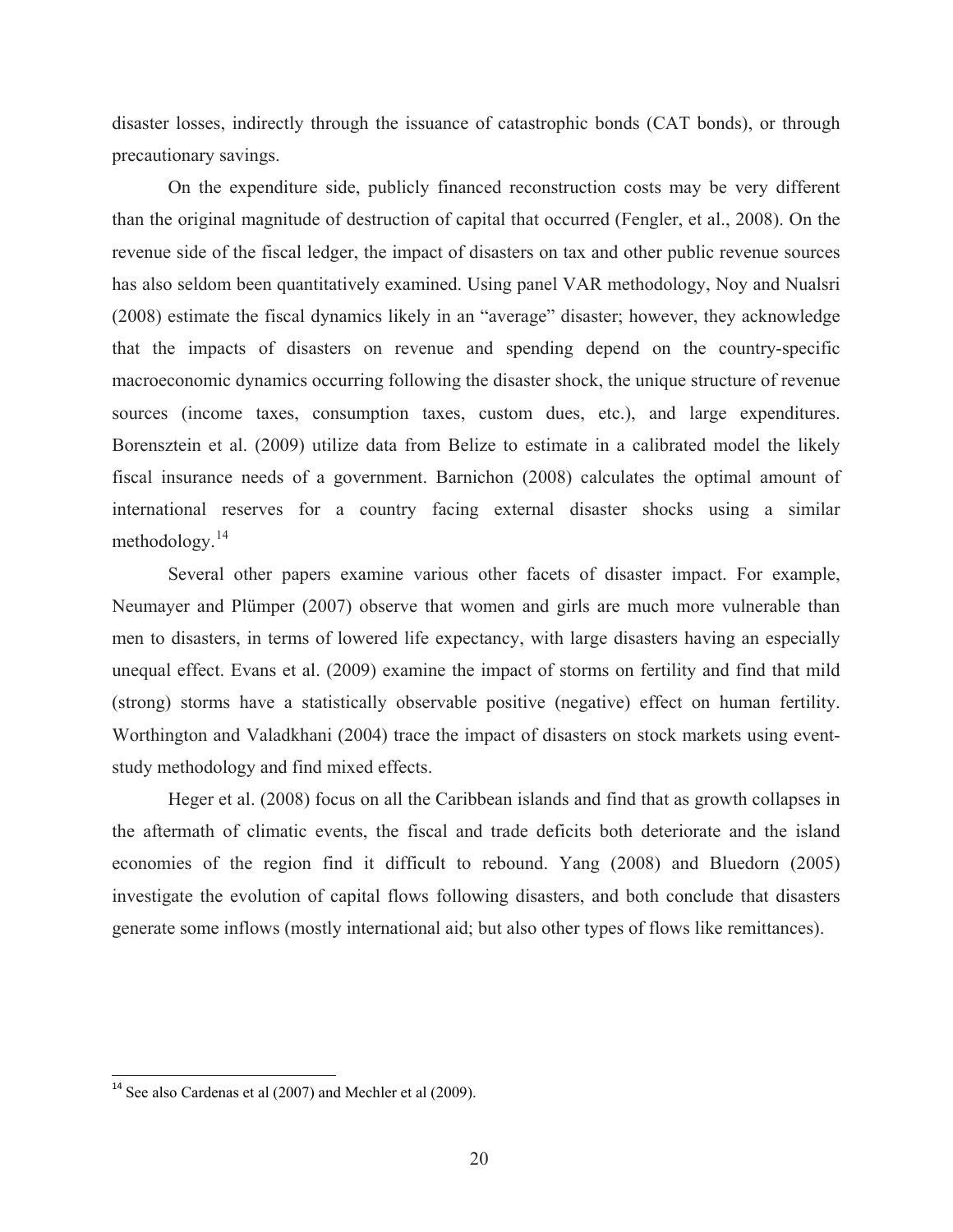disaster losses, indirectly through the issuance of catastrophic bonds (CAT bonds), or through precautionary savings.

On the expenditure side, publicly financed reconstruction costs may be very different than the original magnitude of destruction of capital that occurred (Fengler, et al., 2008). On the revenue side of the fiscal ledger, the impact of disasters on tax and other public revenue sources has also seldom been quantitatively examined. Using panel VAR methodology, Noy and Nualsri (2008) estimate the fiscal dynamics likely in an "average" disaster; however, they acknowledge that the impacts of disasters on revenue and spending depend on the country-specific macroeconomic dynamics occurring following the disaster shock, the unique structure of revenue sources (income taxes, consumption taxes, custom dues, etc.), and large expenditures. Borensztein et al. (2009) utilize data from Belize to estimate in a calibrated model the likely fiscal insurance needs of a government. Barnichon (2008) calculates the optimal amount of international reserves for a country facing external disaster shocks using a similar methodology.[14]

Several other papers examine various other facets of disaster impact. For example, Neumayer and Plümper (2007) observe that women and girls are much more vulnerable than men to disasters, in terms of lowered life expectancy, with large disasters having an especially unequal effect. Evans et al. (2009) examine the impact of storms on fertility and find that mild (strong) storms have a statistically observable positive (negative) effect on human fertility. Worthington and Valadkhani (2004) trace the impact of disasters on stock markets using event-study methodology and find mixed effects.

Heger et al. (2008) focus on all the Caribbean islands and find that as growth collapses in the aftermath of climatic events, the fiscal and trade deficits both deteriorate and the island economies of the region find it difficult to rebound. Yang (2008) and Bluedorn (2005) investigate the evolution of capital flows following disasters, and both conclude that disasters generate some inflows (mostly international aid; but also other types of flows like remittances).

[14] See also Cardenas et al (2007) and Mechler et al (2009).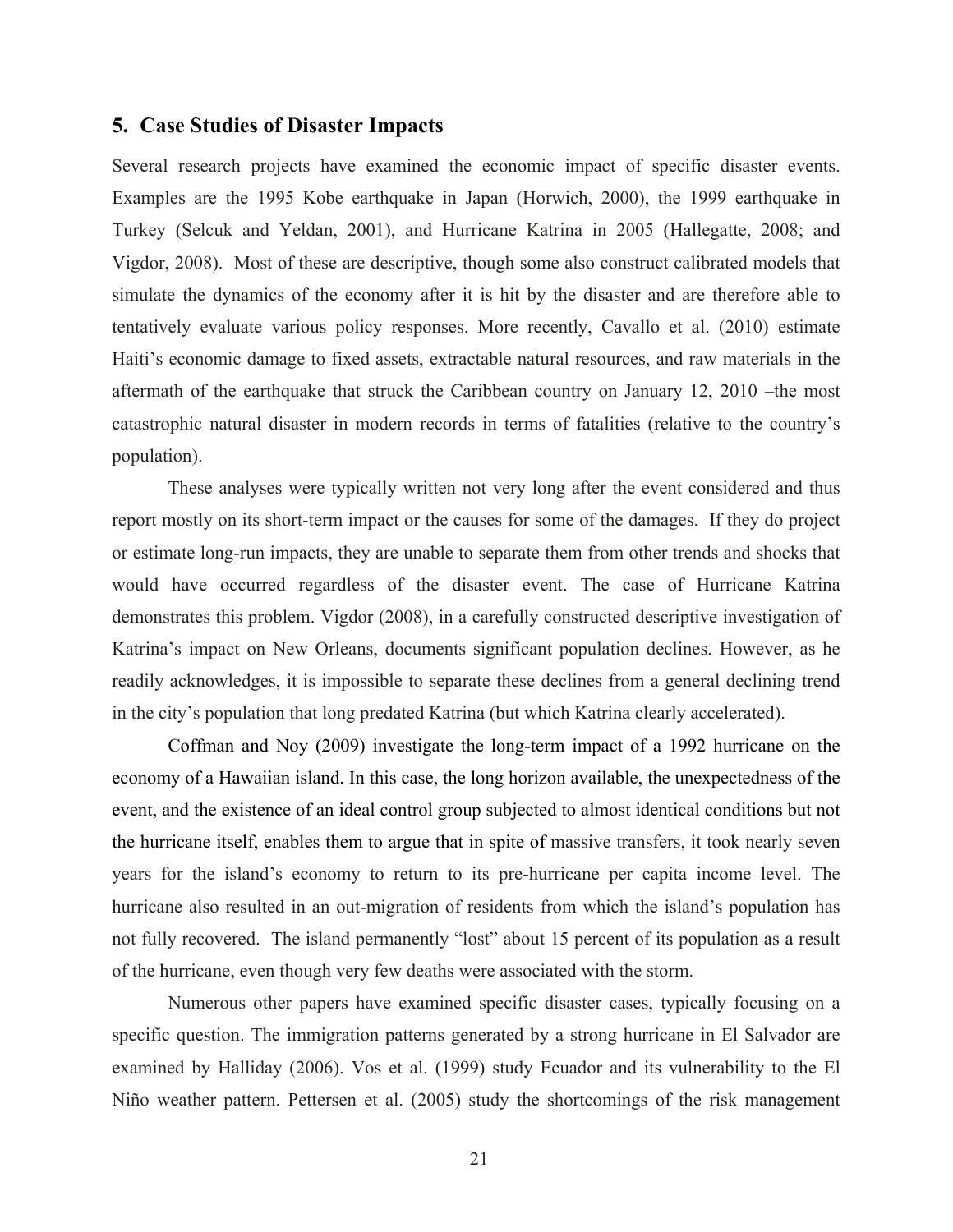## 5. Case Studies of Disaster Impacts

Several research projects have examined the economic impact of specific disaster events. Examples are the 1995 Kobe earthquake in Japan (Horwich, 2000), the 1999 earthquake in Turkey (Selcuk and Yeldan, 2001), and Hurricane Katrina in 2005 (Hallegatte, 2008; and Vigdor, 2008). Most of these are descriptive, though some also construct calibrated models that simulate the dynamics of the economy after it is hit by the disaster and are therefore able to tentatively evaluate various policy responses. More recently, Cavallo et al. (2010) estimate Haiti's economic damage to fixed assets, extractable natural resources, and raw materials in the aftermath of the earthquake that struck the Caribbean country on January 12, 2010 –the most catastrophic natural disaster in modern records in terms of fatalities (relative to the country's population).

These analyses were typically written not very long after the event considered and thus report mostly on its short-term impact or the causes for some of the damages. If they do project or estimate long-run impacts, they are unable to separate them from other trends and shocks that would have occurred regardless of the disaster event. The case of Hurricane Katrina demonstrates this problem. Vigdor (2008), in a carefully constructed descriptive investigation of Katrina's impact on New Orleans, documents significant population declines. However, as he readily acknowledges, it is impossible to separate these declines from a general declining trend in the city's population that long predated Katrina (but which Katrina clearly accelerated).

Coffman and Noy (2009) investigate the long-term impact of a 1992 hurricane on the economy of a Hawaiian island. In this case, the long horizon available, the unexpectedness of the event, and the existence of an ideal control group subjected to almost identical conditions but not the hurricane itself, enables them to argue that in spite of massive transfers, it took nearly seven years for the island's economy to return to its pre-hurricane per capita income level. The hurricane also resulted in an out-migration of residents from which the island's population has not fully recovered. The island permanently "lost" about 15 percent of its population as a result of the hurricane, even though very few deaths were associated with the storm.

Numerous other papers have examined specific disaster cases, typically focusing on a specific question. The immigration patterns generated by a strong hurricane in El Salvador are examined by Halliday (2006). Vos et al. (1999) study Ecuador and its vulnerability to the El Niño weather pattern. Pettersen et al. (2005) study the shortcomings of the risk management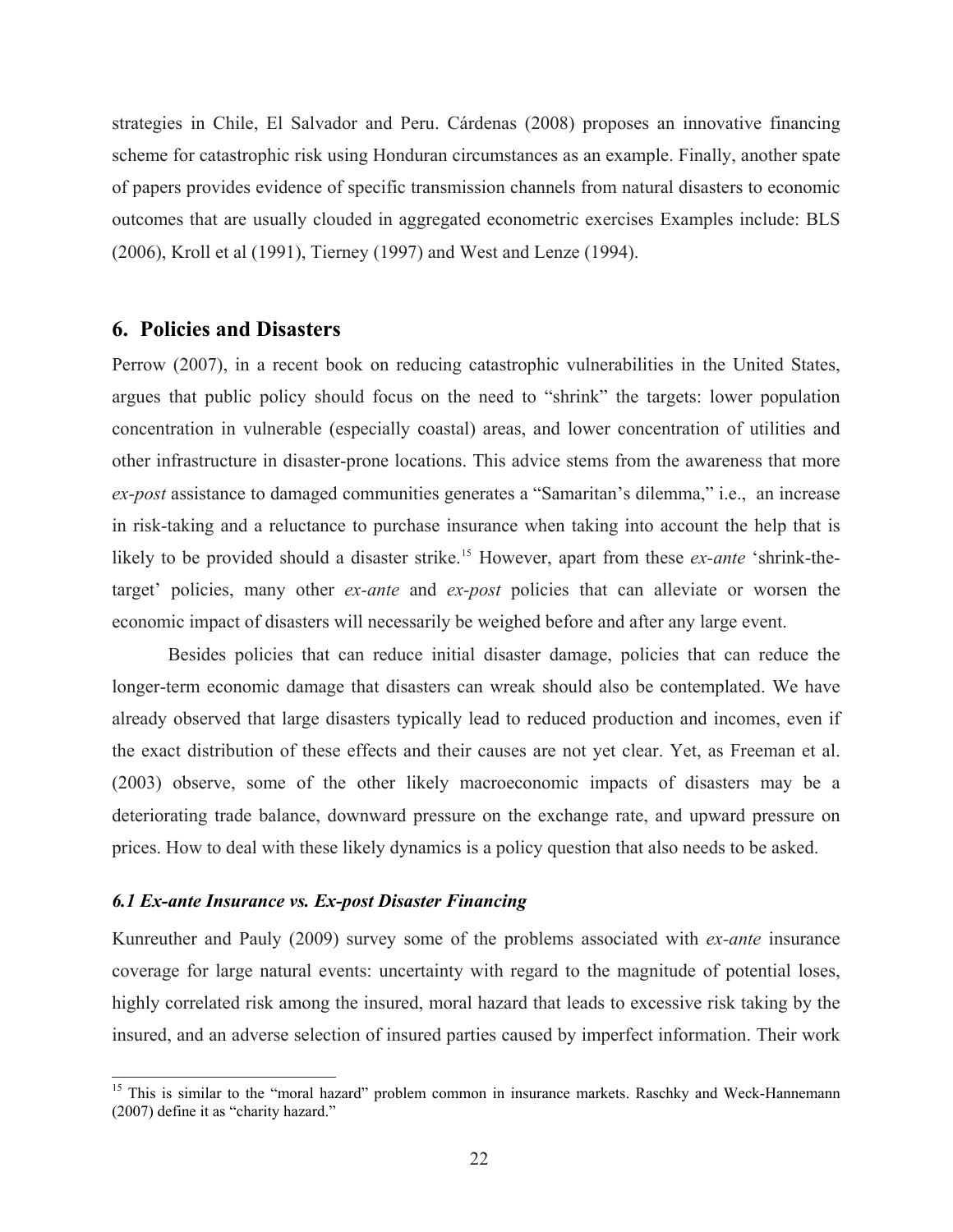strategies in Chile, El Salvador and Peru. Cárdenas (2008) proposes an innovative financing scheme for catastrophic risk using Honduran circumstances as an example. Finally, another spate of papers provides evidence of specific transmission channels from natural disasters to economic outcomes that are usually clouded in aggregated econometric exercises Examples include: BLS (2006), Kroll et al (1991), Tierney (1997) and West and Lenze (1994).

## 6. Policies and Disasters

Perrow (2007), in a recent book on reducing catastrophic vulnerabilities in the United States, argues that public policy should focus on the need to "shrink" the targets: lower population concentration in vulnerable (especially coastal) areas, and lower concentration of utilities and other infrastructure in disaster-prone locations. This advice stems from the awareness that more *ex-post* assistance to damaged communities generates a "Samaritan's dilemma," i.e., an increase in risk-taking and a reluctance to purchase insurance when taking into account the help that is likely to be provided should a disaster strike.[15] However, apart from these *ex-ante* 'shrink-the-target' policies, many other *ex-ante* and *ex-post* policies that can alleviate or worsen the economic impact of disasters will necessarily be weighed before and after any large event.

Besides policies that can reduce initial disaster damage, policies that can reduce the longer-term economic damage that disasters can wreak should also be contemplated. We have already observed that large disasters typically lead to reduced production and incomes, even if the exact distribution of these effects and their causes are not yet clear. Yet, as Freeman et al. (2003) observe, some of the other likely macroeconomic impacts of disasters may be a deteriorating trade balance, downward pressure on the exchange rate, and upward pressure on prices. How to deal with these likely dynamics is a policy question that also needs to be asked.

### *6.1 Ex-ante Insurance vs. Ex-post Disaster Financing*

Kunreuther and Pauly (2009) survey some of the problems associated with *ex-ante* insurance coverage for large natural events: uncertainty with regard to the magnitude of potential loses, highly correlated risk among the insured, moral hazard that leads to excessive risk taking by the insured, and an adverse selection of insured parties caused by imperfect information. Their work

[15] This is similar to the "moral hazard" problem common in insurance markets. Raschky and Weck-Hannemann (2007) define it as "charity hazard."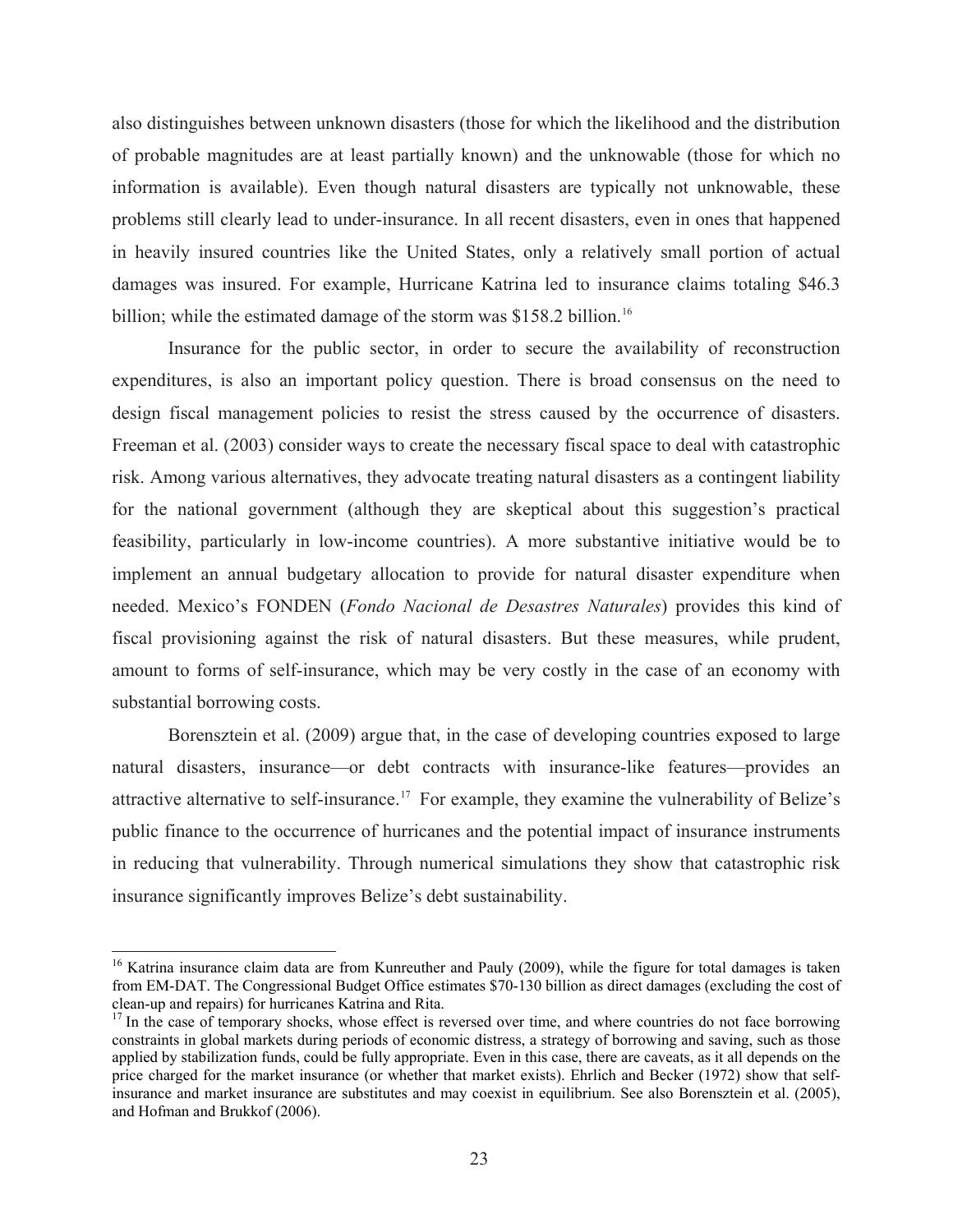also distinguishes between unknown disasters (those for which the likelihood and the distribution of probable magnitudes are at least partially known) and the unknowable (those for which no information is available). Even though natural disasters are typically not unknowable, these problems still clearly lead to under-insurance. In all recent disasters, even in ones that happened in heavily insured countries like the United States, only a relatively small portion of actual damages was insured. For example, Hurricane Katrina led to insurance claims totaling $46.3 billion; while the estimated damage of the storm was $158.2 billion.[16]

Insurance for the public sector, in order to secure the availability of reconstruction expenditures, is also an important policy question. There is broad consensus on the need to design fiscal management policies to resist the stress caused by the occurrence of disasters. Freeman et al. (2003) consider ways to create the necessary fiscal space to deal with catastrophic risk. Among various alternatives, they advocate treating natural disasters as a contingent liability for the national government (although they are skeptical about this suggestion's practical feasibility, particularly in low-income countries). A more substantive initiative would be to implement an annual budgetary allocation to provide for natural disaster expenditure when needed. Mexico's FONDEN (*Fondo Nacional de Desastres Naturales*) provides this kind of fiscal provisioning against the risk of natural disasters. But these measures, while prudent, amount to forms of self-insurance, which may be very costly in the case of an economy with substantial borrowing costs.

Borensztein et al. (2009) argue that, in the case of developing countries exposed to large natural disasters, insurance—or debt contracts with insurance-like features—provides an attractive alternative to self-insurance.[17] For example, they examine the vulnerability of Belize's public finance to the occurrence of hurricanes and the potential impact of insurance instruments in reducing that vulnerability. Through numerical simulations they show that catastrophic risk insurance significantly improves Belize's debt sustainability.

---

[16] Katrina insurance claim data are from Kunreuther and Pauly (2009), while the figure for total damages is taken from EM-DAT. The Congressional Budget Office estimates $70-130 billion as direct damages (excluding the cost of clean-up and repairs) for hurricanes Katrina and Rita.

[17] In the case of temporary shocks, whose effect is reversed over time, and where countries do not face borrowing constraints in global markets during periods of economic distress, a strategy of borrowing and saving, such as those applied by stabilization funds, could be fully appropriate. Even in this case, there are caveats, as it all depends on the price charged for the market insurance (or whether that market exists). Ehrlich and Becker (1972) show that self-insurance and market insurance are substitutes and may coexist in equilibrium. See also Borensztein et al. (2005), and Hofman and Brukkof (2006).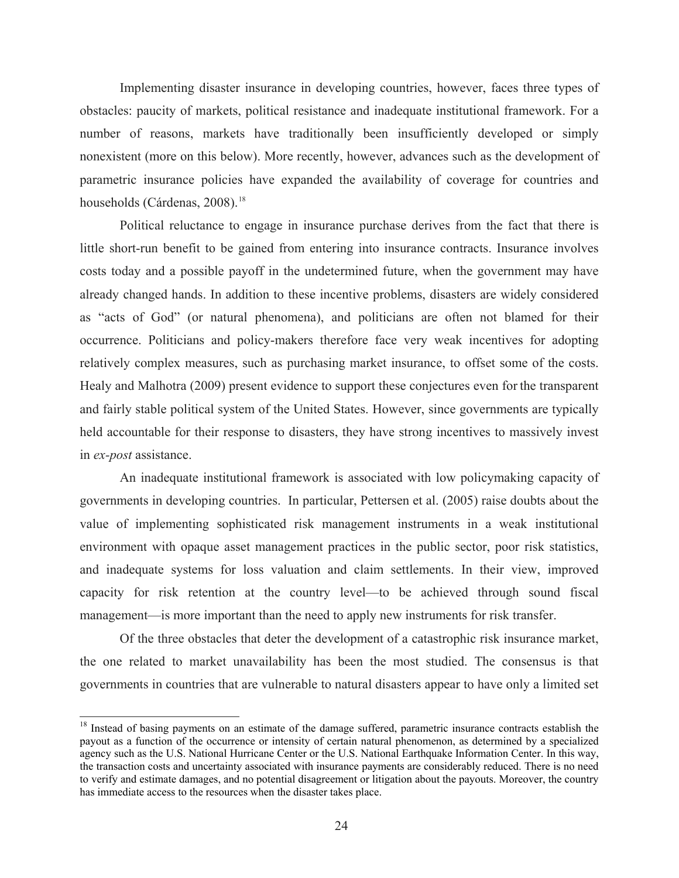Implementing disaster insurance in developing countries, however, faces three types of obstacles: paucity of markets, political resistance and inadequate institutional framework. For a number of reasons, markets have traditionally been insufficiently developed or simply nonexistent (more on this below). More recently, however, advances such as the development of parametric insurance policies have expanded the availability of coverage for countries and households (Cárdenas, 2008).[18]

Political reluctance to engage in insurance purchase derives from the fact that there is little short-run benefit to be gained from entering into insurance contracts. Insurance involves costs today and a possible payoff in the undetermined future, when the government may have already changed hands. In addition to these incentive problems, disasters are widely considered as "acts of God" (or natural phenomena), and politicians are often not blamed for their occurrence. Politicians and policy-makers therefore face very weak incentives for adopting relatively complex measures, such as purchasing market insurance, to offset some of the costs. Healy and Malhotra (2009) present evidence to support these conjectures even for the transparent and fairly stable political system of the United States. However, since governments are typically held accountable for their response to disasters, they have strong incentives to massively invest in *ex-post* assistance.

An inadequate institutional framework is associated with low policymaking capacity of governments in developing countries. In particular, Pettersen et al. (2005) raise doubts about the value of implementing sophisticated risk management instruments in a weak institutional environment with opaque asset management practices in the public sector, poor risk statistics, and inadequate systems for loss valuation and claim settlements. In their view, improved capacity for risk retention at the country level—to be achieved through sound fiscal management—is more important than the need to apply new instruments for risk transfer.

Of the three obstacles that deter the development of a catastrophic risk insurance market, the one related to market unavailability has been the most studied. The consensus is that governments in countries that are vulnerable to natural disasters appear to have only a limited set

[18] Instead of basing payments on an estimate of the damage suffered, parametric insurance contracts establish the payout as a function of the occurrence or intensity of certain natural phenomenon, as determined by a specialized agency such as the U.S. National Hurricane Center or the U.S. National Earthquake Information Center. In this way, the transaction costs and uncertainty associated with insurance payments are considerably reduced. There is no need to verify and estimate damages, and no potential disagreement or litigation about the payouts. Moreover, the country has immediate access to the resources when the disaster takes place.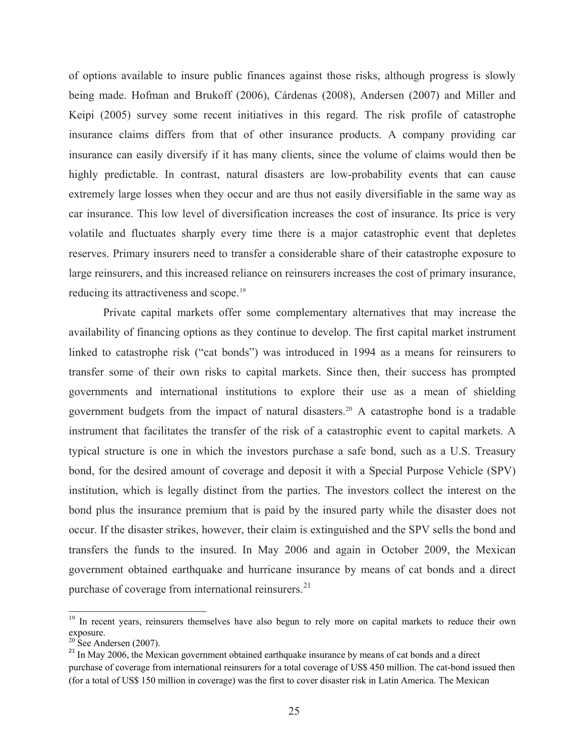of options available to insure public finances against those risks, although progress is slowly being made. Hofman and Brukoff (2006), Cárdenas (2008), Andersen (2007) and Miller and Keipi (2005) survey some recent initiatives in this regard. The risk profile of catastrophe insurance claims differs from that of other insurance products. A company providing car insurance can easily diversify if it has many clients, since the volume of claims would then be highly predictable. In contrast, natural disasters are low-probability events that can cause extremely large losses when they occur and are thus not easily diversifiable in the same way as car insurance. This low level of diversification increases the cost of insurance. Its price is very volatile and fluctuates sharply every time there is a major catastrophic event that depletes reserves. Primary insurers need to transfer a considerable share of their catastrophe exposure to large reinsurers, and this increased reliance on reinsurers increases the cost of primary insurance, reducing its attractiveness and scope.[19]

Private capital markets offer some complementary alternatives that may increase the availability of financing options as they continue to develop. The first capital market instrument linked to catastrophe risk ("cat bonds") was introduced in 1994 as a means for reinsurers to transfer some of their own risks to capital markets. Since then, their success has prompted governments and international institutions to explore their use as a mean of shielding government budgets from the impact of natural disasters.[20] A catastrophe bond is a tradable instrument that facilitates the transfer of the risk of a catastrophic event to capital markets. A typical structure is one in which the investors purchase a safe bond, such as a U.S. Treasury bond, for the desired amount of coverage and deposit it with a Special Purpose Vehicle (SPV) institution, which is legally distinct from the parties. The investors collect the interest on the bond plus the insurance premium that is paid by the insured party while the disaster does not occur. If the disaster strikes, however, their claim is extinguished and the SPV sells the bond and transfers the funds to the insured. In May 2006 and again in October 2009, the Mexican government obtained earthquake and hurricane insurance by means of cat bonds and a direct purchase of coverage from international reinsurers.[21]

---

[19] In recent years, reinsurers themselves have also begun to rely more on capital markets to reduce their own exposure.

[20] See Andersen (2007).

[21] In May 2006, the Mexican government obtained earthquake insurance by means of cat bonds and a direct purchase of coverage from international reinsurers for a total coverage of US$ 450 million. The cat-bond issued then (for a total of US$ 150 million in coverage) was the first to cover disaster risk in Latin America. The Mexican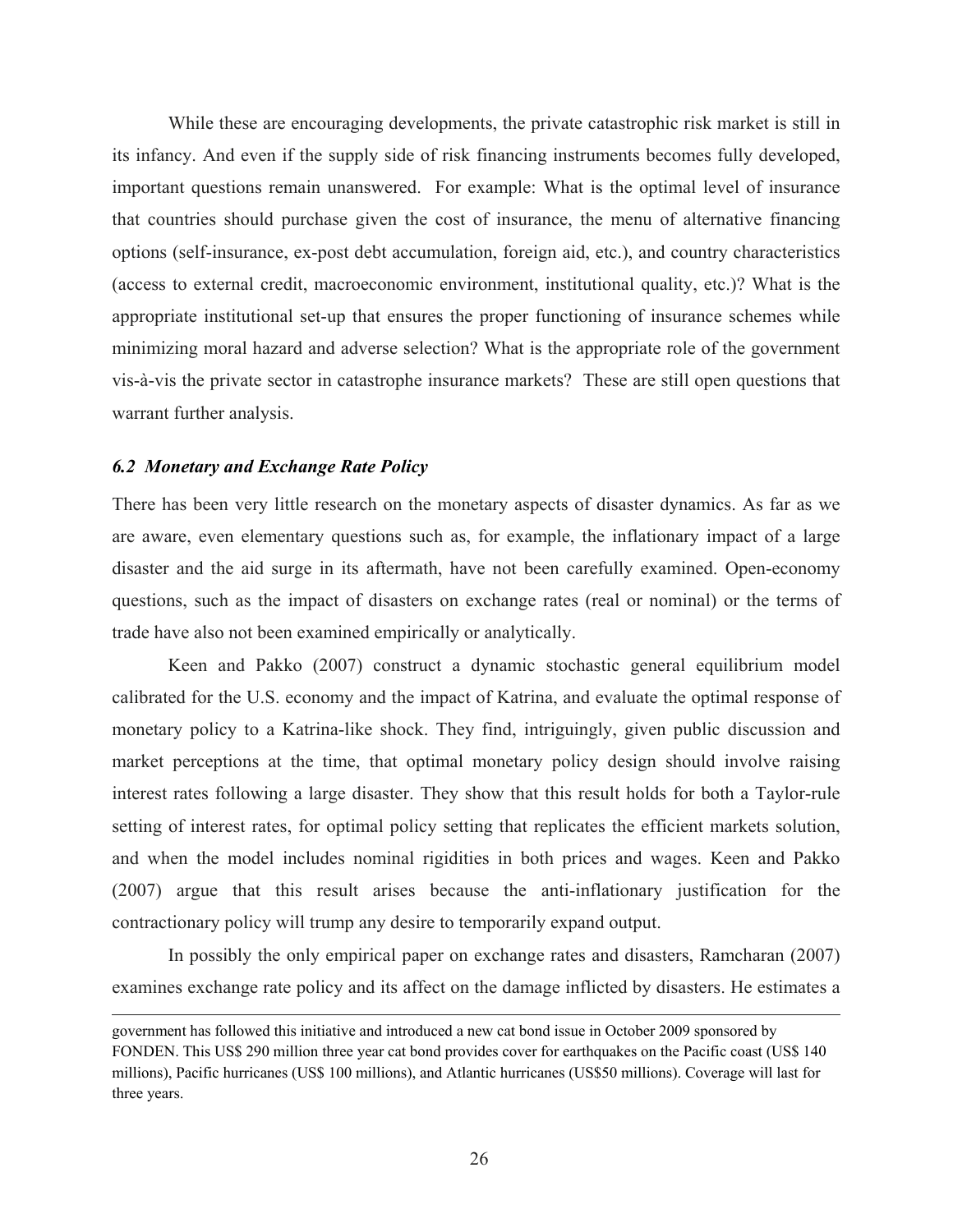While these are encouraging developments, the private catastrophic risk market is still in its infancy. And even if the supply side of risk financing instruments becomes fully developed, important questions remain unanswered. For example: What is the optimal level of insurance that countries should purchase given the cost of insurance, the menu of alternative financing options (self-insurance, ex-post debt accumulation, foreign aid, etc.), and country characteristics (access to external credit, macroeconomic environment, institutional quality, etc.)? What is the appropriate institutional set-up that ensures the proper functioning of insurance schemes while minimizing moral hazard and adverse selection? What is the appropriate role of the government vis-à-vis the private sector in catastrophe insurance markets? These are still open questions that warrant further analysis.

### *6.2 Monetary and Exchange Rate Policy*

There has been very little research on the monetary aspects of disaster dynamics. As far as we are aware, even elementary questions such as, for example, the inflationary impact of a large disaster and the aid surge in its aftermath, have not been carefully examined. Open-economy questions, such as the impact of disasters on exchange rates (real or nominal) or the terms of trade have also not been examined empirically or analytically.

Keen and Pakko (2007) construct a dynamic stochastic general equilibrium model calibrated for the U.S. economy and the impact of Katrina, and evaluate the optimal response of monetary policy to a Katrina-like shock. They find, intriguingly, given public discussion and market perceptions at the time, that optimal monetary policy design should involve raising interest rates following a large disaster. They show that this result holds for both a Taylor-rule setting of interest rates, for optimal policy setting that replicates the efficient markets solution, and when the model includes nominal rigidities in both prices and wages. Keen and Pakko (2007) argue that this result arises because the anti-inflationary justification for the contractionary policy will trump any desire to temporarily expand output.

In possibly the only empirical paper on exchange rates and disasters, Ramcharan (2007) examines exchange rate policy and its affect on the damage inflicted by disasters. He estimates a

government has followed this initiative and introduced a new cat bond issue in October 2009 sponsored by FONDEN. This US$ 290 million three year cat bond provides cover for earthquakes on the Pacific coast (US$ 140 millions), Pacific hurricanes (US$ 100 millions), and Atlantic hurricanes (US$50 millions). Coverage will last for three years.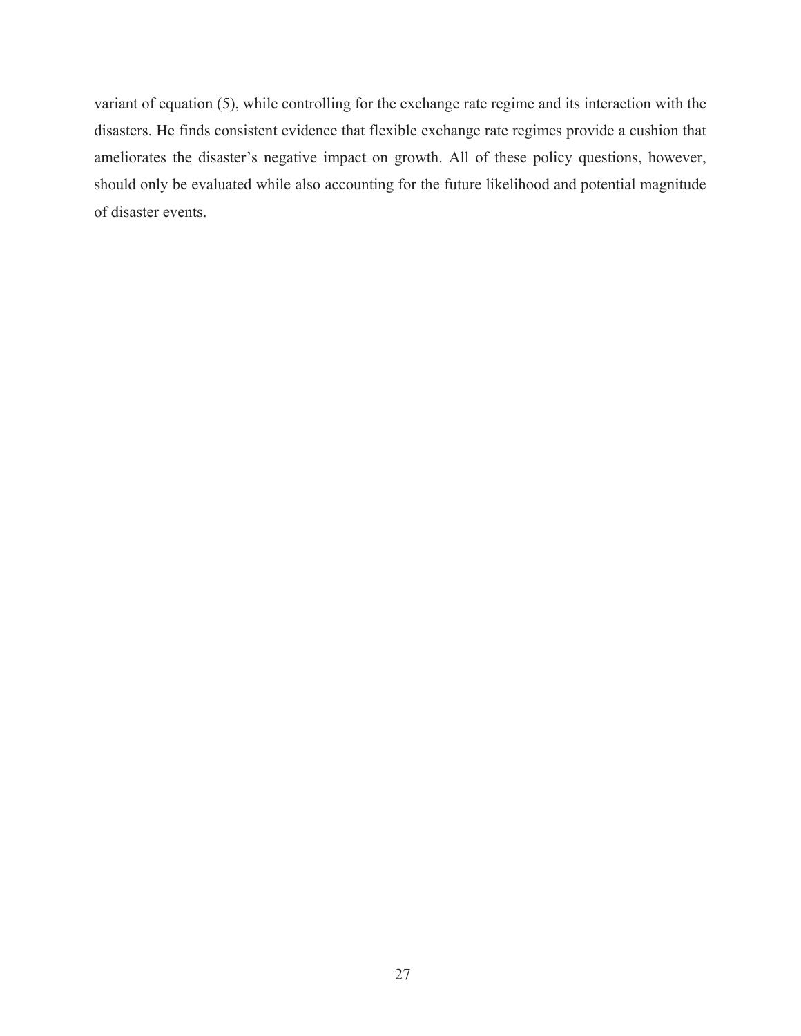variant of equation (5), while controlling for the exchange rate regime and its interaction with the disasters. He finds consistent evidence that flexible exchange rate regimes provide a cushion that ameliorates the disaster's negative impact on growth. All of these policy questions, however, should only be evaluated while also accounting for the future likelihood and potential magnitude of disaster events.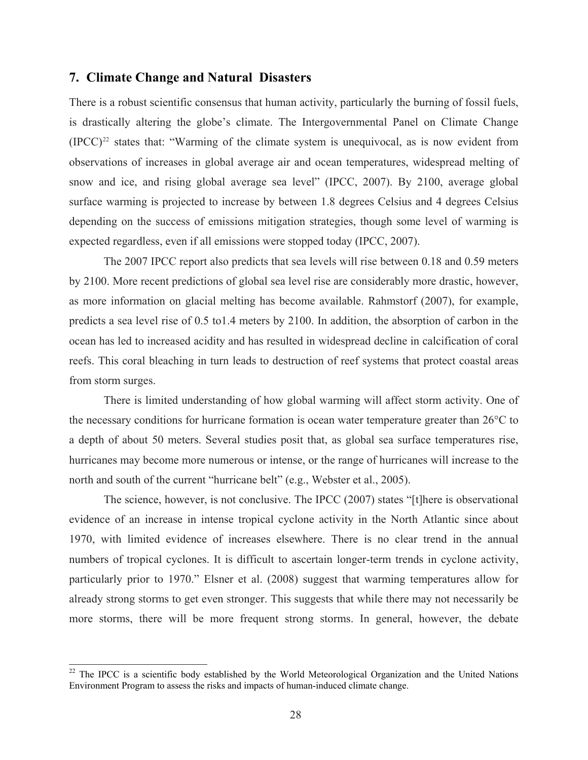## 7. Climate Change and Natural Disasters

There is a robust scientific consensus that human activity, particularly the burning of fossil fuels, is drastically altering the globe's climate. The Intergovernmental Panel on Climate Change (IPCC)[22] states that: "Warming of the climate system is unequivocal, as is now evident from observations of increases in global average air and ocean temperatures, widespread melting of snow and ice, and rising global average sea level" (IPCC, 2007). By 2100, average global surface warming is projected to increase by between 1.8 degrees Celsius and 4 degrees Celsius depending on the success of emissions mitigation strategies, though some level of warming is expected regardless, even if all emissions were stopped today (IPCC, 2007).

The 2007 IPCC report also predicts that sea levels will rise between 0.18 and 0.59 meters by 2100. More recent predictions of global sea level rise are considerably more drastic, however, as more information on glacial melting has become available. Rahmstorf (2007), for example, predicts a sea level rise of 0.5 to1.4 meters by 2100. In addition, the absorption of carbon in the ocean has led to increased acidity and has resulted in widespread decline in calcification of coral reefs. This coral bleaching in turn leads to destruction of reef systems that protect coastal areas from storm surges.

There is limited understanding of how global warming will affect storm activity. One of the necessary conditions for hurricane formation is ocean water temperature greater than 26°C to a depth of about 50 meters. Several studies posit that, as global sea surface temperatures rise, hurricanes may become more numerous or intense, or the range of hurricanes will increase to the north and south of the current "hurricane belt" (e.g., Webster et al., 2005).

The science, however, is not conclusive. The IPCC (2007) states "[t]here is observational evidence of an increase in intense tropical cyclone activity in the North Atlantic since about 1970, with limited evidence of increases elsewhere. There is no clear trend in the annual numbers of tropical cyclones. It is difficult to ascertain longer-term trends in cyclone activity, particularly prior to 1970." Elsner et al. (2008) suggest that warming temperatures allow for already strong storms to get even stronger. This suggests that while there may not necessarily be more storms, there will be more frequent strong storms. In general, however, the debate

---

[22] The IPCC is a scientific body established by the World Meteorological Organization and the United Nations Environment Program to assess the risks and impacts of human-induced climate change.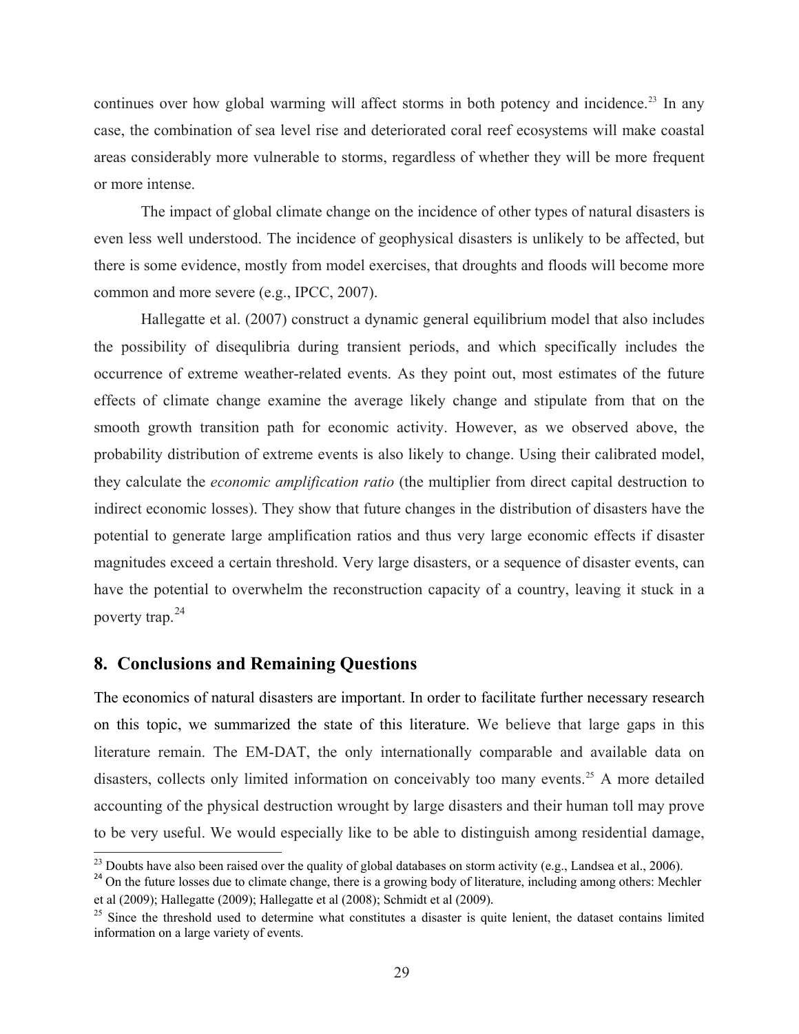continues over how global warming will affect storms in both potency and incidence.[23] In any case, the combination of sea level rise and deteriorated coral reef ecosystems will make coastal areas considerably more vulnerable to storms, regardless of whether they will be more frequent or more intense.

The impact of global climate change on the incidence of other types of natural disasters is even less well understood. The incidence of geophysical disasters is unlikely to be affected, but there is some evidence, mostly from model exercises, that droughts and floods will become more common and more severe (e.g., IPCC, 2007).

Hallegatte et al. (2007) construct a dynamic general equilibrium model that also includes the possibility of disequlibria during transient periods, and which specifically includes the occurrence of extreme weather-related events. As they point out, most estimates of the future effects of climate change examine the average likely change and stipulate from that on the smooth growth transition path for economic activity. However, as we observed above, the probability distribution of extreme events is also likely to change. Using their calibrated model, they calculate the *economic amplification ratio* (the multiplier from direct capital destruction to indirect economic losses). They show that future changes in the distribution of disasters have the potential to generate large amplification ratios and thus very large economic effects if disaster magnitudes exceed a certain threshold. Very large disasters, or a sequence of disaster events, can have the potential to overwhelm the reconstruction capacity of a country, leaving it stuck in a poverty trap.[24]

## 8. Conclusions and Remaining Questions

The economics of natural disasters are important. In order to facilitate further necessary research on this topic, we summarized the state of this literature. We believe that large gaps in this literature remain. The EM-DAT, the only internationally comparable and available data on disasters, collects only limited information on conceivably too many events.[25] A more detailed accounting of the physical destruction wrought by large disasters and their human toll may prove to be very useful. We would especially like to be able to distinguish among residential damage,

[23] Doubts have also been raised over the quality of global databases on storm activity (e.g., Landsea et al., 2006).

[24] On the future losses due to climate change, there is a growing body of literature, including among others: Mechler et al (2009); Hallegatte (2009); Hallegatte et al (2008); Schmidt et al (2009).

[25] Since the threshold used to determine what constitutes a disaster is quite lenient, the dataset contains limited information on a large variety of events.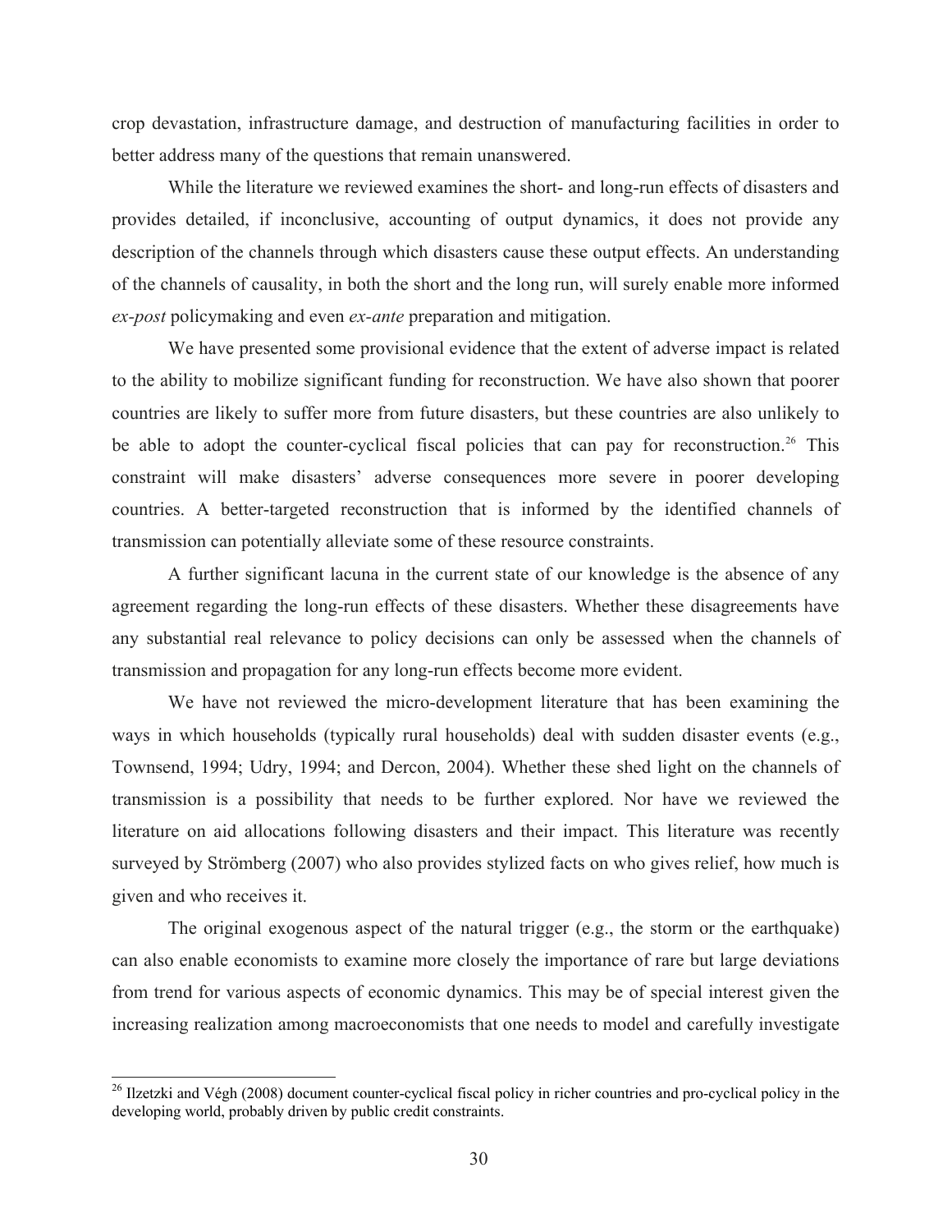crop devastation, infrastructure damage, and destruction of manufacturing facilities in order to better address many of the questions that remain unanswered.

While the literature we reviewed examines the short- and long-run effects of disasters and provides detailed, if inconclusive, accounting of output dynamics, it does not provide any description of the channels through which disasters cause these output effects. An understanding of the channels of causality, in both the short and the long run, will surely enable more informed *ex-post* policymaking and even *ex-ante* preparation and mitigation.

We have presented some provisional evidence that the extent of adverse impact is related to the ability to mobilize significant funding for reconstruction. We have also shown that poorer countries are likely to suffer more from future disasters, but these countries are also unlikely to be able to adopt the counter-cyclical fiscal policies that can pay for reconstruction.[26] This constraint will make disasters' adverse consequences more severe in poorer developing countries. A better-targeted reconstruction that is informed by the identified channels of transmission can potentially alleviate some of these resource constraints.

A further significant lacuna in the current state of our knowledge is the absence of any agreement regarding the long-run effects of these disasters. Whether these disagreements have any substantial real relevance to policy decisions can only be assessed when the channels of transmission and propagation for any long-run effects become more evident.

We have not reviewed the micro-development literature that has been examining the ways in which households (typically rural households) deal with sudden disaster events (e.g., Townsend, 1994; Udry, 1994; and Dercon, 2004). Whether these shed light on the channels of transmission is a possibility that needs to be further explored. Nor have we reviewed the literature on aid allocations following disasters and their impact. This literature was recently surveyed by Strömberg (2007) who also provides stylized facts on who gives relief, how much is given and who receives it.

The original exogenous aspect of the natural trigger (e.g., the storm or the earthquake) can also enable economists to examine more closely the importance of rare but large deviations from trend for various aspects of economic dynamics. This may be of special interest given the increasing realization among macroeconomists that one needs to model and carefully investigate

[26] Ilzetzki and Végh (2008) document counter-cyclical fiscal policy in richer countries and pro-cyclical policy in the developing world, probably driven by public credit constraints.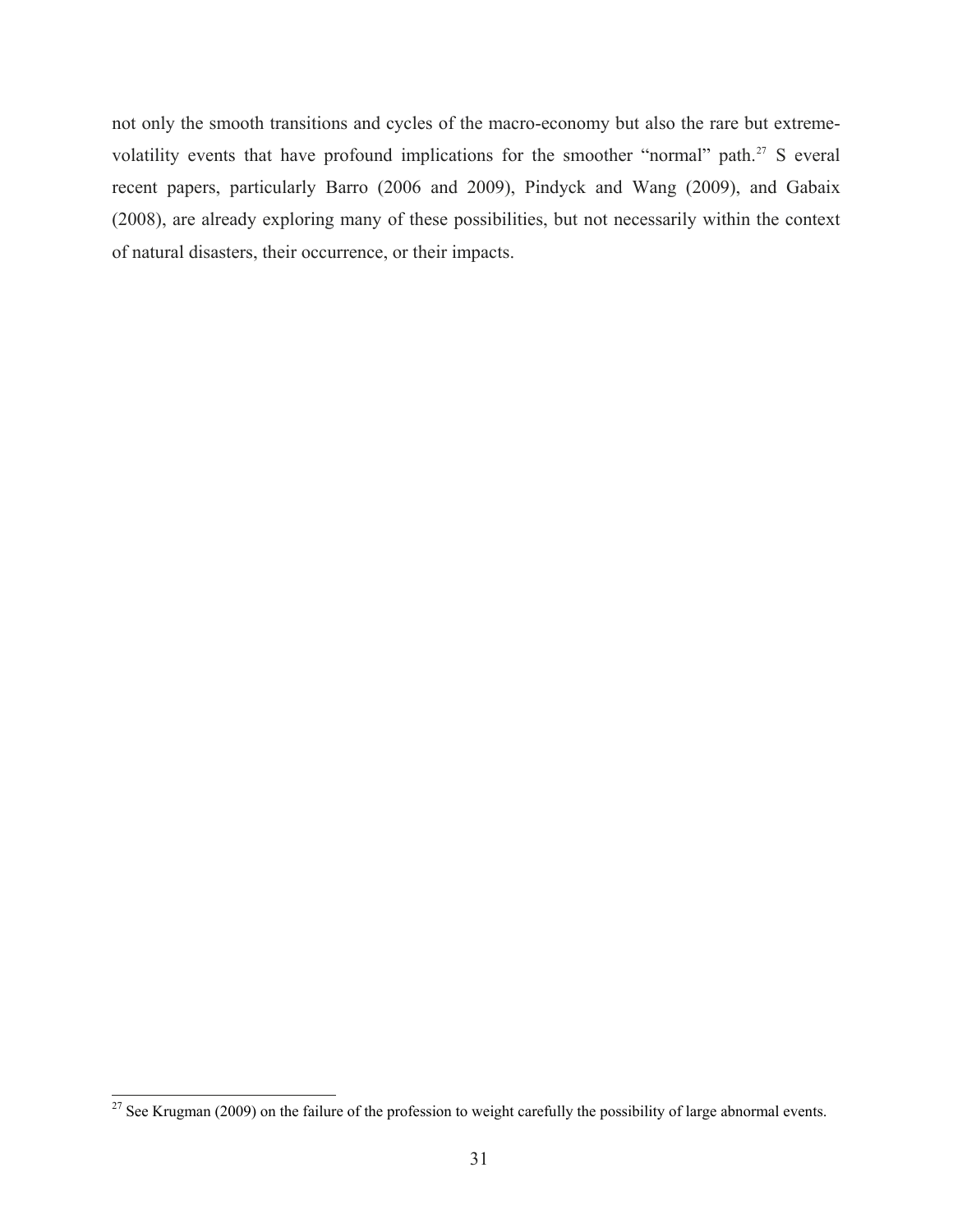not only the smooth transitions and cycles of the macro-economy but also the rare but extreme-volatility events that have profound implications for the smoother "normal" path.[27] Several recent papers, particularly Barro (2006 and 2009), Pindyck and Wang (2009), and Gabaix (2008), are already exploring many of these possibilities, but not necessarily within the context of natural disasters, their occurrence, or their impacts.

[27] See Krugman (2009) on the failure of the profession to weight carefully the possibility of large abnormal events.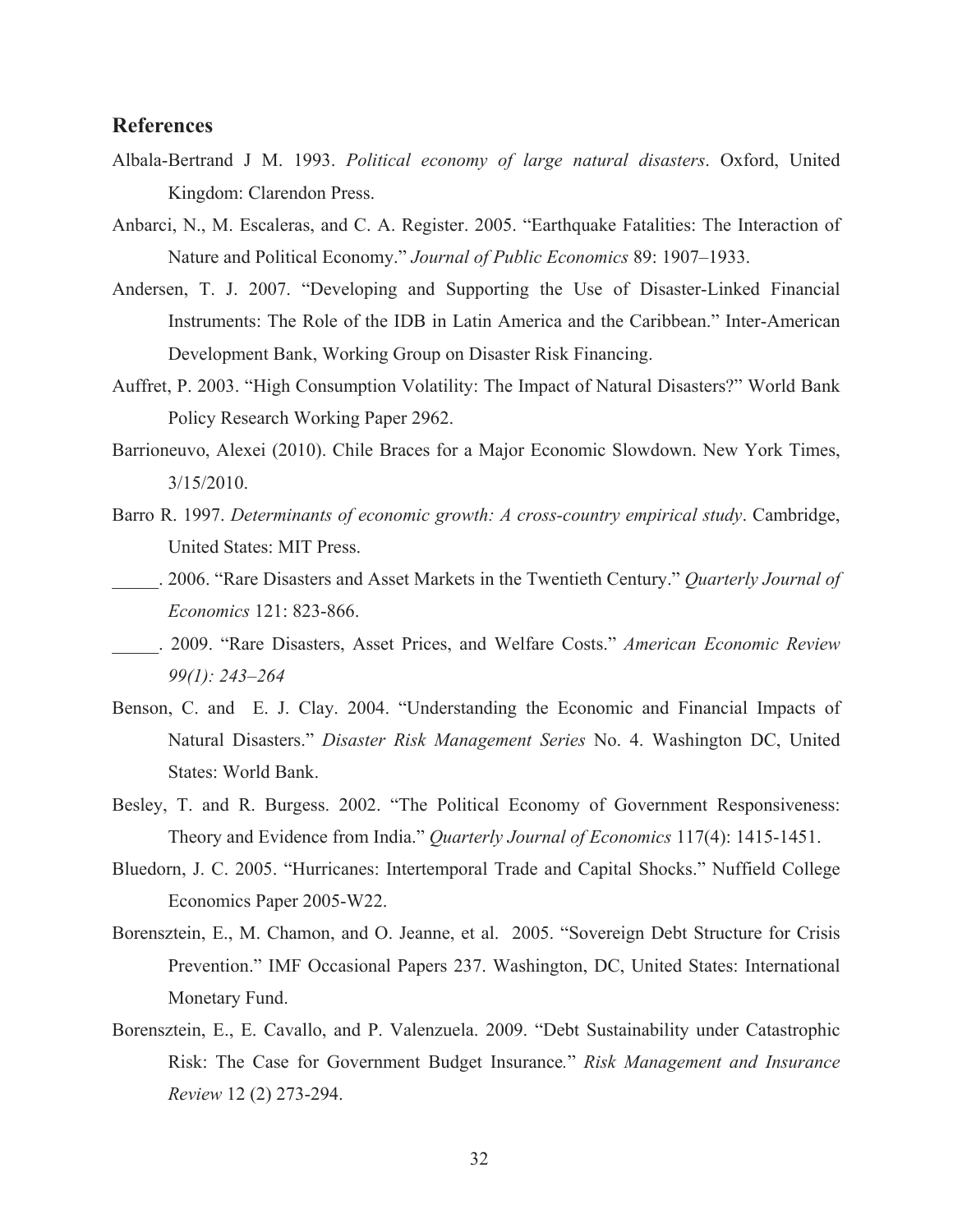## References

Albala-Bertrand J M. 1993. *Political economy of large natural disasters*. Oxford, United Kingdom: Clarendon Press.

Anbarci, N., M. Escaleras, and C. A. Register. 2005. "Earthquake Fatalities: The Interaction of Nature and Political Economy." *Journal of Public Economics* 89: 1907–1933.

Andersen, T. J. 2007. "Developing and Supporting the Use of Disaster-Linked Financial Instruments: The Role of the IDB in Latin America and the Caribbean." Inter-American Development Bank, Working Group on Disaster Risk Financing.

Auffret, P. 2003. "High Consumption Volatility: The Impact of Natural Disasters?" World Bank Policy Research Working Paper 2962.

Barrioneuvo, Alexei (2010). Chile Braces for a Major Economic Slowdown. New York Times, 3/15/2010.

Barro R. 1997. *Determinants of economic growth: A cross-country empirical study*. Cambridge, United States: MIT Press.

_____. 2006. "Rare Disasters and Asset Markets in the Twentieth Century." *Quarterly Journal of Economics* 121: 823-866.

_____. 2009. "Rare Disasters, Asset Prices, and Welfare Costs." *American Economic Review 99(1): 243–264*

Benson, C. and E. J. Clay. 2004. "Understanding the Economic and Financial Impacts of Natural Disasters." *Disaster Risk Management Series* No. 4. Washington DC, United States: World Bank.

Besley, T. and R. Burgess. 2002. "The Political Economy of Government Responsiveness: Theory and Evidence from India." *Quarterly Journal of Economics* 117(4): 1415-1451.

Bluedorn, J. C. 2005. "Hurricanes: Intertemporal Trade and Capital Shocks." Nuffield College Economics Paper 2005-W22.

Borensztein, E., M. Chamon, and O. Jeanne, et al. 2005. "Sovereign Debt Structure for Crisis Prevention." IMF Occasional Papers 237. Washington, DC, United States: International Monetary Fund.

Borensztein, E., E. Cavallo, and P. Valenzuela. 2009. "Debt Sustainability under Catastrophic Risk: The Case for Government Budget Insurance." *Risk Management and Insurance Review* 12 (2) 273-294.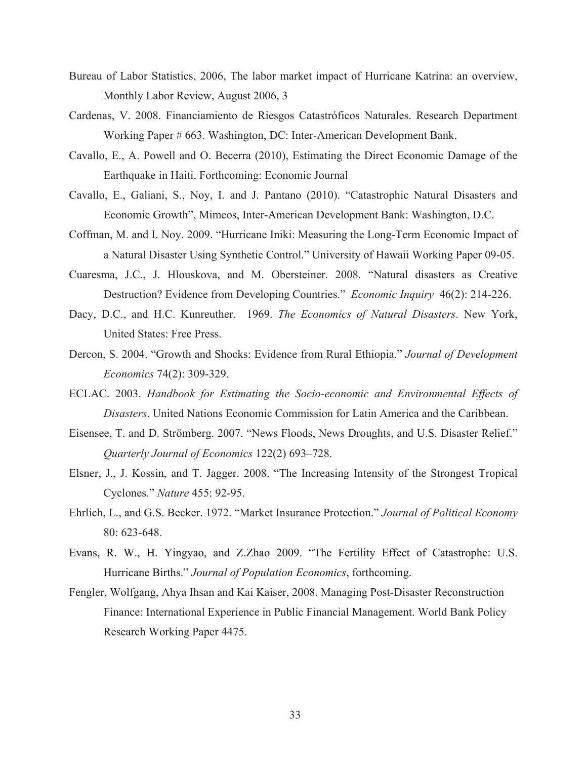Bureau of Labor Statistics, 2006, The labor market impact of Hurricane Katrina: an overview, Monthly Labor Review, August 2006, 3

Cardenas, V. 2008. Financiamiento de Riesgos Catastróficos Naturales. Research Department Working Paper # 663. Washington, DC: Inter-American Development Bank.

Cavallo, E., A. Powell and O. Becerra (2010), Estimating the Direct Economic Damage of the Earthquake in Haiti. Forthcoming: Economic Journal

Cavallo, E., Galiani, S., Noy, I. and J. Pantano (2010). "Catastrophic Natural Disasters and Economic Growth", Mimeos, Inter-American Development Bank: Washington, D.C.

Coffman, M. and I. Noy. 2009. "Hurricane Iniki: Measuring the Long-Term Economic Impact of a Natural Disaster Using Synthetic Control." University of Hawaii Working Paper 09-05.

Cuaresma, J.C., J. Hlouskova, and M. Obersteiner. 2008. "Natural disasters as Creative Destruction? Evidence from Developing Countries." *Economic Inquiry* 46(2): 214-226.

Dacy, D.C., and H.C. Kunreuther. 1969. *The Economics of Natural Disasters*. New York, United States: Free Press.

Dercon, S. 2004. "Growth and Shocks: Evidence from Rural Ethiopia." *Journal of Development Economics* 74(2): 309-329.

ECLAC. 2003. *Handbook for Estimating the Socio-economic and Environmental Effects of Disasters*. United Nations Economic Commission for Latin America and the Caribbean.

Eisensee, T. and D. Strömberg. 2007. "News Floods, News Droughts, and U.S. Disaster Relief." *Quarterly Journal of Economics* 122(2) 693–728.

Elsner, J., J. Kossin, and T. Jagger. 2008. "The Increasing Intensity of the Strongest Tropical Cyclones." *Nature* 455: 92-95.

Ehrlich, L., and G.S. Becker. 1972. "Market Insurance Protection." *Journal of Political Economy* 80: 623-648.

Evans, R. W., H. Yingyao, and Z.Zhao 2009. "The Fertility Effect of Catastrophe: U.S. Hurricane Births." *Journal of Population Economics*, forthcoming.

Fengler, Wolfgang, Ahya Ihsan and Kai Kaiser, 2008. Managing Post-Disaster Reconstruction Finance: International Experience in Public Financial Management. World Bank Policy Research Working Paper 4475.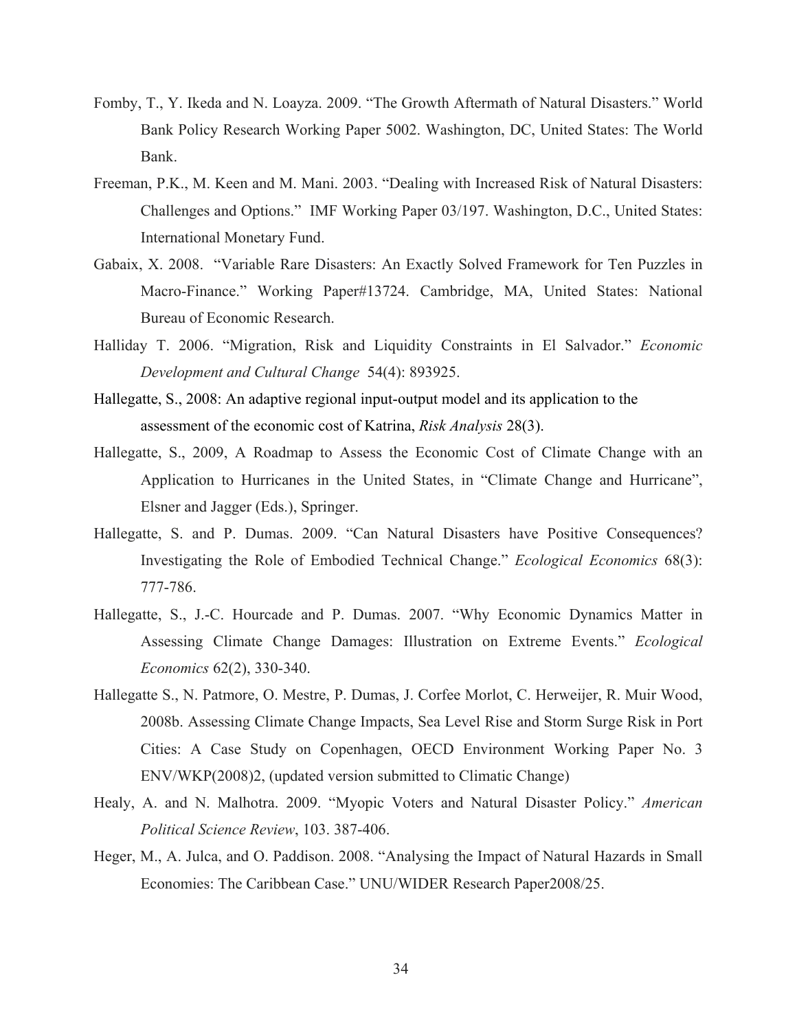Fomby, T., Y. Ikeda and N. Loayza. 2009. "The Growth Aftermath of Natural Disasters." World Bank Policy Research Working Paper 5002. Washington, DC, United States: The World Bank.

Freeman, P.K., M. Keen and M. Mani. 2003. "Dealing with Increased Risk of Natural Disasters: Challenges and Options." IMF Working Paper 03/197. Washington, D.C., United States: International Monetary Fund.

Gabaix, X. 2008. "Variable Rare Disasters: An Exactly Solved Framework for Ten Puzzles in Macro-Finance." Working Paper#13724. Cambridge, MA, United States: National Bureau of Economic Research.

Halliday T. 2006. "Migration, Risk and Liquidity Constraints in El Salvador." *Economic Development and Cultural Change* 54(4): 893925.

Hallegatte, S., 2008: An adaptive regional input-output model and its application to the assessment of the economic cost of Katrina, *Risk Analysis* 28(3).

Hallegatte, S., 2009, A Roadmap to Assess the Economic Cost of Climate Change with an Application to Hurricanes in the United States, in "Climate Change and Hurricane", Elsner and Jagger (Eds.), Springer.

Hallegatte, S. and P. Dumas. 2009. "Can Natural Disasters have Positive Consequences? Investigating the Role of Embodied Technical Change." *Ecological Economics* 68(3): 777-786.

Hallegatte, S., J.-C. Hourcade and P. Dumas. 2007. "Why Economic Dynamics Matter in Assessing Climate Change Damages: Illustration on Extreme Events." *Ecological Economics* 62(2), 330-340.

Hallegatte S., N. Patmore, O. Mestre, P. Dumas, J. Corfee Morlot, C. Herweijer, R. Muir Wood, 2008b. Assessing Climate Change Impacts, Sea Level Rise and Storm Surge Risk in Port Cities: A Case Study on Copenhagen, OECD Environment Working Paper No. 3 ENV/WKP(2008)2, (updated version submitted to Climatic Change)

Healy, A. and N. Malhotra. 2009. "Myopic Voters and Natural Disaster Policy." *American Political Science Review*, 103. 387-406.

Heger, M., A. Julca, and O. Paddison. 2008. "Analysing the Impact of Natural Hazards in Small Economies: The Caribbean Case." UNU/WIDER Research Paper2008/25.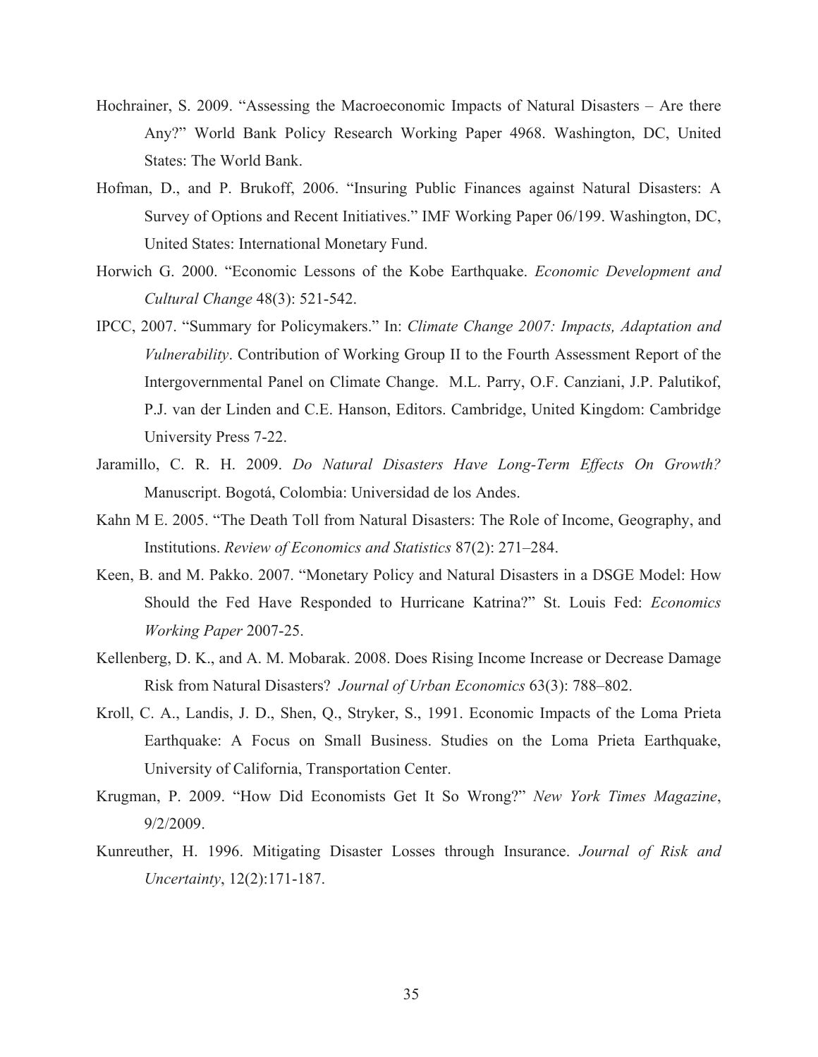Hochrainer, S. 2009. "Assessing the Macroeconomic Impacts of Natural Disasters – Are there Any?" World Bank Policy Research Working Paper 4968. Washington, DC, United States: The World Bank.

Hofman, D., and P. Brukoff, 2006. "Insuring Public Finances against Natural Disasters: A Survey of Options and Recent Initiatives." IMF Working Paper 06/199. Washington, DC, United States: International Monetary Fund.

Horwich G. 2000. "Economic Lessons of the Kobe Earthquake. *Economic Development and Cultural Change* 48(3): 521-542.

IPCC, 2007. "Summary for Policymakers." In: *Climate Change 2007: Impacts, Adaptation and Vulnerability*. Contribution of Working Group II to the Fourth Assessment Report of the Intergovernmental Panel on Climate Change. M.L. Parry, O.F. Canziani, J.P. Palutikof, P.J. van der Linden and C.E. Hanson, Editors. Cambridge, United Kingdom: Cambridge University Press 7-22.

Jaramillo, C. R. H. 2009. *Do Natural Disasters Have Long-Term Effects On Growth?* Manuscript. Bogotá, Colombia: Universidad de los Andes.

Kahn M E. 2005. "The Death Toll from Natural Disasters: The Role of Income, Geography, and Institutions. *Review of Economics and Statistics* 87(2): 271–284.

Keen, B. and M. Pakko. 2007. "Monetary Policy and Natural Disasters in a DSGE Model: How Should the Fed Have Responded to Hurricane Katrina?" St. Louis Fed: *Economics Working Paper* 2007-25.

Kellenberg, D. K., and A. M. Mobarak. 2008. Does Rising Income Increase or Decrease Damage Risk from Natural Disasters? *Journal of Urban Economics* 63(3): 788–802.

Kroll, C. A., Landis, J. D., Shen, Q., Stryker, S., 1991. Economic Impacts of the Loma Prieta Earthquake: A Focus on Small Business. Studies on the Loma Prieta Earthquake, University of California, Transportation Center.

Krugman, P. 2009. "How Did Economists Get It So Wrong?" *New York Times Magazine*, 9/2/2009.

Kunreuther, H. 1996. Mitigating Disaster Losses through Insurance. *Journal of Risk and Uncertainty*, 12(2):171-187.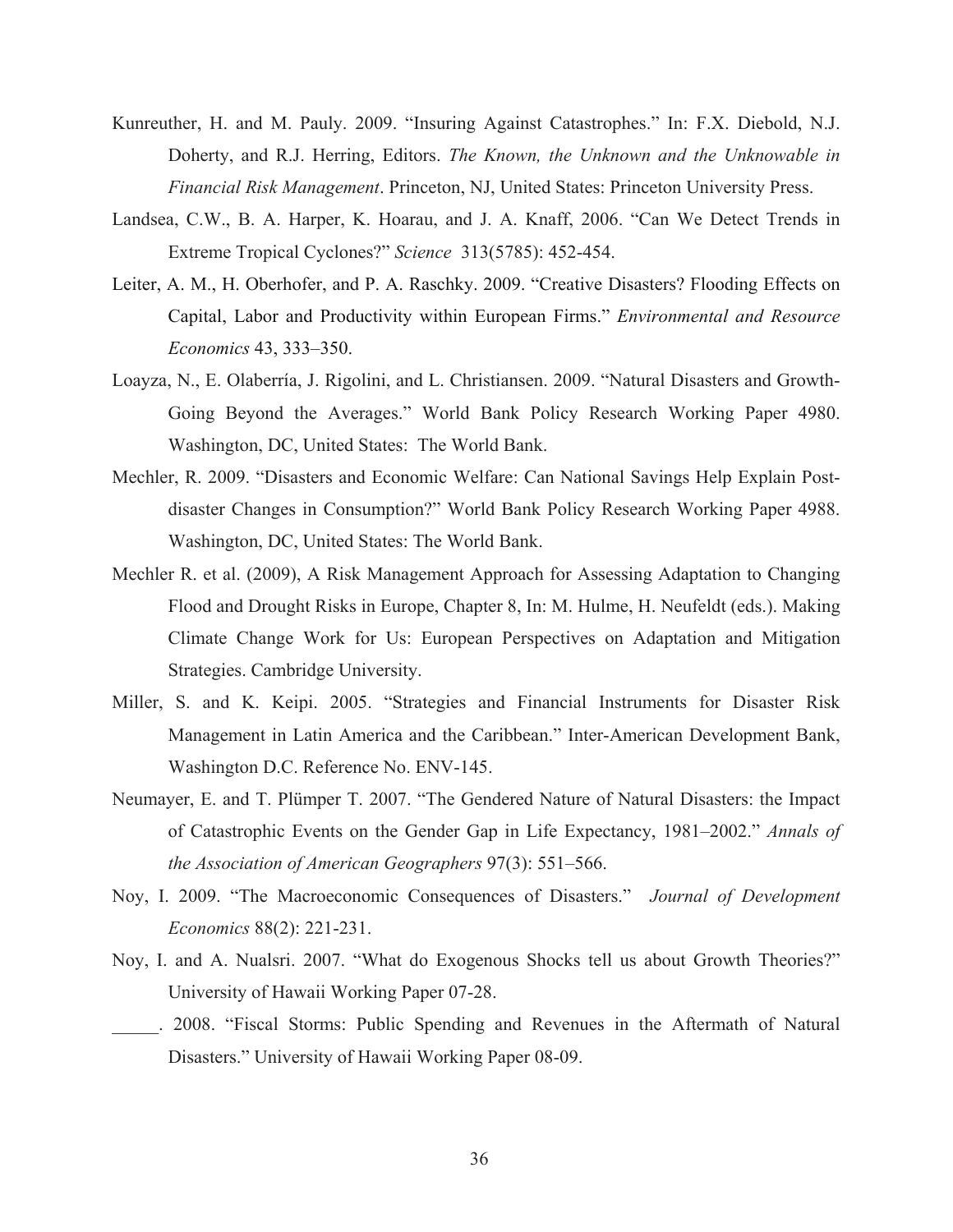Kunreuther, H. and M. Pauly. 2009. "Insuring Against Catastrophes." In: F.X. Diebold, N.J. Doherty, and R.J. Herring, Editors. *The Known, the Unknown and the Unknowable in Financial Risk Management*. Princeton, NJ, United States: Princeton University Press.

Landsea, C.W., B. A. Harper, K. Hoarau, and J. A. Knaff, 2006. "Can We Detect Trends in Extreme Tropical Cyclones?" *Science* 313(5785): 452-454.

Leiter, A. M., H. Oberhofer, and P. A. Raschky. 2009. "Creative Disasters? Flooding Effects on Capital, Labor and Productivity within European Firms." *Environmental and Resource Economics* 43, 333–350.

Loayza, N., E. Olaberría, J. Rigolini, and L. Christiansen. 2009. "Natural Disasters and Growth-Going Beyond the Averages." World Bank Policy Research Working Paper 4980. Washington, DC, United States: The World Bank.

Mechler, R. 2009. "Disasters and Economic Welfare: Can National Savings Help Explain Post-disaster Changes in Consumption?" World Bank Policy Research Working Paper 4988. Washington, DC, United States: The World Bank.

Mechler R. et al. (2009), A Risk Management Approach for Assessing Adaptation to Changing Flood and Drought Risks in Europe, Chapter 8, In: M. Hulme, H. Neufeldt (eds.). Making Climate Change Work for Us: European Perspectives on Adaptation and Mitigation Strategies. Cambridge University.

Miller, S. and K. Keipi. 2005. "Strategies and Financial Instruments for Disaster Risk Management in Latin America and the Caribbean." Inter-American Development Bank, Washington D.C. Reference No. ENV-145.

Neumayer, E. and T. Plümper T. 2007. "The Gendered Nature of Natural Disasters: the Impact of Catastrophic Events on the Gender Gap in Life Expectancy, 1981–2002." *Annals of the Association of American Geographers* 97(3): 551–566.

Noy, I. 2009. "The Macroeconomic Consequences of Disasters." *Journal of Development Economics* 88(2): 221-231.

Noy, I. and A. Nualsri. 2007. "What do Exogenous Shocks tell us about Growth Theories?" University of Hawaii Working Paper 07-28.

_____. 2008. "Fiscal Storms: Public Spending and Revenues in the Aftermath of Natural Disasters." University of Hawaii Working Paper 08-09.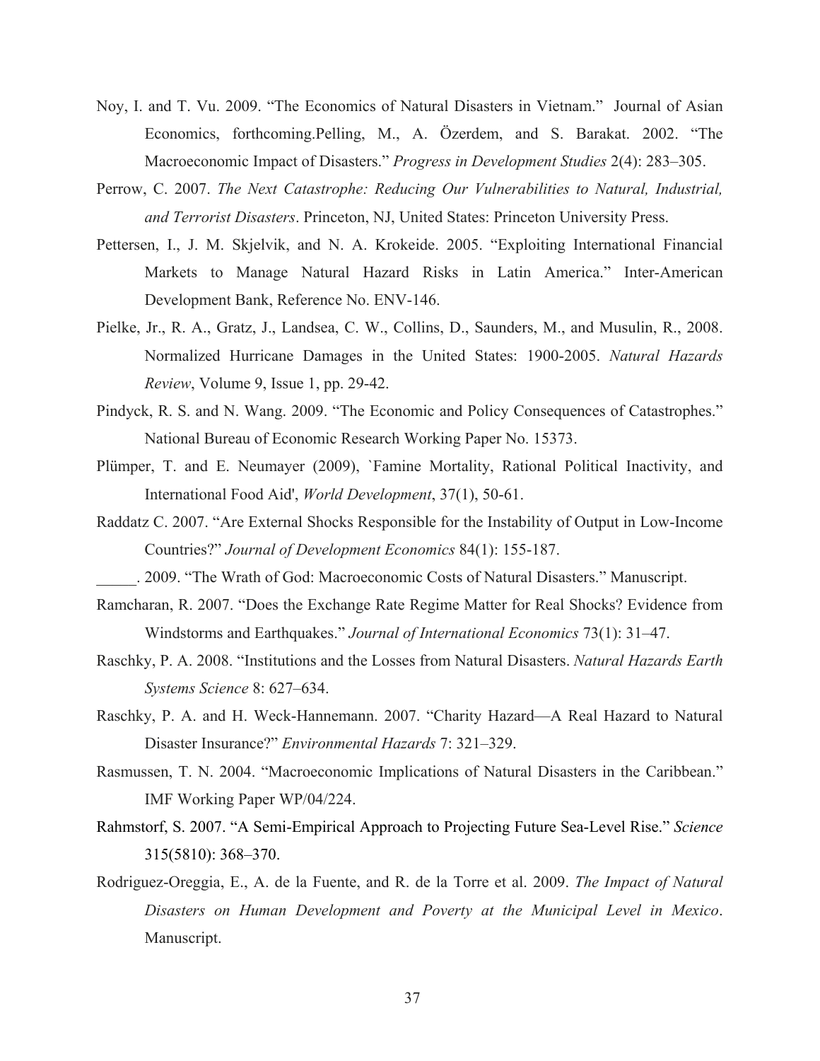Noy, I. and T. Vu. 2009. "The Economics of Natural Disasters in Vietnam." Journal of Asian Economics, forthcoming.Pelling, M., A. Özerdem, and S. Barakat. 2002. "The Macroeconomic Impact of Disasters." *Progress in Development Studies* 2(4): 283–305.

Perrow, C. 2007. *The Next Catastrophe: Reducing Our Vulnerabilities to Natural, Industrial, and Terrorist Disasters*. Princeton, NJ, United States: Princeton University Press.

Pettersen, I., J. M. Skjelvik, and N. A. Krokeide. 2005. "Exploiting International Financial Markets to Manage Natural Hazard Risks in Latin America." Inter-American Development Bank, Reference No. ENV-146.

Pielke, Jr., R. A., Gratz, J., Landsea, C. W., Collins, D., Saunders, M., and Musulin, R., 2008. Normalized Hurricane Damages in the United States: 1900-2005. *Natural Hazards Review*, Volume 9, Issue 1, pp. 29-42.

Pindyck, R. S. and N. Wang. 2009. "The Economic and Policy Consequences of Catastrophes." National Bureau of Economic Research Working Paper No. 15373.

Plümper, T. and E. Neumayer (2009), `Famine Mortality, Rational Political Inactivity, and International Food Aid', *World Development*, 37(1), 50-61.

Raddatz C. 2007. "Are External Shocks Responsible for the Instability of Output in Low-Income Countries?" *Journal of Development Economics* 84(1): 155-187.

_____. 2009. "The Wrath of God: Macroeconomic Costs of Natural Disasters." Manuscript.

Ramcharan, R. 2007. "Does the Exchange Rate Regime Matter for Real Shocks? Evidence from Windstorms and Earthquakes." *Journal of International Economics* 73(1): 31–47.

Raschky, P. A. 2008. "Institutions and the Losses from Natural Disasters. *Natural Hazards Earth Systems Science* 8: 627–634.

Raschky, P. A. and H. Weck-Hannemann. 2007. "Charity Hazard—A Real Hazard to Natural Disaster Insurance?" *Environmental Hazards* 7: 321–329.

Rasmussen, T. N. 2004. "Macroeconomic Implications of Natural Disasters in the Caribbean." IMF Working Paper WP/04/224.

Rahmstorf, S. 2007. "A Semi-Empirical Approach to Projecting Future Sea-Level Rise." *Science* 315(5810): 368–370.

Rodriguez-Oreggia, E., A. de la Fuente, and R. de la Torre et al. 2009. *The Impact of Natural Disasters on Human Development and Poverty at the Municipal Level in Mexico*. Manuscript.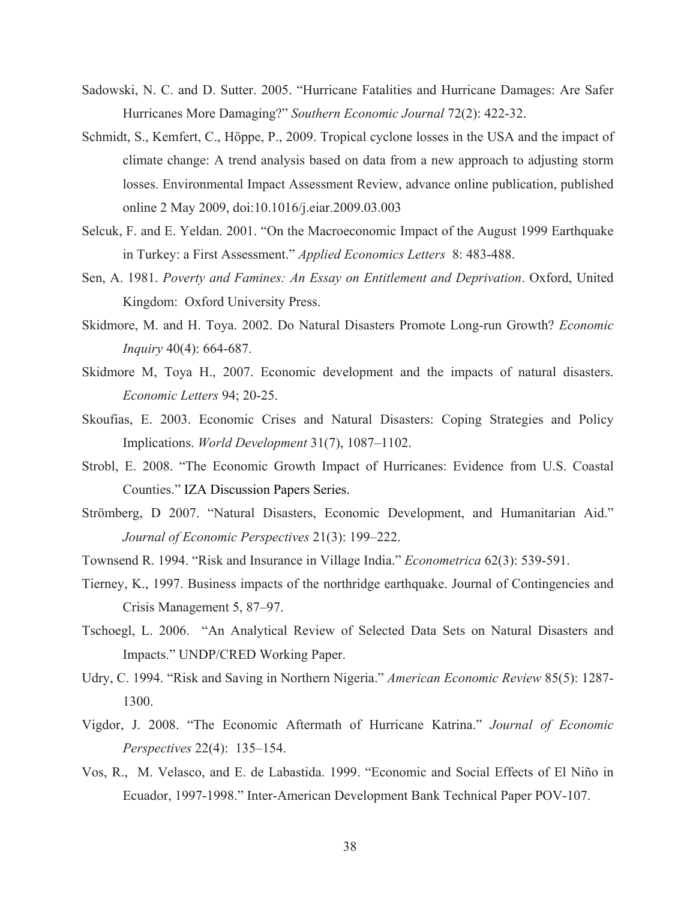Sadowski, N. C. and D. Sutter. 2005. "Hurricane Fatalities and Hurricane Damages: Are Safer Hurricanes More Damaging?" *Southern Economic Journal* 72(2): 422-32.

Schmidt, S., Kemfert, C., Höppe, P., 2009. Tropical cyclone losses in the USA and the impact of climate change: A trend analysis based on data from a new approach to adjusting storm losses. Environmental Impact Assessment Review, advance online publication, published online 2 May 2009, doi:10.1016/j.eiar.2009.03.003

Selcuk, F. and E. Yeldan. 2001. "On the Macroeconomic Impact of the August 1999 Earthquake in Turkey: a First Assessment." *Applied Economics Letters* 8: 483-488.

Sen, A. 1981. *Poverty and Famines: An Essay on Entitlement and Deprivation*. Oxford, United Kingdom: Oxford University Press.

Skidmore, M. and H. Toya. 2002. Do Natural Disasters Promote Long-run Growth? *Economic Inquiry* 40(4): 664-687.

Skidmore M, Toya H., 2007. Economic development and the impacts of natural disasters. *Economic Letters* 94; 20-25.

Skoufias, E. 2003. Economic Crises and Natural Disasters: Coping Strategies and Policy Implications. *World Development* 31(7), 1087–1102.

Strobl, E. 2008. "The Economic Growth Impact of Hurricanes: Evidence from U.S. Coastal Counties." IZA Discussion Papers Series.

Strömberg, D 2007. "Natural Disasters, Economic Development, and Humanitarian Aid." *Journal of Economic Perspectives* 21(3): 199–222.

Townsend R. 1994. "Risk and Insurance in Village India." *Econometrica* 62(3): 539-591.

Tierney, K., 1997. Business impacts of the northridge earthquake. Journal of Contingencies and Crisis Management 5, 87–97.

Tschoegl, L. 2006. "An Analytical Review of Selected Data Sets on Natural Disasters and Impacts." UNDP/CRED Working Paper.

Udry, C. 1994. "Risk and Saving in Northern Nigeria." *American Economic Review* 85(5): 1287-1300.

Vigdor, J. 2008. "The Economic Aftermath of Hurricane Katrina." *Journal of Economic Perspectives* 22(4): 135–154.

Vos, R., M. Velasco, and E. de Labastida. 1999. "Economic and Social Effects of El Niño in Ecuador, 1997-1998." Inter-American Development Bank Technical Paper POV-107.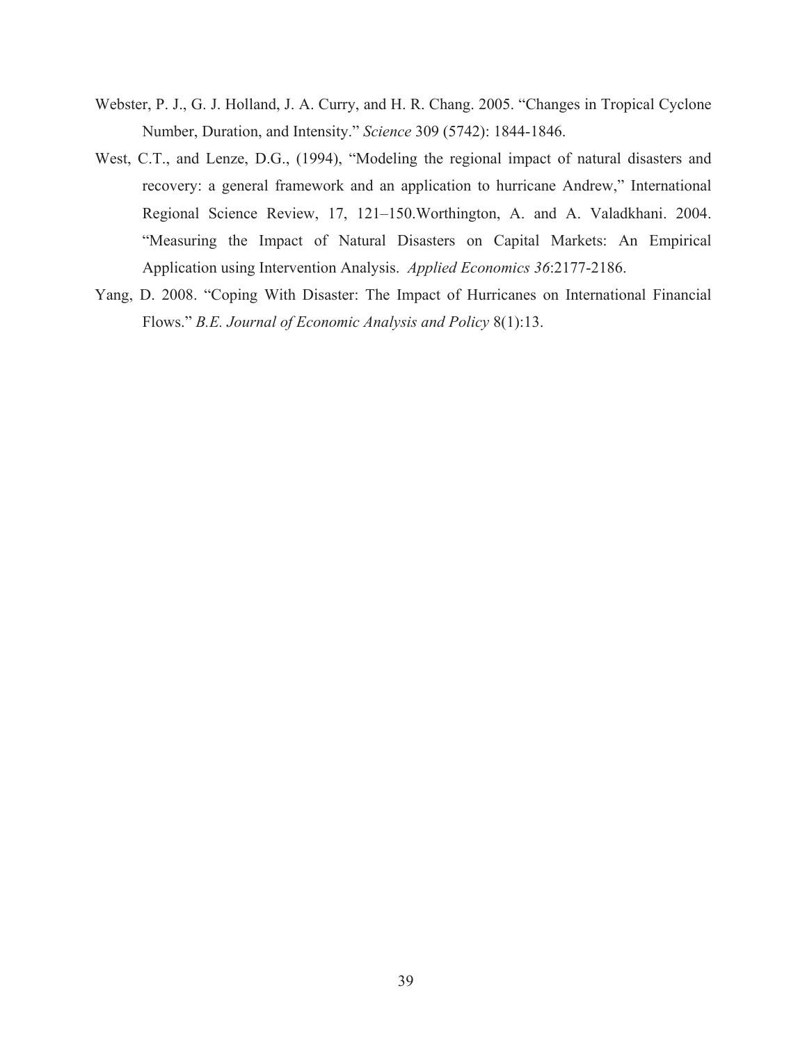Webster, P. J., G. J. Holland, J. A. Curry, and H. R. Chang. 2005. "Changes in Tropical Cyclone Number, Duration, and Intensity." *Science* 309 (5742): 1844-1846.

West, C.T., and Lenze, D.G., (1994), "Modeling the regional impact of natural disasters and recovery: a general framework and an application to hurricane Andrew," International Regional Science Review, 17, 121–150.Worthington, A. and A. Valadkhani. 2004. "Measuring the Impact of Natural Disasters on Capital Markets: An Empirical Application using Intervention Analysis. *Applied Economics 36*:2177-2186.

Yang, D. 2008. "Coping With Disaster: The Impact of Hurricanes on International Financial Flows." *B.E. Journal of Economic Analysis and Policy* 8(1):13.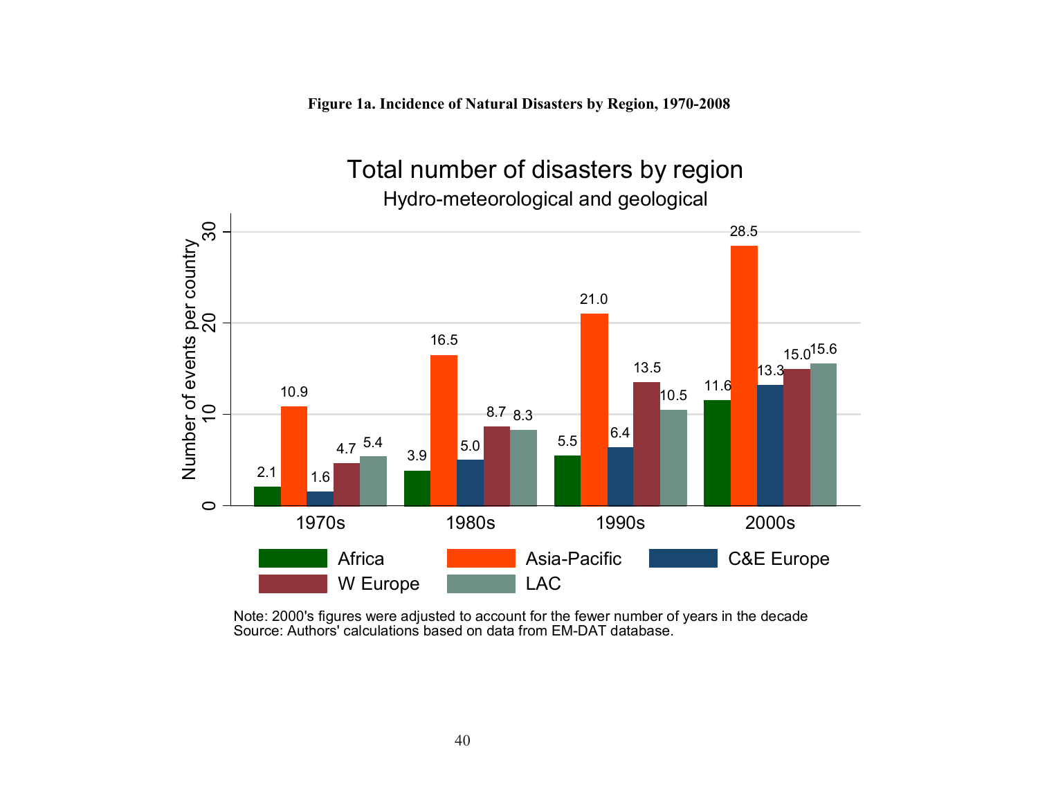**Figure 1a. Incidence of Natural Disasters by Region, 1970-2008**

Total number of disasters by region

Hydro-meteorological and geological

Number of events per country

0
10
20
30

1970s
2.1
10.9
1.6
4.7
5.4

1980s
3.9
16.5
5.0
8.7
8.3

1990s
5.5
21.0
6.4
13.5
10.5

2000s
11.6
28.5
13.3
15.0
15.6

Africa
Asia-Pacific
C&E Europe
W Europe
LAC

Note: 2000's figures were adjusted to account for the fewer number of years in the decade
Source: Authors' calculations based on data from EM-DAT database.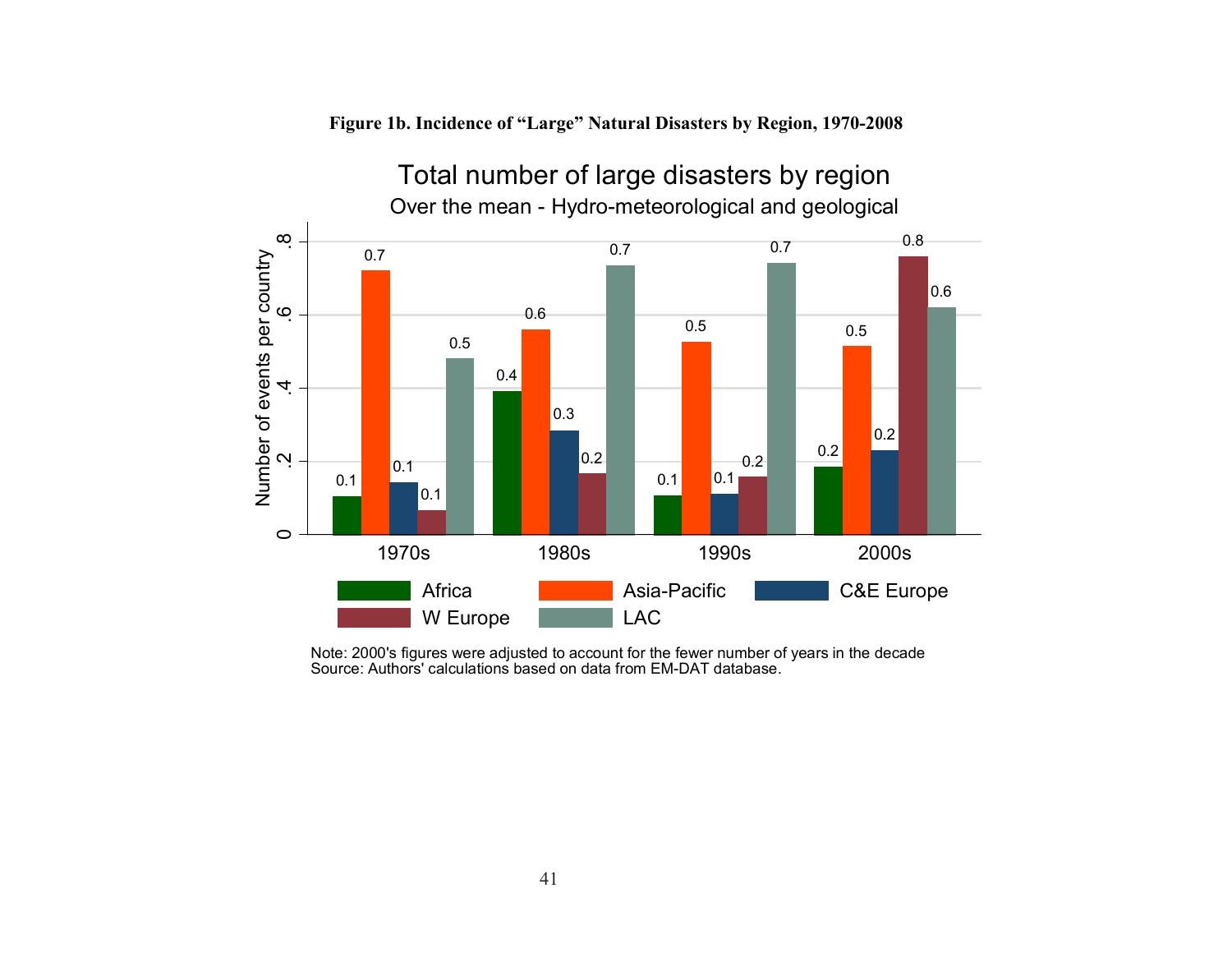**Figure 1b. Incidence of "Large" Natural Disasters by Region, 1970-2008**

Total number of large disasters by region

Over the mean - Hydro-meteorological and geological

Number of events per country

0
.2
.4
.6
.8

1970s: 0.1, 0.7, 0.1, 0.1, 0.5

1980s: 0.4, 0.6, 0.3, 0.2, 0.7

1990s: 0.1, 0.5, 0.1, 0.2, 0.7

2000s: 0.2, 0.5, 0.2, 0.8, 0.6

Africa
Asia-Pacific
C&E Europe
W Europe
LAC

Note: 2000's figures were adjusted to account for the fewer number of years in the decade
Source: Authors' calculations based on data from EM-DAT database.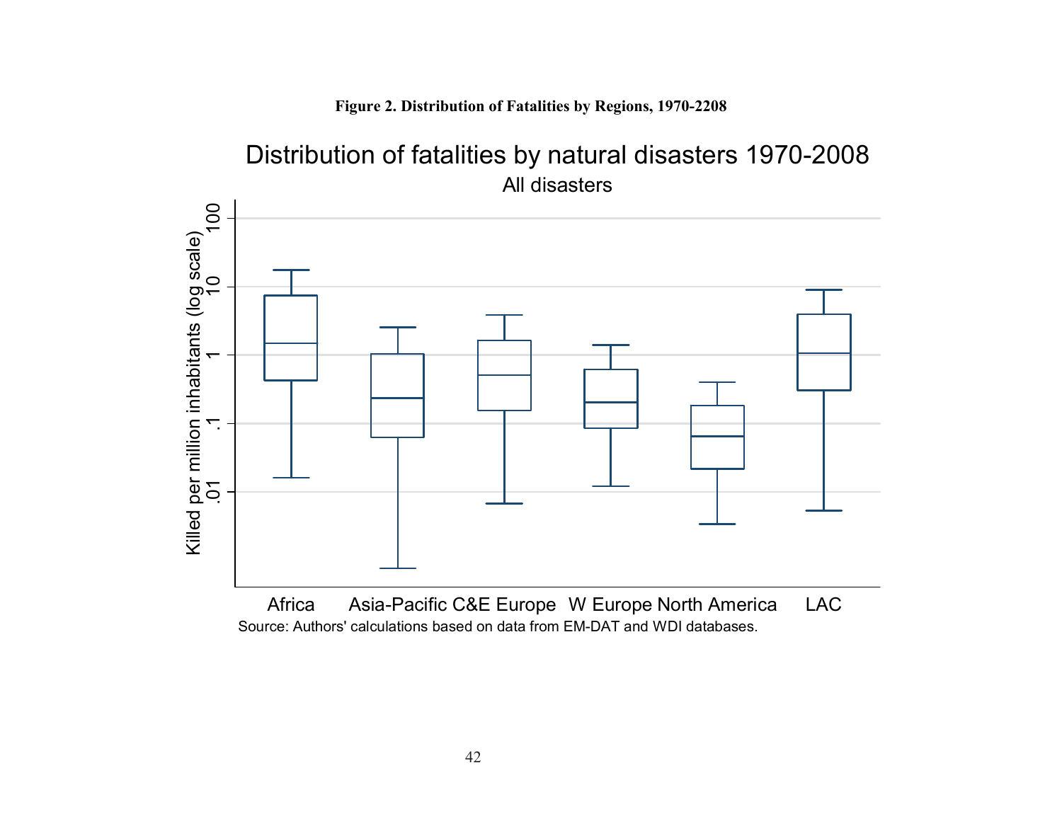**Figure 2. Distribution of Fatalities by Regions, 1970-2208**

Distribution of fatalities by natural disasters 1970-2008

All disasters

Killed per million inhabitants (log scale)

100

10

1

.1

.01

Africa

Asia-Pacific

C&E Europe

W Europe

North America

LAC

Source: Authors' calculations based on data from EM-DAT and WDI databases.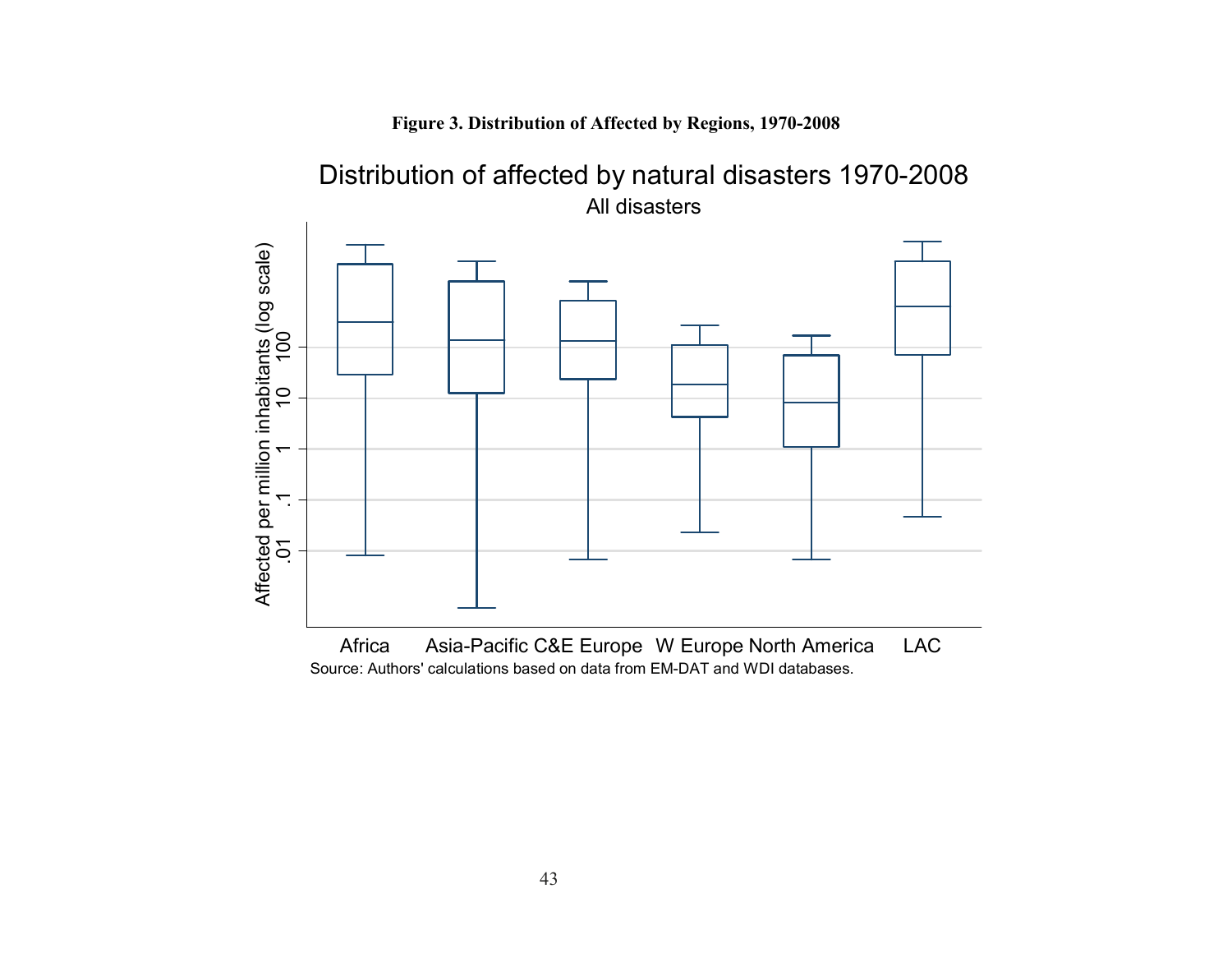**Figure 3. Distribution of Affected by Regions, 1970-2008**

Distribution of affected by natural disasters 1970-2008

All disasters

Affected per million inhabitants (log scale)

.01

.1

1

10

100

Africa

Asia-Pacific

C&E Europe

W Europe

North America

LAC

Source: Authors' calculations based on data from EM-DAT and WDI databases.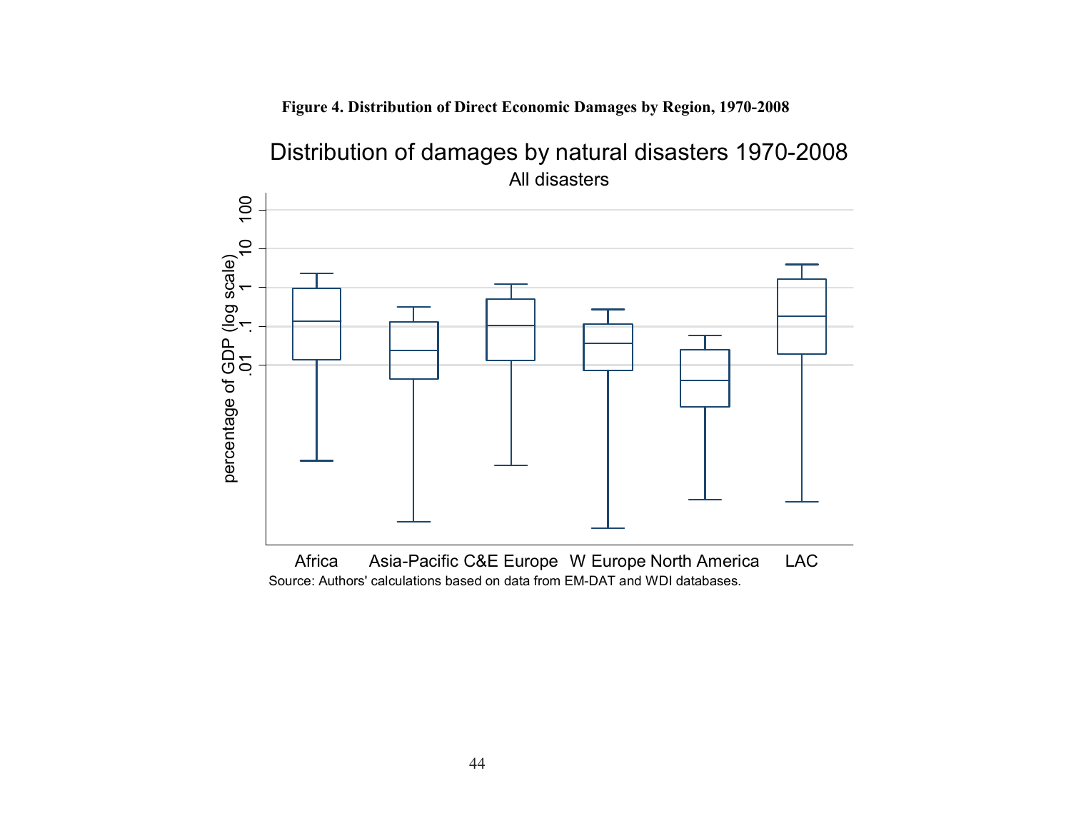**Figure 4. Distribution of Direct Economic Damages by Region, 1970-2008**

Distribution of damages by natural disasters 1970-2008

All disasters

percentage of GDP (log scale)

100
10
1
.1
.01

Africa
Asia-Pacific
C&E Europe
W Europe
North America
LAC

Source: Authors' calculations based on data from EM-DAT and WDI databases.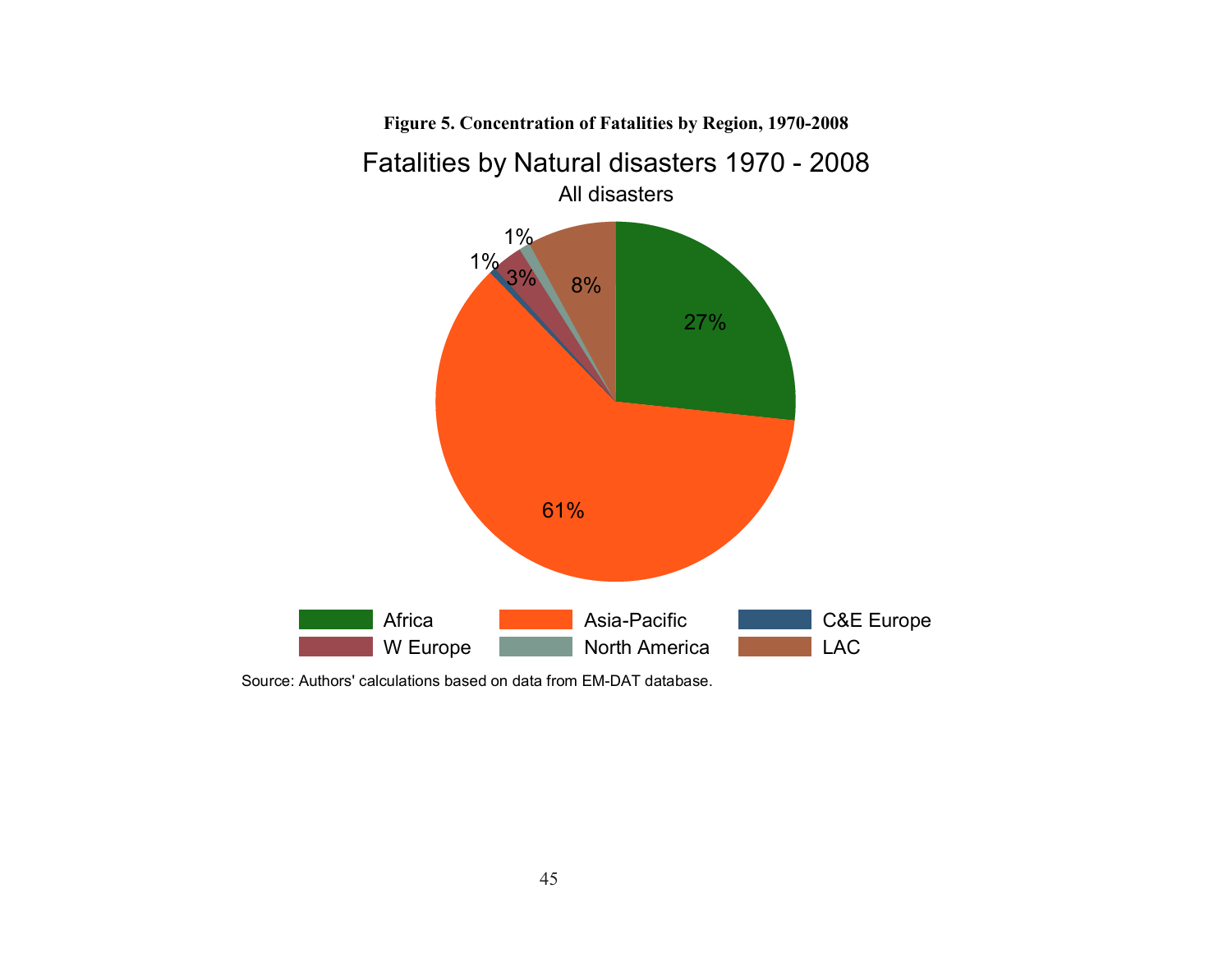**Figure 5. Concentration of Fatalities by Region, 1970-2008**

Fatalities by Natural disasters 1970 - 2008

All disasters

| Region | Share |
| --- | --- |
| Africa | 27% |
| Asia-Pacific | 61% |
| C&E Europe | 1% |
| W Europe | 3% |
| North America | 1% |
| LAC | 8% |

Source: Authors' calculations based on data from EM-DAT database.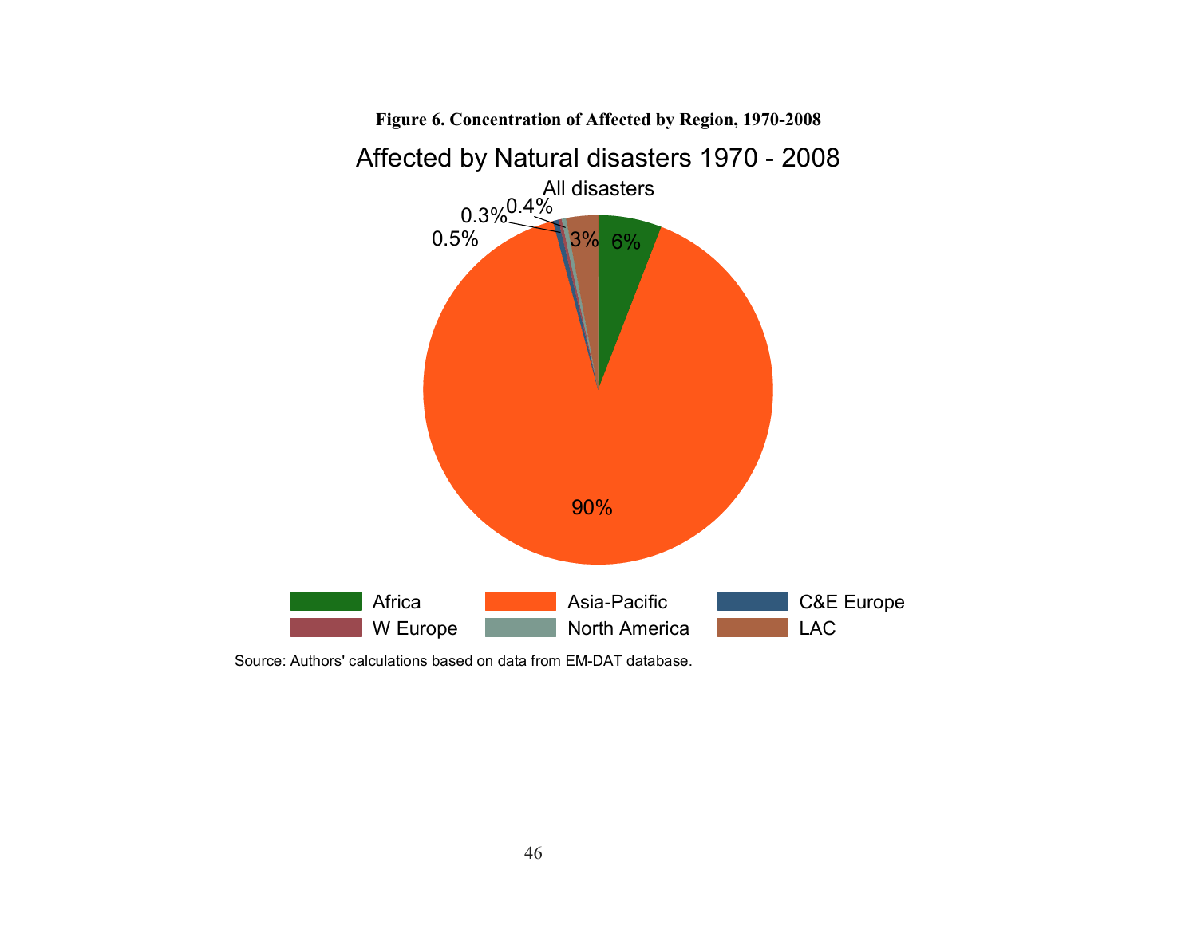**Figure 6. Concentration of Affected by Region, 1970-2008**

Affected by Natural disasters 1970 - 2008

All disasters

0.4%
0.3%
0.5%
3%
6%
90%

Africa
Asia-Pacific
C&E Europe
W Europe
North America
LAC

Source: Authors' calculations based on data from EM-DAT database.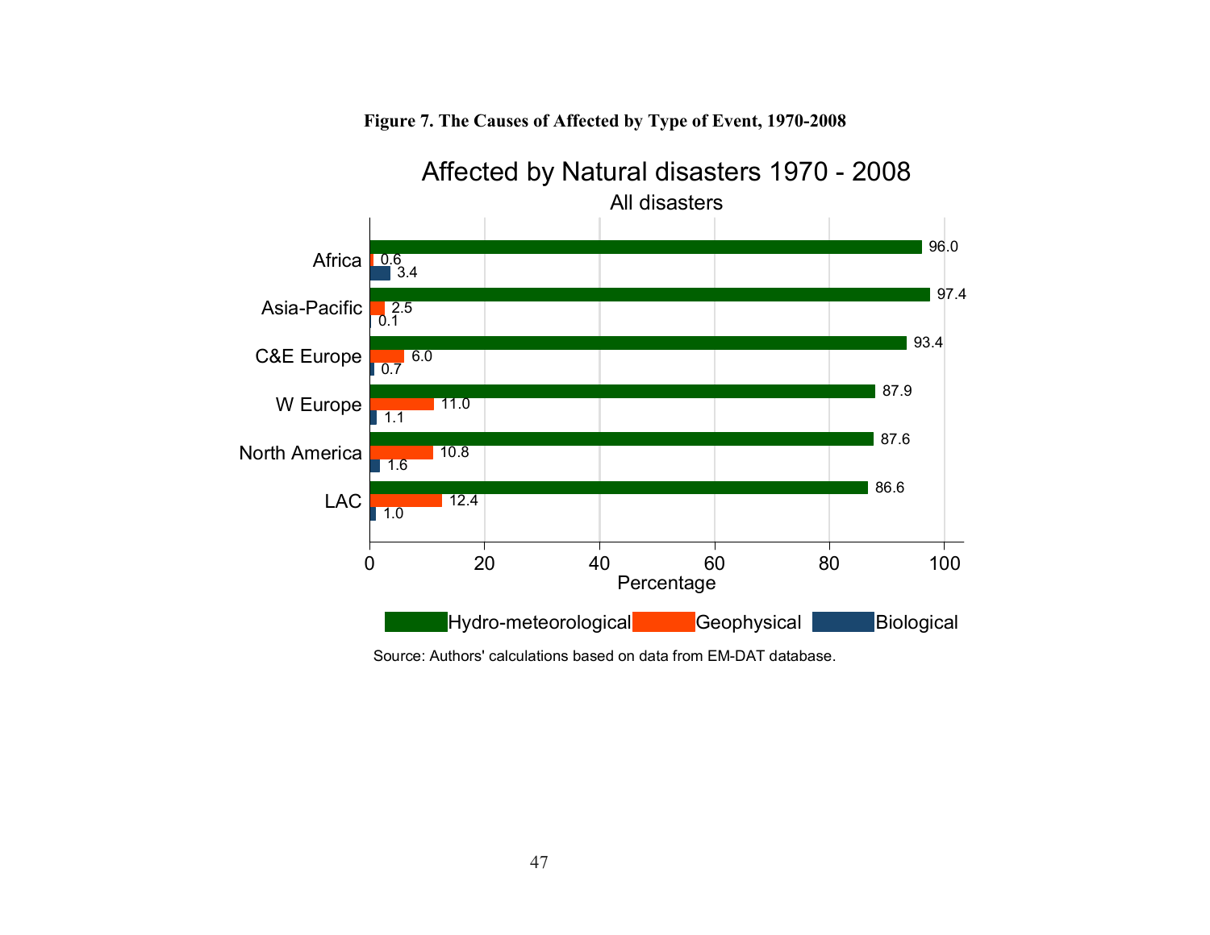**Figure 7. The Causes of Affected by Type of Event, 1970-2008**

Affected by Natural disasters 1970 - 2008

All disasters

Africa
96.0
0.6
3.4

Asia-Pacific
97.4
2.5
0.1

C&E Europe
93.4
6.0
0.7

W Europe
87.9
11.0
1.1

North America
87.6
10.8
1.6

LAC
86.6
12.4
1.0

0
20
40
60
80
100

Percentage

Hydro-meteorological
Geophysical
Biological

Source: Authors' calculations based on data from EM-DAT database.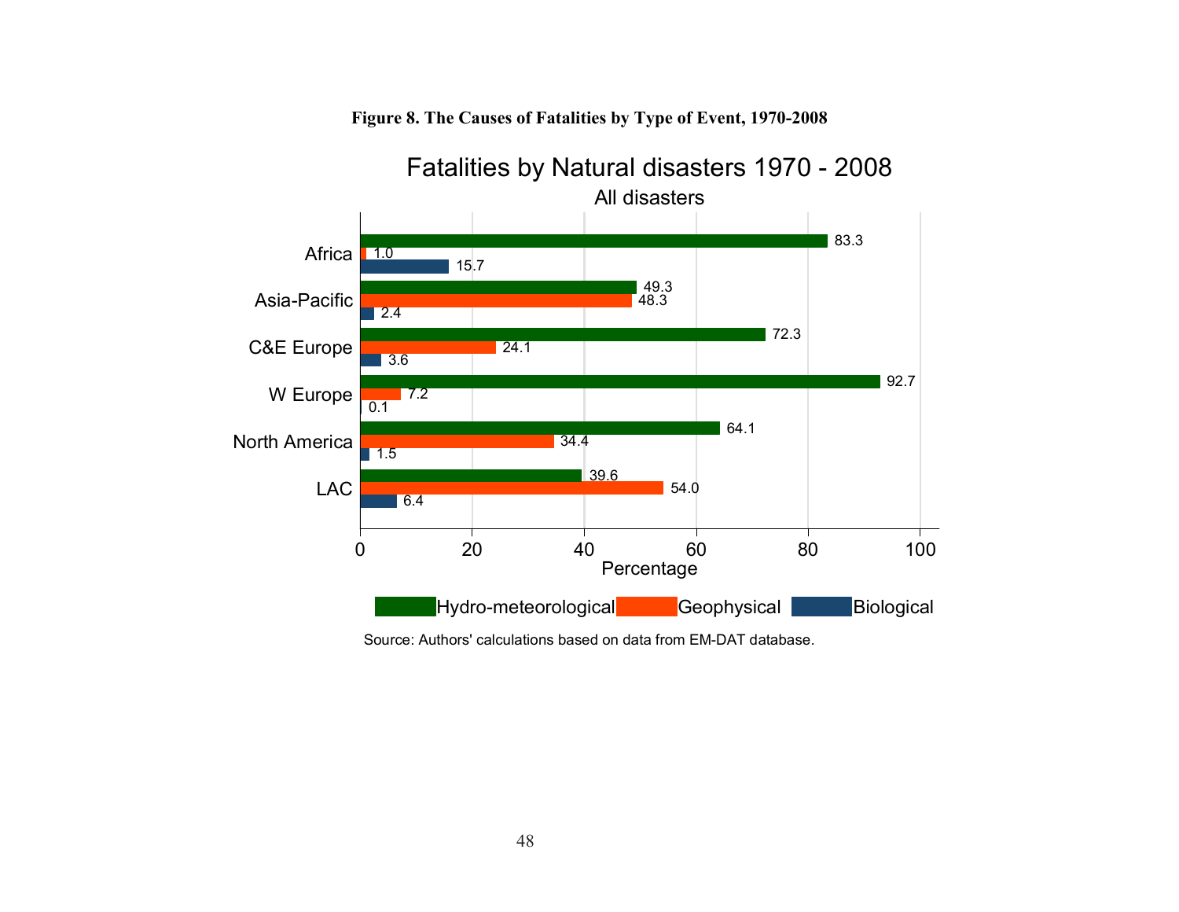**Figure 8. The Causes of Fatalities by Type of Event, 1970-2008**

Fatalities by Natural disasters 1970 - 2008

All disasters

| Region | Hydro-meteorological | Geophysical | Biological |
|---|---|---|---|
| Africa | 83.3 | 1.0 | 15.7 |
| Asia-Pacific | 49.3 | 48.3 | 2.4 |
| C&E Europe | 72.3 | 24.1 | 3.6 |
| W Europe | 92.7 | 7.2 | 0.1 |
| North America | 64.1 | 34.4 | 1.5 |
| LAC | 39.6 | 54.0 | 6.4 |

Percentage

Source: Authors' calculations based on data from EM-DAT database.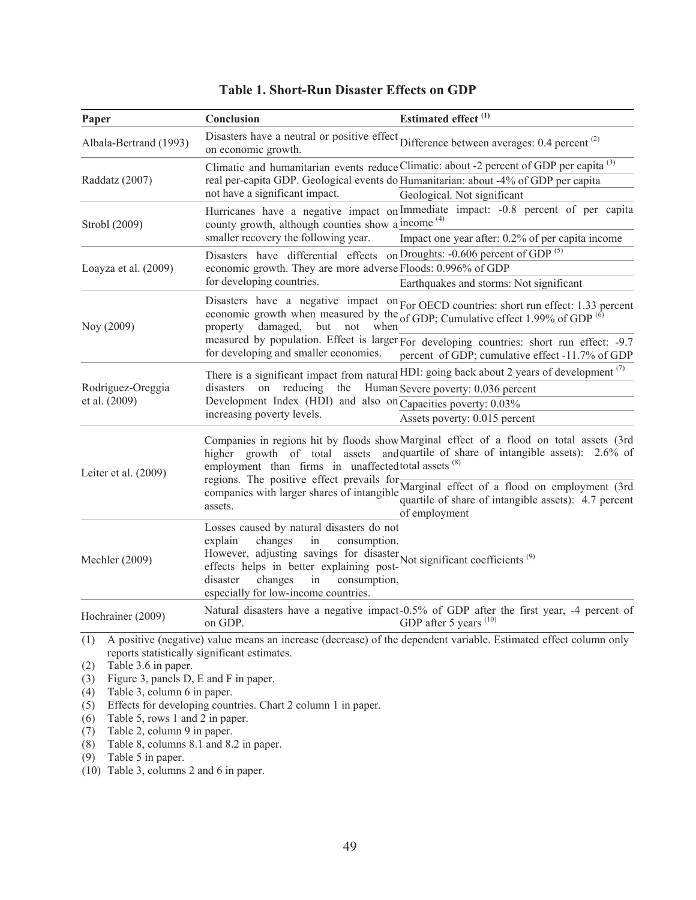**Table 1. Short-Run Disaster Effects on GDP**

| Paper | Conclusion | Estimated effect [(1)] |
|---|---|---|
| Albala-Bertrand (1993) | Disasters have a neutral or positive effect on economic growth. | Difference between averages: 0.4 percent [(2)] |
| Raddatz (2007) | Climatic and humanitarian events reduce real per-capita GDP. Geological events do not have a significant impact. | Climatic: about -2 percent of GDP per capita [(3)] |
| | | Humanitarian: about -4% of GDP per capita |
| | | Geological. Not significant |
| Strobl (2009) | Hurricanes have a negative impact on county growth, although counties show a smaller recovery the following year. | Immediate impact: -0.8 percent of per capita income [(4)] |
| | | Impact one year after: 0.2% of per capita income |
| Loayza et al. (2009) | Disasters have differential effects on economic growth. They are more adverse for developing countries. | Droughts: -0.606 percent of GDP [(5)] |
| | | Floods: 0.996% of GDP |
| | | Earthquakes and storms: Not significant |
| Noy (2009) | Disasters have a negative impact on economic growth when measured by the property damaged, but not when measured by population. Effect is larger for developing and smaller economies. | For OECD countries: short run effect: 1.33 percent of GDP; Cumulative effect 1.99% of GDP [(6)] |
| | | For developing countries: short run effect: -9.7 percent of GDP; cumulative effect -11.7% of GDP |
| Rodriguez-Oreggia et al. (2009) | There is a significant impact from natural disasters on reducing the Human Development Index (HDI) and also on increasing poverty levels. | HDI: going back about 2 years of development [(7)] |
| | | Severe poverty: 0.036 percent |
| | | Capacities poverty: 0.03% |
| | | Assets poverty: 0.015 percent |
| Leiter et al. (2009) | Companies in regions hit by floods show higher growth of total assets and employment than firms in unaffected regions. The positive effect prevails for companies with larger shares of intangible assets. | Marginal effect of a flood on total assets (3rd quartile of share of intangible assets): 2.6% of total assets [(8)] |
| | | Marginal effect of a flood on employment (3rd quartile of share of intangible assets): 4.7 percent of employment |
| Mechler (2009) | Losses caused by natural disasters do not explain changes in consumption. However, adjusting savings for disaster effects helps in better explaining post-disaster changes in consumption, especially for low-income countries. | Not significant coefficients [(9)] |
| Hochrainer (2009) | Natural disasters have a negative impact on GDP. | -0.5% of GDP after the first year, -4 percent of GDP after 5 years [(10)] |

(1) A positive (negative) value means an increase (decrease) of the dependent variable. Estimated effect column only reports statistically significant estimates.
(2) Table 3.6 in paper.
(3) Figure 3, panels D, E and F in paper.
(4) Table 3, column 6 in paper.
(5) Effects for developing countries. Chart 2 column 1 in paper.
(6) Table 5, rows 1 and 2 in paper.
(7) Table 2, column 9 in paper.
(8) Table 8, columns 8.1 and 8.2 in paper.
(9) Table 5 in paper.
(10) Table 3, columns 2 and 6 in paper.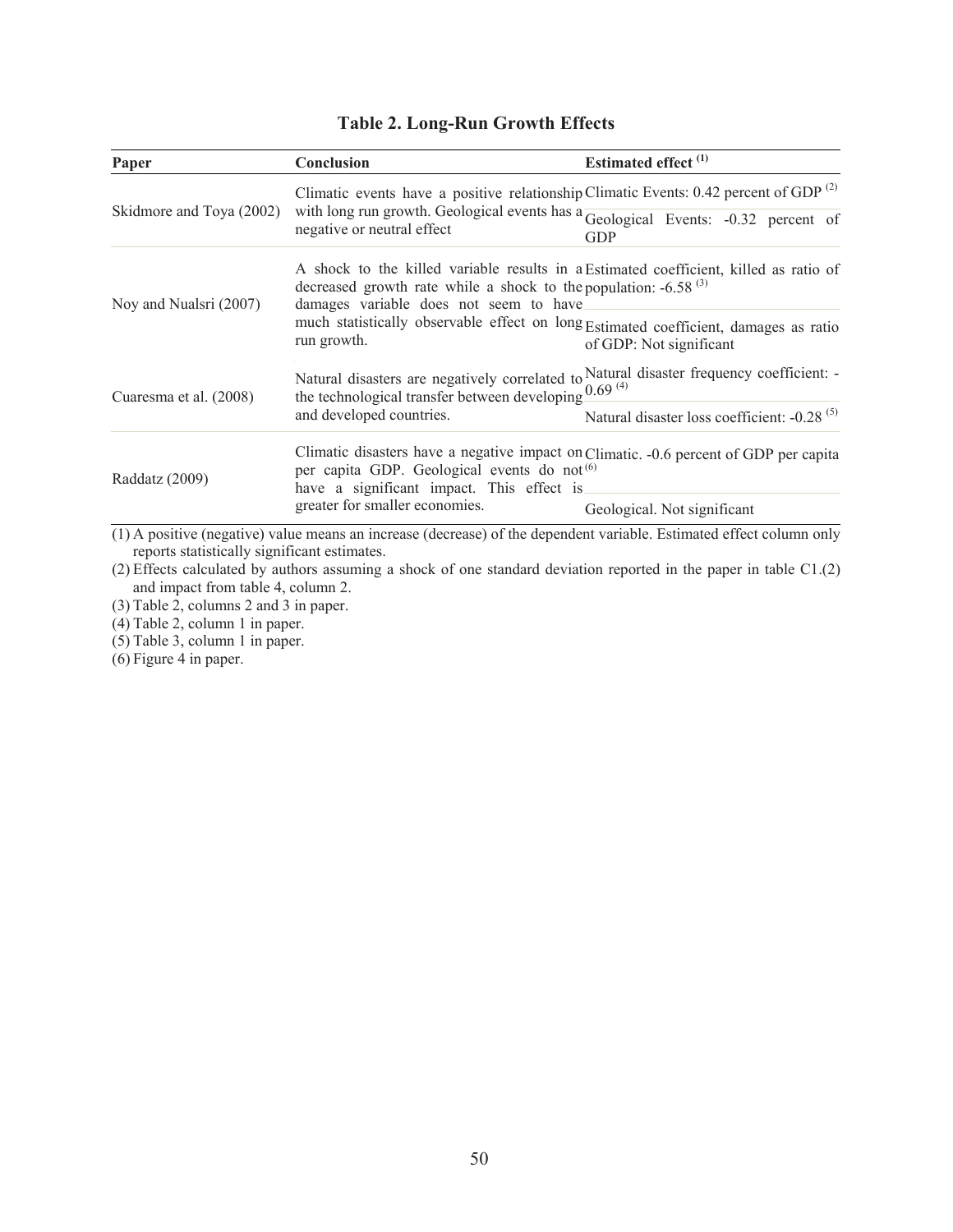**Table 2. Long-Run Growth Effects**

| Paper | Conclusion | Estimated effect [(1)] |
|---|---|---|
| Skidmore and Toya (2002) | Climatic events have a positive relationship with long run growth. Geological events has a negative or neutral effect | Climatic Events: 0.42 percent of GDP [(2)] |
| | | Geological Events: -0.32 percent of GDP |
| Noy and Nualsri (2007) | A shock to the killed variable results in a decreased growth rate while a shock to the damages variable does not seem to have much statistically observable effect on long run growth. | Estimated coefficient, killed as ratio of population: -6.58 [(3)] |
| | | Estimated coefficient, damages as ratio of GDP: Not significant |
| Cuaresma et al. (2008) | Natural disasters are negatively correlated to the technological transfer between developing and developed countries. | Natural disaster frequency coefficient: -0.69 [(4)] |
| | | Natural disaster loss coefficient: -0.28 [(5)] |
| Raddatz (2009) | Climatic disasters have a negative impact on per capita GDP. Geological events do not have a significant impact. This effect is greater for smaller economies. | Climatic. -0.6 percent of GDP per capita [(6)] |
| | | Geological. Not significant |

(1) A positive (negative) value means an increase (decrease) of the dependent variable. Estimated effect column only reports statistically significant estimates.
(2) Effects calculated by authors assuming a shock of one standard deviation reported in the paper in table C1.(2) and impact from table 4, column 2.
(3) Table 2, columns 2 and 3 in paper.
(4) Table 2, column 1 in paper.
(5) Table 3, column 1 in paper.
(6) Figure 4 in paper.